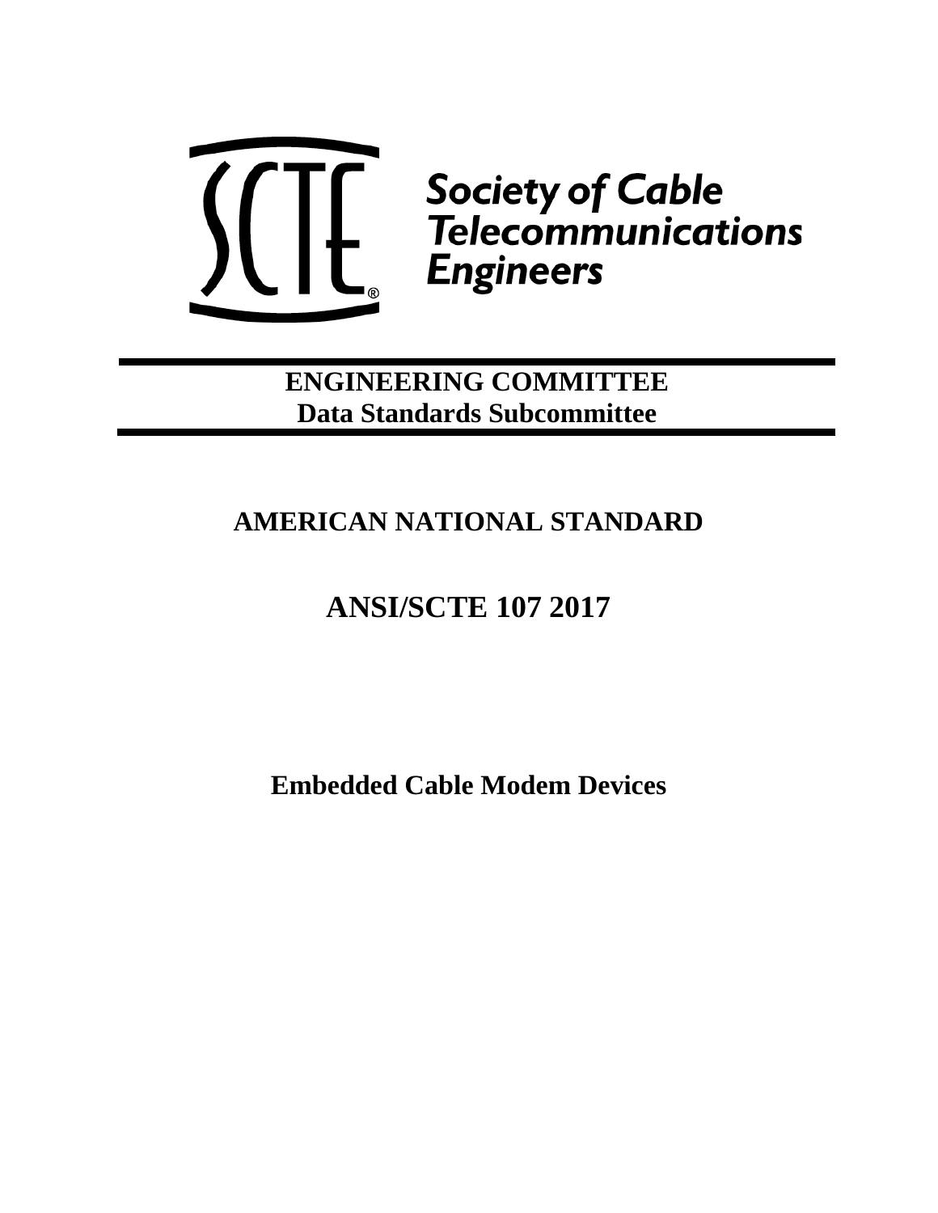Society of Cable Telecommunications Engineers

**ENGINEERING COMMITTEE**
**Data Standards Subcommittee**

# AMERICAN NATIONAL STANDARD

# ANSI/SCTE 107 2017

# Embedded Cable Modem Devices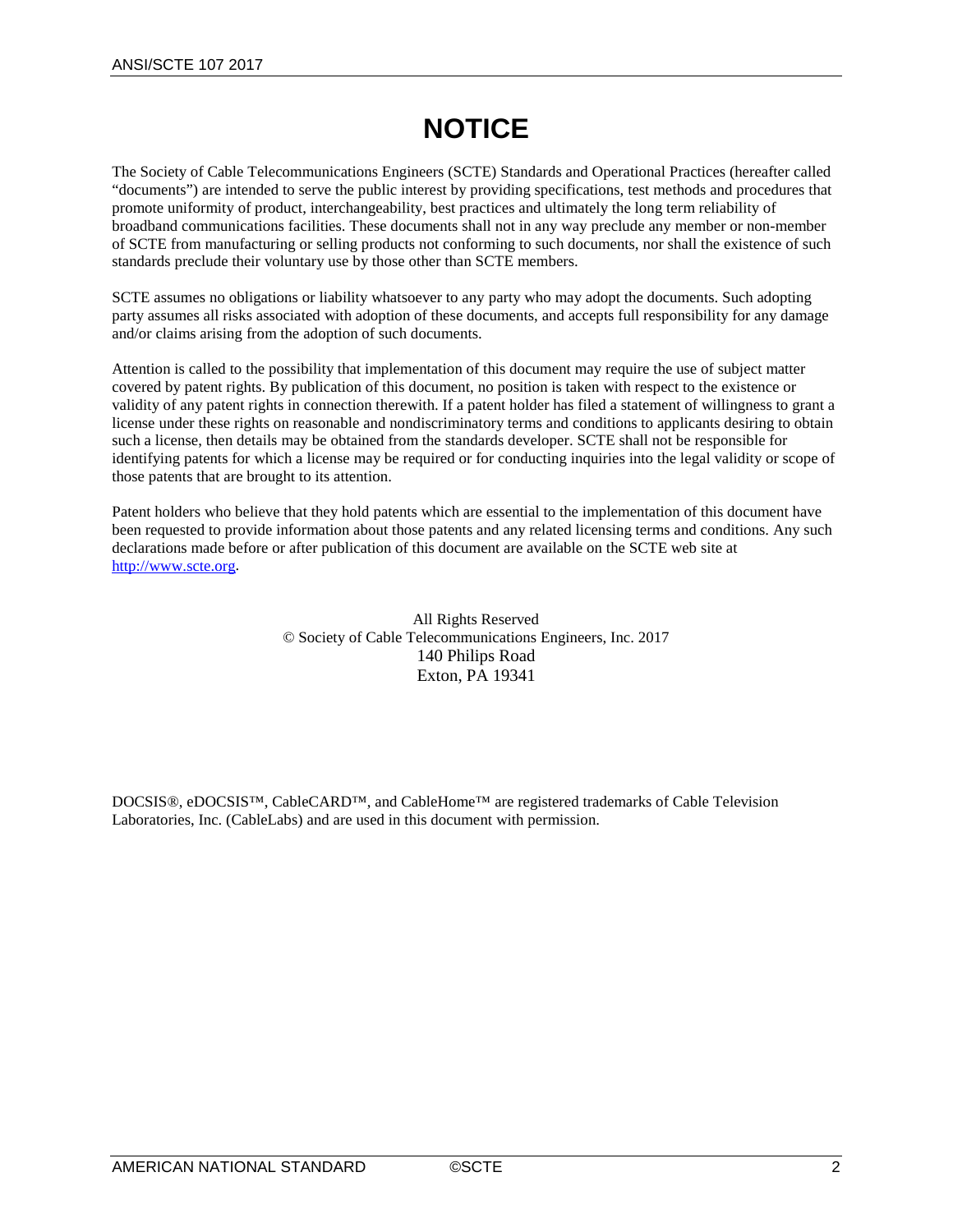# NOTICE

The Society of Cable Telecommunications Engineers (SCTE) Standards and Operational Practices (hereafter called "documents") are intended to serve the public interest by providing specifications, test methods and procedures that promote uniformity of product, interchangeability, best practices and ultimately the long term reliability of broadband communications facilities. These documents shall not in any way preclude any member or non-member of SCTE from manufacturing or selling products not conforming to such documents, nor shall the existence of such standards preclude their voluntary use by those other than SCTE members.

SCTE assumes no obligations or liability whatsoever to any party who may adopt the documents. Such adopting party assumes all risks associated with adoption of these documents, and accepts full responsibility for any damage and/or claims arising from the adoption of such documents.

Attention is called to the possibility that implementation of this document may require the use of subject matter covered by patent rights. By publication of this document, no position is taken with respect to the existence or validity of any patent rights in connection therewith. If a patent holder has filed a statement of willingness to grant a license under these rights on reasonable and nondiscriminatory terms and conditions to applicants desiring to obtain such a license, then details may be obtained from the standards developer. SCTE shall not be responsible for identifying patents for which a license may be required or for conducting inquiries into the legal validity or scope of those patents that are brought to its attention.

Patent holders who believe that they hold patents which are essential to the implementation of this document have been requested to provide information about those patents and any related licensing terms and conditions. Any such declarations made before or after publication of this document are available on the SCTE web site at [http://www.scte.org](http://www.scte.org).

All Rights Reserved
© Society of Cable Telecommunications Engineers, Inc. 2017
140 Philips Road
Exton, PA 19341

DOCSIS®, eDOCSIS™, CableCARD™, and CableHome™ are registered trademarks of Cable Television Laboratories, Inc. (CableLabs) and are used in this document with permission.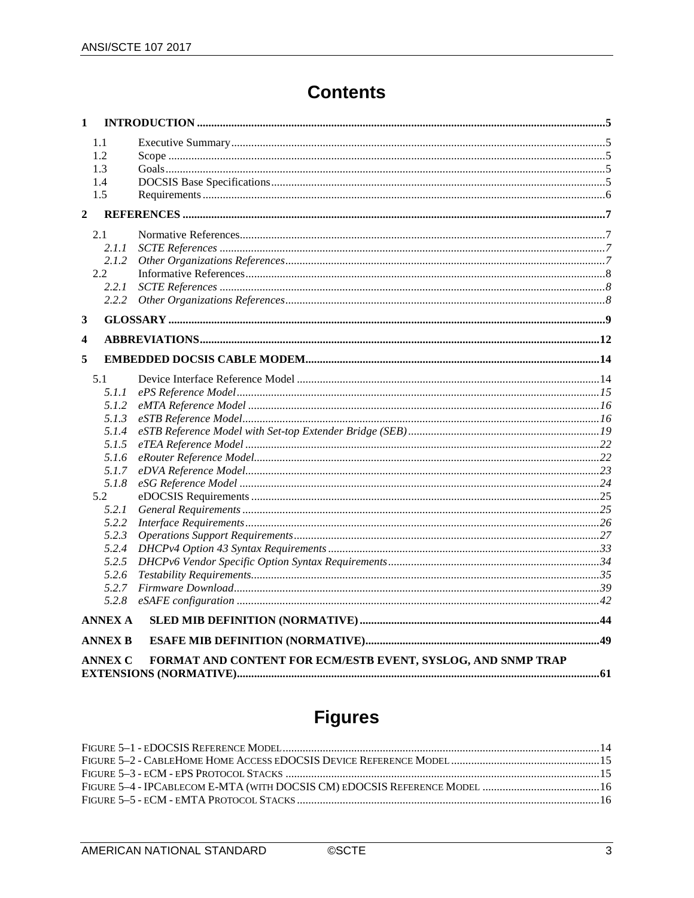# Contents

**1 INTRODUCTION ..... 5**

- 1.1 Executive Summary ..... 5
- 1.2 Scope ..... 5
- 1.3 Goals ..... 5
- 1.4 DOCSIS Base Specifications ..... 5
- 1.5 Requirements ..... 6

**2 REFERENCES ..... 7**

- 2.1 Normative References ..... 7
  - *2.1.1 SCTE References ..... 7*
  - *2.1.2 Other Organizations References ..... 7*
- 2.2 Informative References ..... 8
  - *2.2.1 SCTE References ..... 8*
  - *2.2.2 Other Organizations References ..... 8*

**3 GLOSSARY ..... 9**

**4 ABBREVIATIONS ..... 12**

**5 EMBEDDED DOCSIS CABLE MODEM ..... 14**

- 5.1 Device Interface Reference Model ..... 14
  - *5.1.1 ePS Reference Model ..... 15*
  - *5.1.2 eMTA Reference Model ..... 16*
  - *5.1.3 eSTB Reference Model ..... 16*
  - *5.1.4 eSTB Reference Model with Set-top Extender Bridge (SEB) ..... 19*
  - *5.1.5 eTEA Reference Model ..... 22*
  - *5.1.6 eRouter Reference Model ..... 22*
  - *5.1.7 eDVA Reference Model ..... 23*
  - *5.1.8 eSG Reference Model ..... 24*
- 5.2 eDOCSIS Requirements ..... 25
  - *5.2.1 General Requirements ..... 25*
  - *5.2.2 Interface Requirements ..... 26*
  - *5.2.3 Operations Support Requirements ..... 27*
  - *5.2.4 DHCPv4 Option 43 Syntax Requirements ..... 33*
  - *5.2.5 DHCPv6 Vendor Specific Option Syntax Requirements ..... 34*
  - *5.2.6 Testability Requirements ..... 35*
  - *5.2.7 Firmware Download ..... 39*
  - *5.2.8 eSAFE configuration ..... 42*

**ANNEX A SLED MIB DEFINITION (NORMATIVE) ..... 44**

**ANNEX B ESAFE MIB DEFINITION (NORMATIVE) ..... 49**

**ANNEX C FORMAT AND CONTENT FOR ECM/ESTB EVENT, SYSLOG, AND SNMP TRAP EXTENSIONS (NORMATIVE) ..... 61**

# Figures

- Figure 5–1 - eDOCSIS Reference Model ..... 14
- Figure 5–2 - CableHome Home Access eDOCSIS Device Reference Model ..... 15
- Figure 5–3 - eCM - ePS Protocol Stacks ..... 15
- Figure 5–4 - IPCablecom E-MTA (with DOCSIS CM) eDOCSIS Reference Model ..... 16
- Figure 5–5 - eCM - eMTA Protocol Stacks ..... 16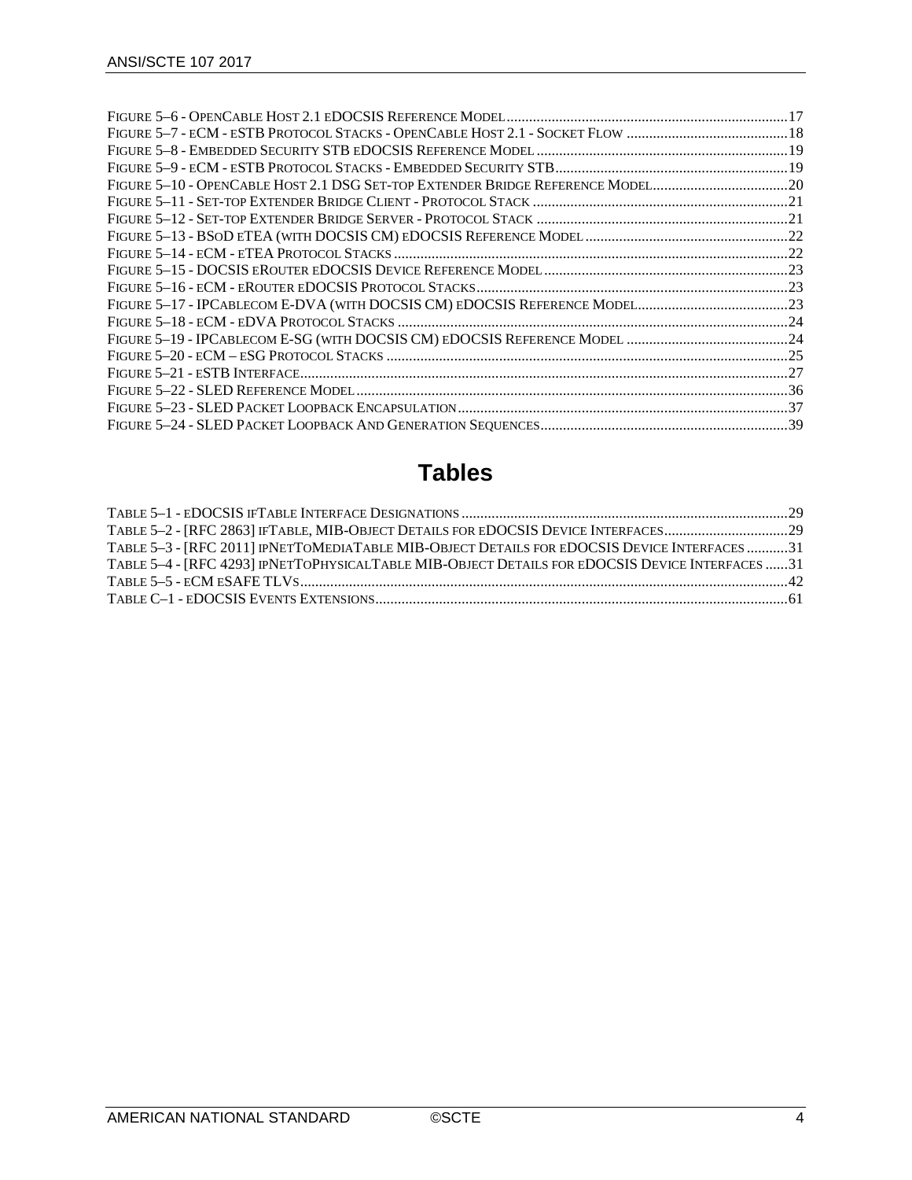Figure 5–6 - OpenCable Host 2.1 eDOCSIS Reference Model ........ 17
Figure 5–7 - eCM - eSTB Protocol Stacks - OpenCable Host 2.1 - Socket Flow ........ 18
Figure 5–8 - Embedded Security STB eDOCSIS Reference Model ........ 19
Figure 5–9 - eCM - eSTB Protocol Stacks - Embedded Security STB ........ 19
Figure 5–10 - OpenCable Host 2.1 DSG Set-top Extender Bridge Reference Model ........ 20
Figure 5–11 - Set-top Extender Bridge Client - Protocol Stack ........ 21
Figure 5–12 - Set-top Extender Bridge Server - Protocol Stack ........ 21
Figure 5–13 - BSoD eTEA (with DOCSIS CM) eDOCSIS Reference Model ........ 22
Figure 5–14 - eCM - eTEA Protocol Stacks ........ 22
Figure 5–15 - DOCSIS eRouter eDOCSIS Device Reference Model ........ 23
Figure 5–16 - eCM - eRouter eDOCSIS Protocol Stacks ........ 23
Figure 5–17 - IPCablecom E-DVA (with DOCSIS CM) eDOCSIS Reference Model ........ 23
Figure 5–18 - eCM - eDVA Protocol Stacks ........ 24
Figure 5–19 - IPCablecom E-SG (with DOCSIS CM) eDOCSIS Reference Model ........ 24
Figure 5–20 - eCM – eSG Protocol Stacks ........ 25
Figure 5–21 - eSTB Interface ........ 27
Figure 5–22 - SLED Reference Model ........ 36
Figure 5–23 - SLED Packet Loopback Encapsulation ........ 37
Figure 5–24 - SLED Packet Loopback And Generation Sequences ........ 39

# Tables

Table 5–1 - eDOCSIS ifTable Interface Designations ........ 29
Table 5–2 - [RFC 2863] ifTable, MIB-Object Details for eDOCSIS Device Interfaces ........ 29
Table 5–3 - [RFC 2011] ipNetToMediaTable MIB-Object Details for eDOCSIS Device Interfaces ........ 31
Table 5–4 - [RFC 4293] ipNetToPhysicalTable MIB-Object Details for eDOCSIS Device Interfaces ........ 31
Table 5–5 - eCM eSAFE TLVs ........ 42
Table C–1 - eDOCSIS Events Extensions ........ 61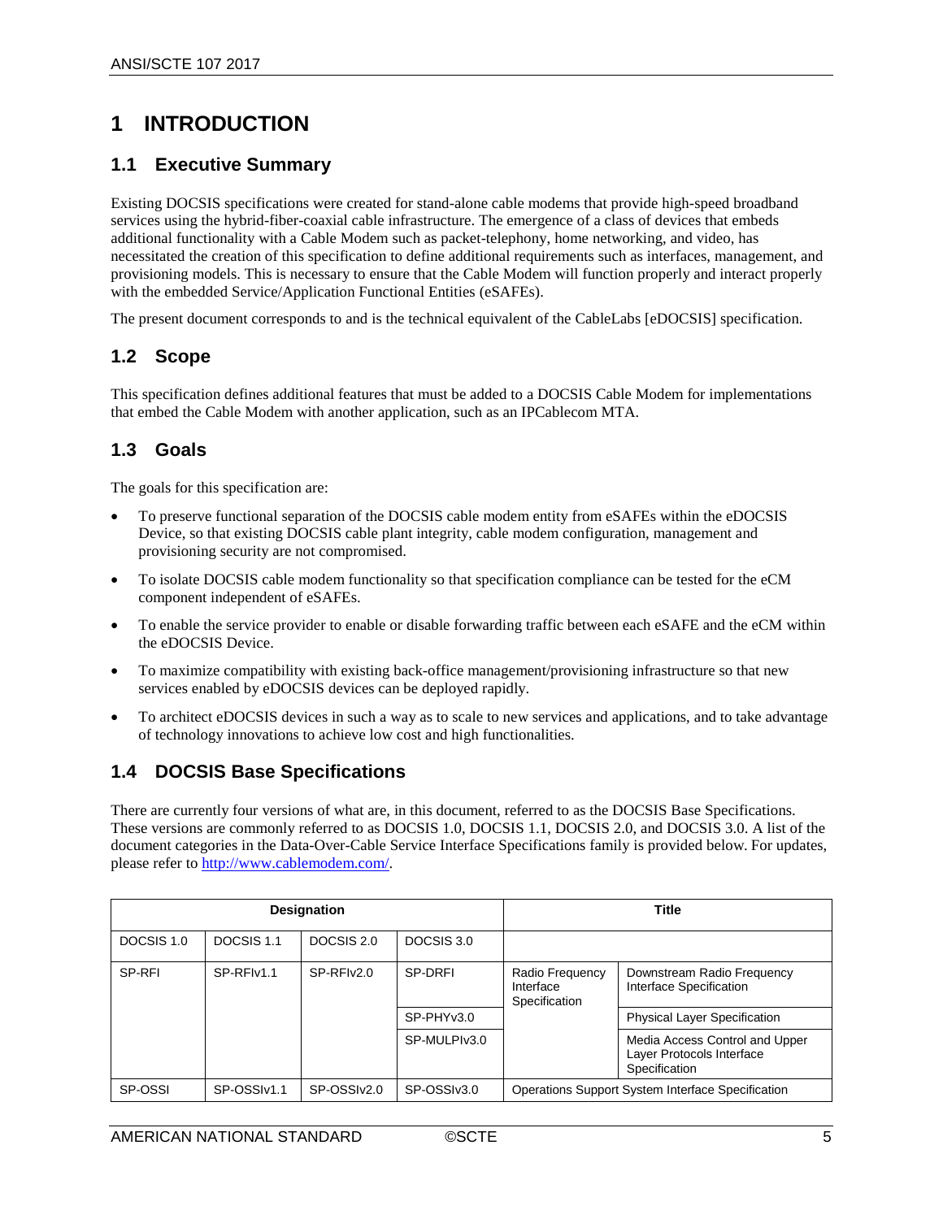# 1 INTRODUCTION

## 1.1 Executive Summary

Existing DOCSIS specifications were created for stand-alone cable modems that provide high-speed broadband services using the hybrid-fiber-coaxial cable infrastructure. The emergence of a class of devices that embeds additional functionality with a Cable Modem such as packet-telephony, home networking, and video, has necessitated the creation of this specification to define additional requirements such as interfaces, management, and provisioning models. This is necessary to ensure that the Cable Modem will function properly and interact properly with the embedded Service/Application Functional Entities (eSAFEs).

The present document corresponds to and is the technical equivalent of the CableLabs [eDOCSIS] specification.

## 1.2 Scope

This specification defines additional features that must be added to a DOCSIS Cable Modem for implementations that embed the Cable Modem with another application, such as an IPCablecom MTA.

## 1.3 Goals

The goals for this specification are:

- To preserve functional separation of the DOCSIS cable modem entity from eSAFEs within the eDOCSIS Device, so that existing DOCSIS cable plant integrity, cable modem configuration, management and provisioning security are not compromised.
- To isolate DOCSIS cable modem functionality so that specification compliance can be tested for the eCM component independent of eSAFEs.
- To enable the service provider to enable or disable forwarding traffic between each eSAFE and the eCM within the eDOCSIS Device.
- To maximize compatibility with existing back-office management/provisioning infrastructure so that new services enabled by eDOCSIS devices can be deployed rapidly.
- To architect eDOCSIS devices in such a way as to scale to new services and applications, and to take advantage of technology innovations to achieve low cost and high functionalities.

## 1.4 DOCSIS Base Specifications

There are currently four versions of what are, in this document, referred to as the DOCSIS Base Specifications. These versions are commonly referred to as DOCSIS 1.0, DOCSIS 1.1, DOCSIS 2.0, and DOCSIS 3.0. A list of the document categories in the Data-Over-Cable Service Interface Specifications family is provided below. For updates, please refer to http://www.cablemodem.com/.

| Designation | | | | Title | |
|---|---|---|---|---|---|
| DOCSIS 1.0 | DOCSIS 1.1 | DOCSIS 2.0 | DOCSIS 3.0 | | |
| SP-RFI | SP-RFIv1.1 | SP-RFIv2.0 | SP-DRFI | Radio Frequency Interface Specification | Downstream Radio Frequency Interface Specification |
| | | | SP-PHYv3.0 | | Physical Layer Specification |
| | | | SP-MULPIv3.0 | | Media Access Control and Upper Layer Protocols Interface Specification |
| SP-OSSI | SP-OSSIv1.1 | SP-OSSIv2.0 | SP-OSSIv3.0 | Operations Support System Interface Specification | |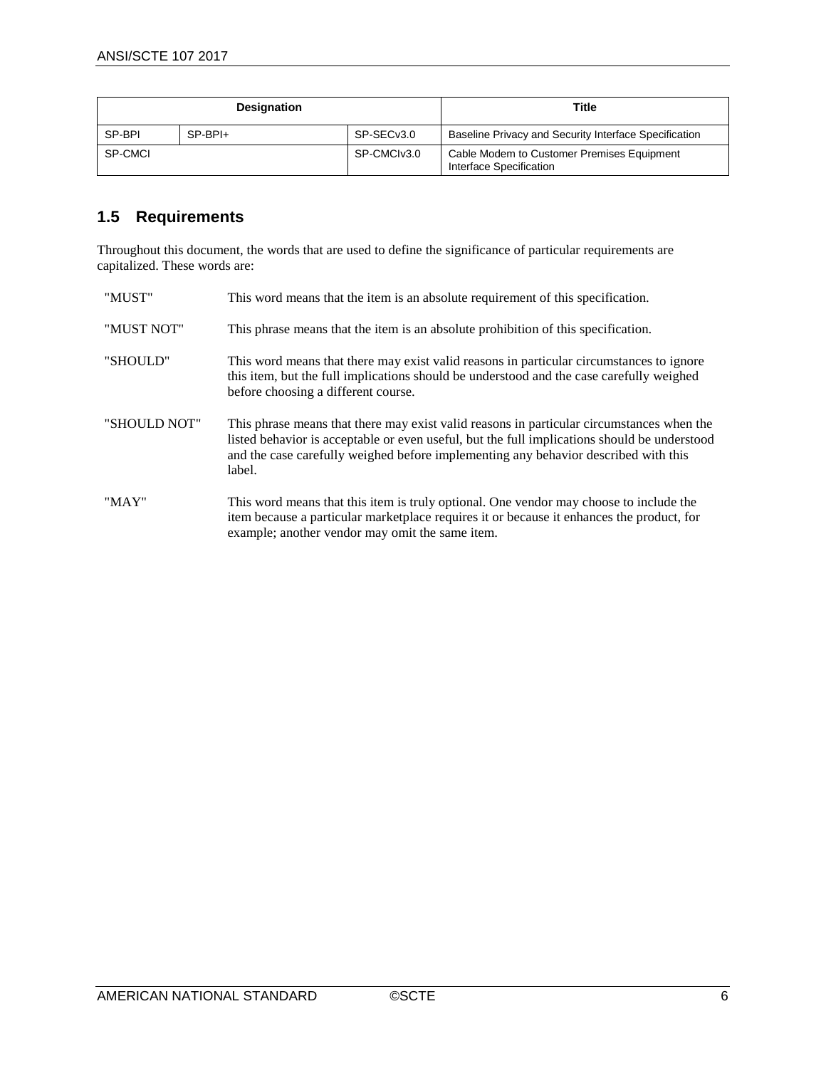| Designation | | | Title |
|---|---|---|---|
| SP-BPI | SP-BPI+ | SP-SECv3.0 | Baseline Privacy and Security Interface Specification |
| SP-CMCI | | SP-CMCIv3.0 | Cable Modem to Customer Premises Equipment Interface Specification |

## 1.5 Requirements

Throughout this document, the words that are used to define the significance of particular requirements are capitalized. These words are:

| | |
|---|---|
| "MUST" | This word means that the item is an absolute requirement of this specification. |
| "MUST NOT" | This phrase means that the item is an absolute prohibition of this specification. |
| "SHOULD" | This word means that there may exist valid reasons in particular circumstances to ignore this item, but the full implications should be understood and the case carefully weighed before choosing a different course. |
| "SHOULD NOT" | This phrase means that there may exist valid reasons in particular circumstances when the listed behavior is acceptable or even useful, but the full implications should be understood and the case carefully weighed before implementing any behavior described with this label. |
| "MAY" | This word means that this item is truly optional. One vendor may choose to include the item because a particular marketplace requires it or because it enhances the product, for example; another vendor may omit the same item. |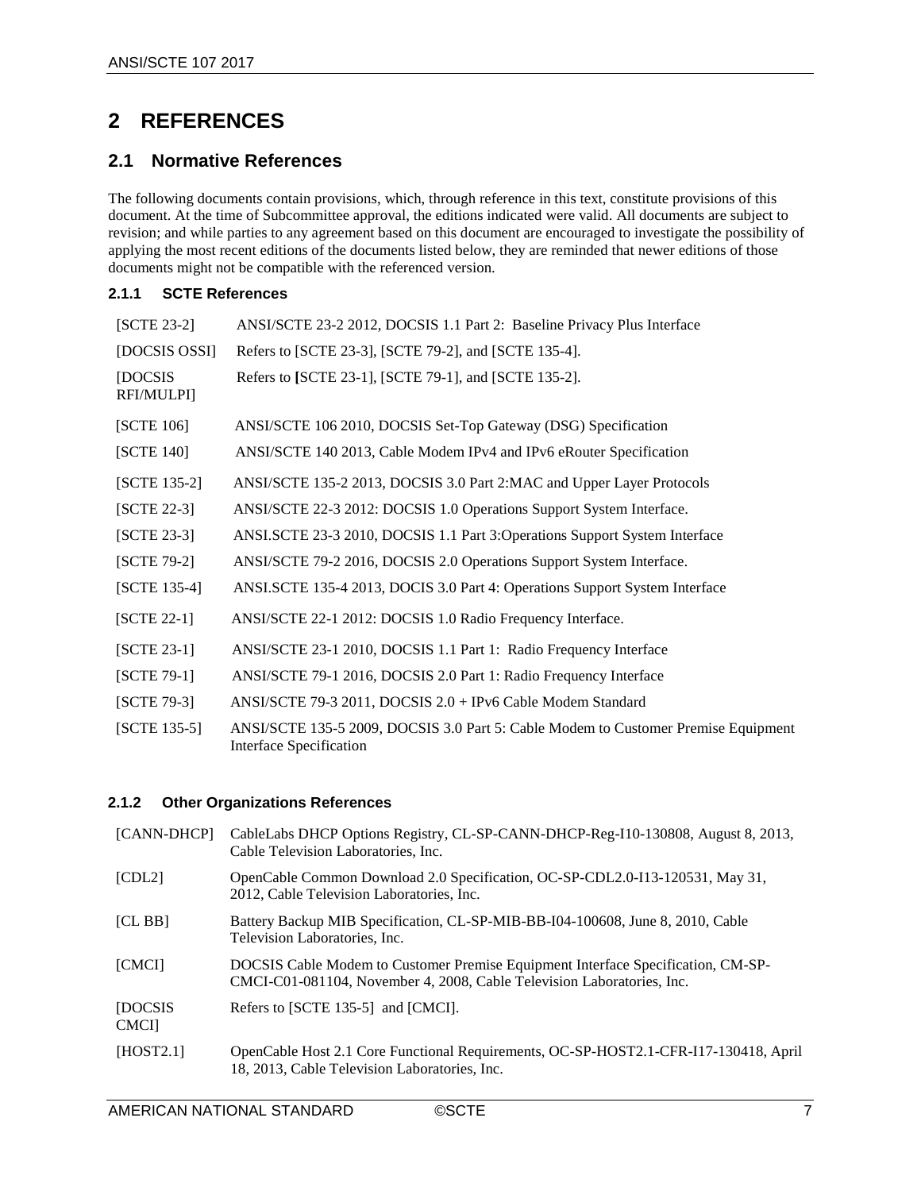# 2 REFERENCES

## 2.1 Normative References

The following documents contain provisions, which, through reference in this text, constitute provisions of this document. At the time of Subcommittee approval, the editions indicated were valid. All documents are subject to revision; and while parties to any agreement based on this document are encouraged to investigate the possibility of applying the most recent editions of the documents listed below, they are reminded that newer editions of those documents might not be compatible with the referenced version.

### 2.1.1 SCTE References

| | |
|---|---|
| [SCTE 23-2] | ANSI/SCTE 23-2 2012, DOCSIS 1.1 Part 2: Baseline Privacy Plus Interface |
| [DOCSIS OSSI] | Refers to [SCTE 23-3], [SCTE 79-2], and [SCTE 135-4]. |
| [DOCSIS RFI/MULPI] | Refers to [SCTE 23-1], [SCTE 79-1], and [SCTE 135-2]. |
| [SCTE 106] | ANSI/SCTE 106 2010, DOCSIS Set-Top Gateway (DSG) Specification |
| [SCTE 140] | ANSI/SCTE 140 2013, Cable Modem IPv4 and IPv6 eRouter Specification |
| [SCTE 135-2] | ANSI/SCTE 135-2 2013, DOCSIS 3.0 Part 2:MAC and Upper Layer Protocols |
| [SCTE 22-3] | ANSI/SCTE 22-3 2012: DOCSIS 1.0 Operations Support System Interface. |
| [SCTE 23-3] | ANSI.SCTE 23-3 2010, DOCSIS 1.1 Part 3:Operations Support System Interface |
| [SCTE 79-2] | ANSI/SCTE 79-2 2016, DOCSIS 2.0 Operations Support System Interface. |
| [SCTE 135-4] | ANSI.SCTE 135-4 2013, DOCIS 3.0 Part 4: Operations Support System Interface |
| [SCTE 22-1] | ANSI/SCTE 22-1 2012: DOCSIS 1.0 Radio Frequency Interface. |
| [SCTE 23-1] | ANSI/SCTE 23-1 2010, DOCSIS 1.1 Part 1: Radio Frequency Interface |
| [SCTE 79-1] | ANSI/SCTE 79-1 2016, DOCSIS 2.0 Part 1: Radio Frequency Interface |
| [SCTE 79-3] | ANSI/SCTE 79-3 2011, DOCSIS 2.0 + IPv6 Cable Modem Standard |
| [SCTE 135-5] | ANSI/SCTE 135-5 2009, DOCSIS 3.0 Part 5: Cable Modem to Customer Premise Equipment Interface Specification |

### 2.1.2 Other Organizations References

| | |
|---|---|
| [CANN-DHCP] | CableLabs DHCP Options Registry, CL-SP-CANN-DHCP-Reg-I10-130808, August 8, 2013, Cable Television Laboratories, Inc. |
| [CDL2] | OpenCable Common Download 2.0 Specification, OC-SP-CDL2.0-I13-120531, May 31, 2012, Cable Television Laboratories, Inc. |
| [CL BB] | Battery Backup MIB Specification, CL-SP-MIB-BB-I04-100608, June 8, 2010, Cable Television Laboratories, Inc. |
| [CMCI] | DOCSIS Cable Modem to Customer Premise Equipment Interface Specification, CM-SP-CMCI-C01-081104, November 4, 2008, Cable Television Laboratories, Inc. |
| [DOCSIS CMCI] | Refers to [SCTE 135-5] and [CMCI]. |
| [HOST2.1] | OpenCable Host 2.1 Core Functional Requirements, OC-SP-HOST2.1-CFR-I17-130418, April 18, 2013, Cable Television Laboratories, Inc. |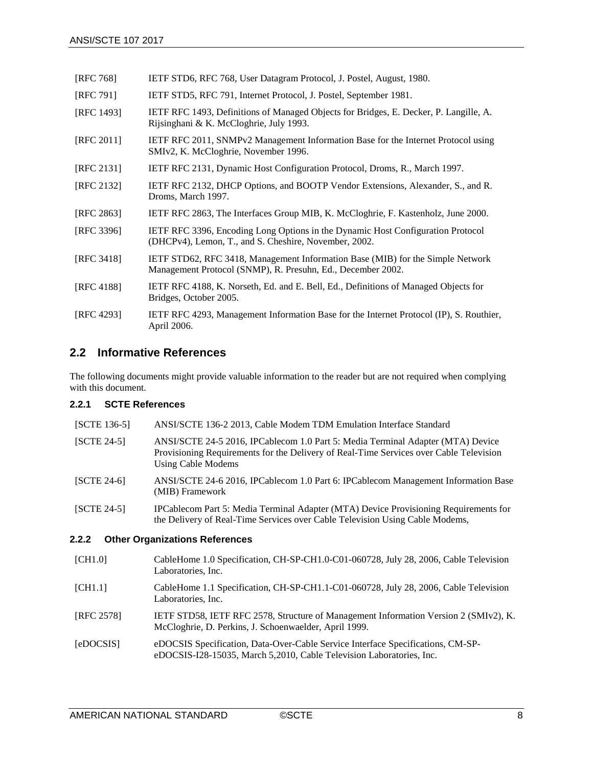| | |
|---|---|
| [RFC 768] | IETF STD6, RFC 768, User Datagram Protocol, J. Postel, August, 1980. |
| [RFC 791] | IETF STD5, RFC 791, Internet Protocol, J. Postel, September 1981. |
| [RFC 1493] | IETF RFC 1493, Definitions of Managed Objects for Bridges, E. Decker, P. Langille, A. Rijsinghani & K. McCloghrie, July 1993. |
| [RFC 2011] | IETF RFC 2011, SNMPv2 Management Information Base for the Internet Protocol using SMIv2, K. McCloghrie, November 1996. |
| [RFC 2131] | IETF RFC 2131, Dynamic Host Configuration Protocol, Droms, R., March 1997. |
| [RFC 2132] | IETF RFC 2132, DHCP Options, and BOOTP Vendor Extensions, Alexander, S., and R. Droms, March 1997. |
| [RFC 2863] | IETF RFC 2863, The Interfaces Group MIB, K. McCloghrie, F. Kastenholz, June 2000. |
| [RFC 3396] | IETF RFC 3396, Encoding Long Options in the Dynamic Host Configuration Protocol (DHCPv4), Lemon, T., and S. Cheshire, November, 2002. |
| [RFC 3418] | IETF STD62, RFC 3418, Management Information Base (MIB) for the Simple Network Management Protocol (SNMP), R. Presuhn, Ed., December 2002. |
| [RFC 4188] | IETF RFC 4188, K. Norseth, Ed. and E. Bell, Ed., Definitions of Managed Objects for Bridges, October 2005. |
| [RFC 4293] | IETF RFC 4293, Management Information Base for the Internet Protocol (IP), S. Routhier, April 2006. |

## 2.2 Informative References

The following documents might provide valuable information to the reader but are not required when complying with this document.

### 2.2.1 SCTE References

| | |
|---|---|
| [SCTE 136-5] | ANSI/SCTE 136-2 2013, Cable Modem TDM Emulation Interface Standard |
| [SCTE 24-5] | ANSI/SCTE 24-5 2016, IPCablecom 1.0 Part 5: Media Terminal Adapter (MTA) Device Provisioning Requirements for the Delivery of Real-Time Services over Cable Television Using Cable Modems |
| [SCTE 24-6] | ANSI/SCTE 24-6 2016, IPCablecom 1.0 Part 6: IPCablecom Management Information Base (MIB) Framework |
| [SCTE 24-5] | IPCablecom Part 5: Media Terminal Adapter (MTA) Device Provisioning Requirements for the Delivery of Real-Time Services over Cable Television Using Cable Modems, |

### 2.2.2 Other Organizations References

| | |
|---|---|
| [CH1.0] | CableHome 1.0 Specification, CH-SP-CH1.0-C01-060728, July 28, 2006, Cable Television Laboratories, Inc. |
| [CH1.1] | CableHome 1.1 Specification, CH-SP-CH1.1-C01-060728, July 28, 2006, Cable Television Laboratories, Inc. |
| [RFC 2578] | IETF STD58, IETF RFC 2578, Structure of Management Information Version 2 (SMIv2), K. McCloghrie, D. Perkins, J. Schoenwaelder, April 1999. |
| [eDOCSIS] | eDOCSIS Specification, Data-Over-Cable Service Interface Specifications, CM-SP-eDOCSIS-I28-15035, March 5,2010, Cable Television Laboratories, Inc. |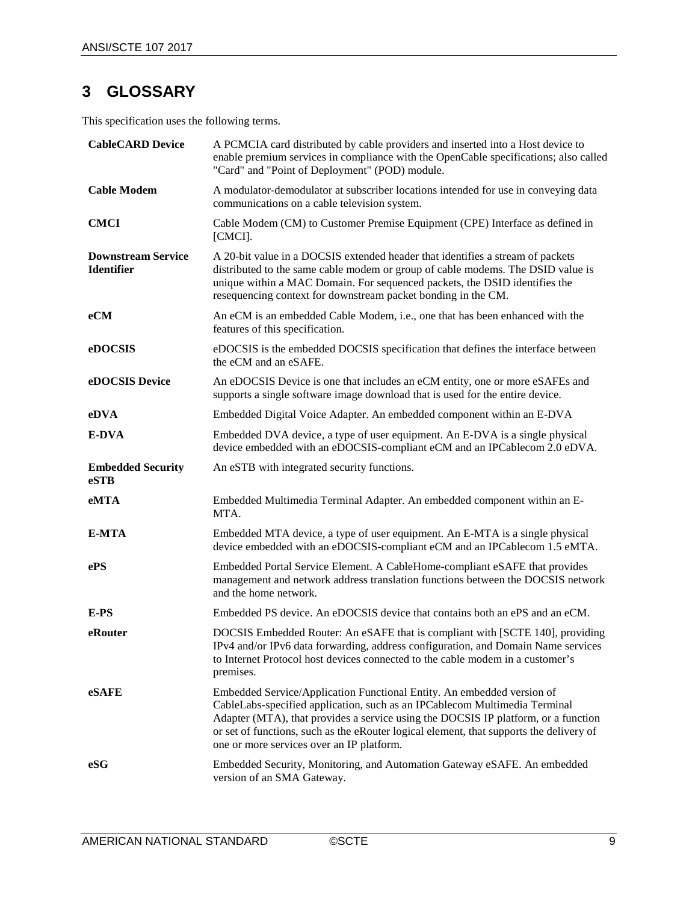# 3 GLOSSARY

This specification uses the following terms.

| | |
|---|---|
| **CableCARD Device** | A PCMCIA card distributed by cable providers and inserted into a Host device to enable premium services in compliance with the OpenCable specifications; also called "Card" and "Point of Deployment" (POD) module. |
| **Cable Modem** | A modulator-demodulator at subscriber locations intended for use in conveying data communications on a cable television system. |
| **CMCI** | Cable Modem (CM) to Customer Premise Equipment (CPE) Interface as defined in [CMCI]. |
| **Downstream Service Identifier** | A 20-bit value in a DOCSIS extended header that identifies a stream of packets distributed to the same cable modem or group of cable modems. The DSID value is unique within a MAC Domain. For sequenced packets, the DSID identifies the resequencing context for downstream packet bonding in the CM. |
| **eCM** | An eCM is an embedded Cable Modem, i.e., one that has been enhanced with the features of this specification. |
| **eDOCSIS** | eDOCSIS is the embedded DOCSIS specification that defines the interface between the eCM and an eSAFE. |
| **eDOCSIS Device** | An eDOCSIS Device is one that includes an eCM entity, one or more eSAFEs and supports a single software image download that is used for the entire device. |
| **eDVA** | Embedded Digital Voice Adapter. An embedded component within an E-DVA |
| **E-DVA** | Embedded DVA device, a type of user equipment. An E-DVA is a single physical device embedded with an eDOCSIS-compliant eCM and an IPCablecom 2.0 eDVA. |
| **Embedded Security eSTB** | An eSTB with integrated security functions. |
| **eMTA** | Embedded Multimedia Terminal Adapter. An embedded component within an E-MTA. |
| **E-MTA** | Embedded MTA device, a type of user equipment. An E-MTA is a single physical device embedded with an eDOCSIS-compliant eCM and an IPCablecom 1.5 eMTA. |
| **ePS** | Embedded Portal Service Element. A CableHome-compliant eSAFE that provides management and network address translation functions between the DOCSIS network and the home network. |
| **E-PS** | Embedded PS device. An eDOCSIS device that contains both an ePS and an eCM. |
| **eRouter** | DOCSIS Embedded Router: An eSAFE that is compliant with [SCTE 140], providing IPv4 and/or IPv6 data forwarding, address configuration, and Domain Name services to Internet Protocol host devices connected to the cable modem in a customer's premises. |
| **eSAFE** | Embedded Service/Application Functional Entity. An embedded version of CableLabs-specified application, such as an IPCablecom Multimedia Terminal Adapter (MTA), that provides a service using the DOCSIS IP platform, or a function or set of functions, such as the eRouter logical element, that supports the delivery of one or more services over an IP platform. |
| **eSG** | Embedded Security, Monitoring, and Automation Gateway eSAFE. An embedded version of an SMA Gateway. |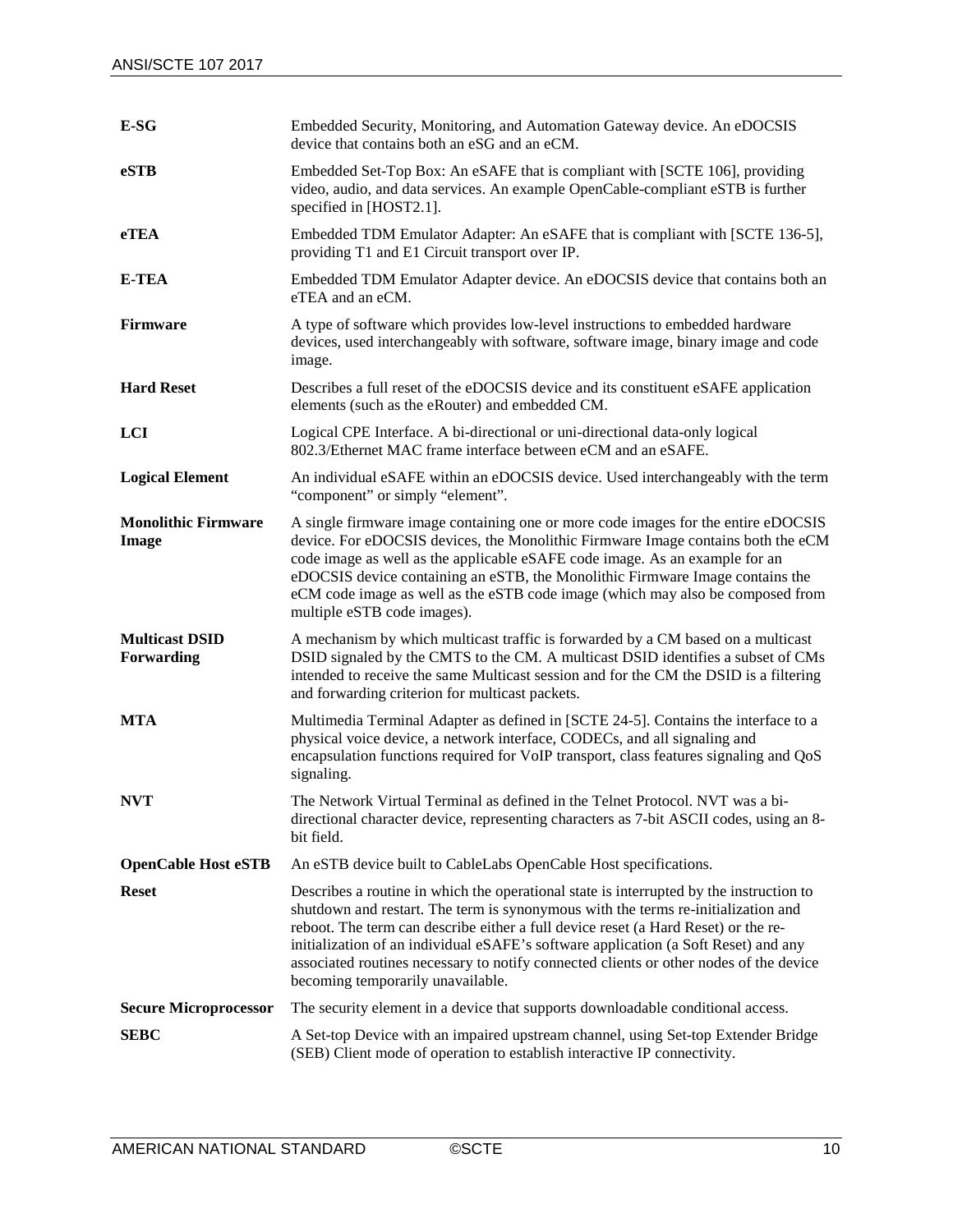| | |
|---|---|
| **E-SG** | Embedded Security, Monitoring, and Automation Gateway device. An eDOCSIS device that contains both an eSG and an eCM. |
| **eSTB** | Embedded Set-Top Box: An eSAFE that is compliant with [SCTE 106], providing video, audio, and data services. An example OpenCable-compliant eSTB is further specified in [HOST2.1]. |
| **eTEA** | Embedded TDM Emulator Adapter: An eSAFE that is compliant with [SCTE 136-5], providing T1 and E1 Circuit transport over IP. |
| **E-TEA** | Embedded TDM Emulator Adapter device. An eDOCSIS device that contains both an eTEA and an eCM. |
| **Firmware** | A type of software which provides low-level instructions to embedded hardware devices, used interchangeably with software, software image, binary image and code image. |
| **Hard Reset** | Describes a full reset of the eDOCSIS device and its constituent eSAFE application elements (such as the eRouter) and embedded CM. |
| **LCI** | Logical CPE Interface. A bi-directional or uni-directional data-only logical 802.3/Ethernet MAC frame interface between eCM and an eSAFE. |
| **Logical Element** | An individual eSAFE within an eDOCSIS device. Used interchangeably with the term "component" or simply "element". |
| **Monolithic Firmware Image** | A single firmware image containing one or more code images for the entire eDOCSIS device. For eDOCSIS devices, the Monolithic Firmware Image contains both the eCM code image as well as the applicable eSAFE code image. As an example for an eDOCSIS device containing an eSTB, the Monolithic Firmware Image contains the eCM code image as well as the eSTB code image (which may also be composed from multiple eSTB code images). |
| **Multicast DSID Forwarding** | A mechanism by which multicast traffic is forwarded by a CM based on a multicast DSID signaled by the CMTS to the CM. A multicast DSID identifies a subset of CMs intended to receive the same Multicast session and for the CM the DSID is a filtering and forwarding criterion for multicast packets. |
| **MTA** | Multimedia Terminal Adapter as defined in [SCTE 24-5]. Contains the interface to a physical voice device, a network interface, CODECs, and all signaling and encapsulation functions required for VoIP transport, class features signaling and QoS signaling. |
| **NVT** | The Network Virtual Terminal as defined in the Telnet Protocol. NVT was a bi-directional character device, representing characters as 7-bit ASCII codes, using an 8-bit field. |
| **OpenCable Host eSTB** | An eSTB device built to CableLabs OpenCable Host specifications. |
| **Reset** | Describes a routine in which the operational state is interrupted by the instruction to shutdown and restart. The term is synonymous with the terms re-initialization and reboot. The term can describe either a full device reset (a Hard Reset) or the re-initialization of an individual eSAFE's software application (a Soft Reset) and any associated routines necessary to notify connected clients or other nodes of the device becoming temporarily unavailable. |
| **Secure Microprocessor** | The security element in a device that supports downloadable conditional access. |
| **SEBC** | A Set-top Device with an impaired upstream channel, using Set-top Extender Bridge (SEB) Client mode of operation to establish interactive IP connectivity. |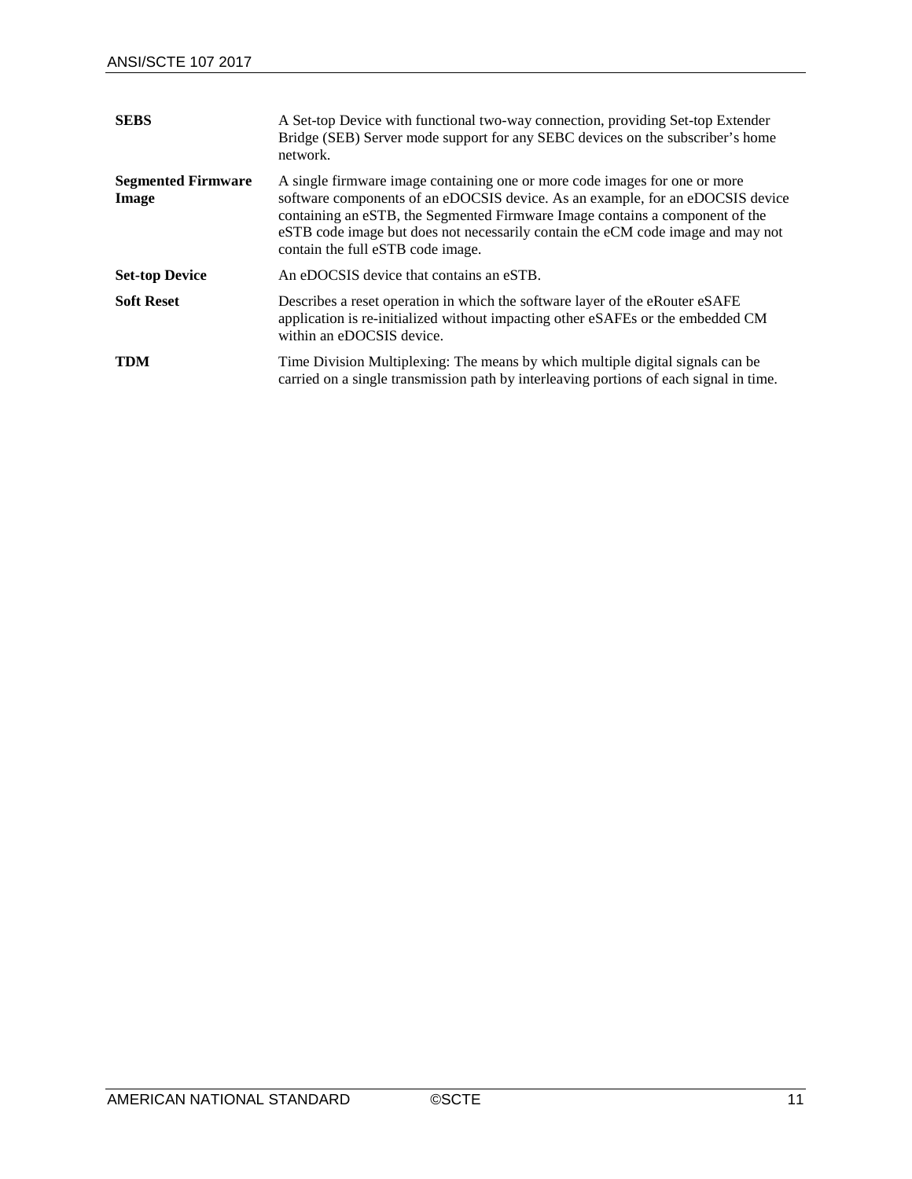| | |
|---|---|
| **SEBS** | A Set-top Device with functional two-way connection, providing Set-top Extender Bridge (SEB) Server mode support for any SEBC devices on the subscriber's home network. |
| **Segmented Firmware Image** | A single firmware image containing one or more code images for one or more software components of an eDOCSIS device. As an example, for an eDOCSIS device containing an eSTB, the Segmented Firmware Image contains a component of the eSTB code image but does not necessarily contain the eCM code image and may not contain the full eSTB code image. |
| **Set-top Device** | An eDOCSIS device that contains an eSTB. |
| **Soft Reset** | Describes a reset operation in which the software layer of the eRouter eSAFE application is re-initialized without impacting other eSAFEs or the embedded CM within an eDOCSIS device. |
| **TDM** | Time Division Multiplexing: The means by which multiple digital signals can be carried on a single transmission path by interleaving portions of each signal in time. |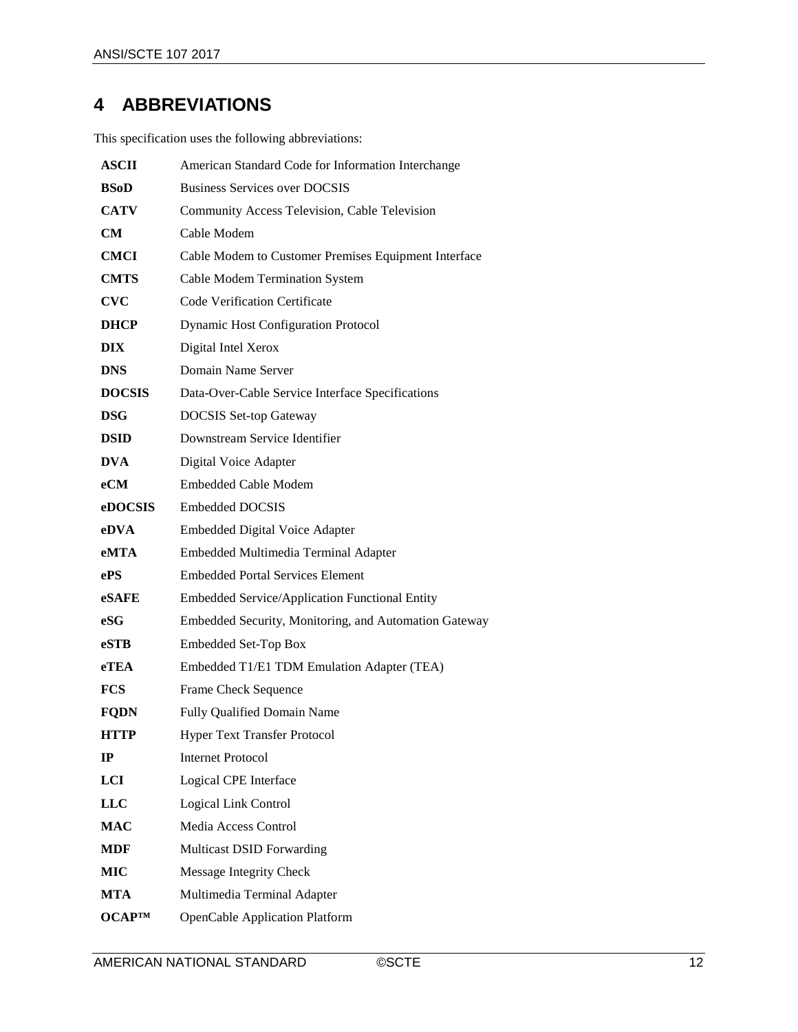# 4 ABBREVIATIONS

This specification uses the following abbreviations:

| | |
|---|---|
| **ASCII** | American Standard Code for Information Interchange |
| **BSoD** | Business Services over DOCSIS |
| **CATV** | Community Access Television, Cable Television |
| **CM** | Cable Modem |
| **CMCI** | Cable Modem to Customer Premises Equipment Interface |
| **CMTS** | Cable Modem Termination System |
| **CVC** | Code Verification Certificate |
| **DHCP** | Dynamic Host Configuration Protocol |
| **DIX** | Digital Intel Xerox |
| **DNS** | Domain Name Server |
| **DOCSIS** | Data-Over-Cable Service Interface Specifications |
| **DSG** | DOCSIS Set-top Gateway |
| **DSID** | Downstream Service Identifier |
| **DVA** | Digital Voice Adapter |
| **eCM** | Embedded Cable Modem |
| **eDOCSIS** | Embedded DOCSIS |
| **eDVA** | Embedded Digital Voice Adapter |
| **eMTA** | Embedded Multimedia Terminal Adapter |
| **ePS** | Embedded Portal Services Element |
| **eSAFE** | Embedded Service/Application Functional Entity |
| **eSG** | Embedded Security, Monitoring, and Automation Gateway |
| **eSTB** | Embedded Set-Top Box |
| **eTEA** | Embedded T1/E1 TDM Emulation Adapter (TEA) |
| **FCS** | Frame Check Sequence |
| **FQDN** | Fully Qualified Domain Name |
| **HTTP** | Hyper Text Transfer Protocol |
| **IP** | Internet Protocol |
| **LCI** | Logical CPE Interface |
| **LLC** | Logical Link Control |
| **MAC** | Media Access Control |
| **MDF** | Multicast DSID Forwarding |
| **MIC** | Message Integrity Check |
| **MTA** | Multimedia Terminal Adapter |
| **OCAP™** | OpenCable Application Platform |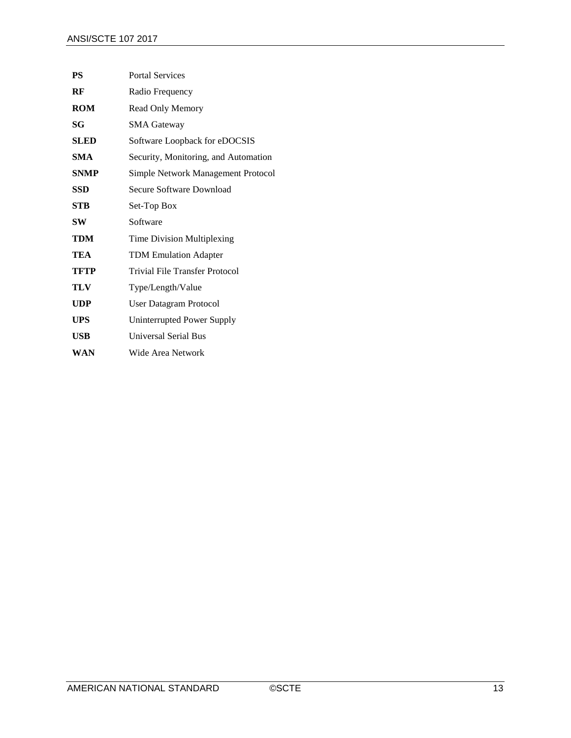| | |
|---|---|
| **PS** | Portal Services |
| **RF** | Radio Frequency |
| **ROM** | Read Only Memory |
| **SG** | SMA Gateway |
| **SLED** | Software Loopback for eDOCSIS |
| **SMA** | Security, Monitoring, and Automation |
| **SNMP** | Simple Network Management Protocol |
| **SSD** | Secure Software Download |
| **STB** | Set-Top Box |
| **SW** | Software |
| **TDM** | Time Division Multiplexing |
| **TEA** | TDM Emulation Adapter |
| **TFTP** | Trivial File Transfer Protocol |
| **TLV** | Type/Length/Value |
| **UDP** | User Datagram Protocol |
| **UPS** | Uninterrupted Power Supply |
| **USB** | Universal Serial Bus |
| **WAN** | Wide Area Network |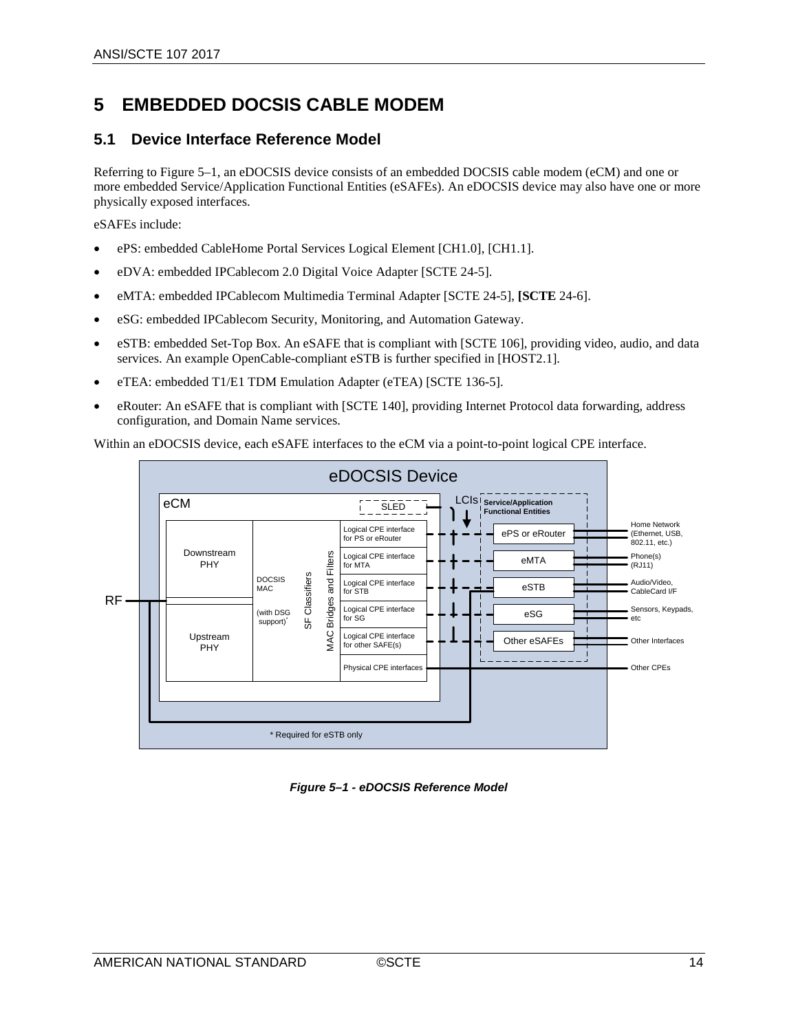# 5 EMBEDDED DOCSIS CABLE MODEM

## 5.1 Device Interface Reference Model

Referring to Figure 5–1, an eDOCSIS device consists of an embedded DOCSIS cable modem (eCM) and one or more embedded Service/Application Functional Entities (eSAFEs). An eDOCSIS device may also have one or more physically exposed interfaces.

eSAFEs include:

- ePS: embedded CableHome Portal Services Logical Element [CH1.0], [CH1.1].
- eDVA: embedded IPCablecom 2.0 Digital Voice Adapter [SCTE 24-5].
- eMTA: embedded IPCablecom Multimedia Terminal Adapter [SCTE 24-5], **[SCTE** 24-6].
- eSG: embedded IPCablecom Security, Monitoring, and Automation Gateway.
- eSTB: embedded Set-Top Box. An eSAFE that is compliant with [SCTE 106], providing video, audio, and data services. An example OpenCable-compliant eSTB is further specified in [HOST2.1].
- eTEA: embedded T1/E1 TDM Emulation Adapter (eTEA) [SCTE 136-5].
- eRouter: An eSAFE that is compliant with [SCTE 140], providing Internet Protocol data forwarding, address configuration, and Domain Name services.

Within an eDOCSIS device, each eSAFE interfaces to the eCM via a point-to-point logical CPE interface.

*Figure 5–1 - eDOCSIS Reference Model*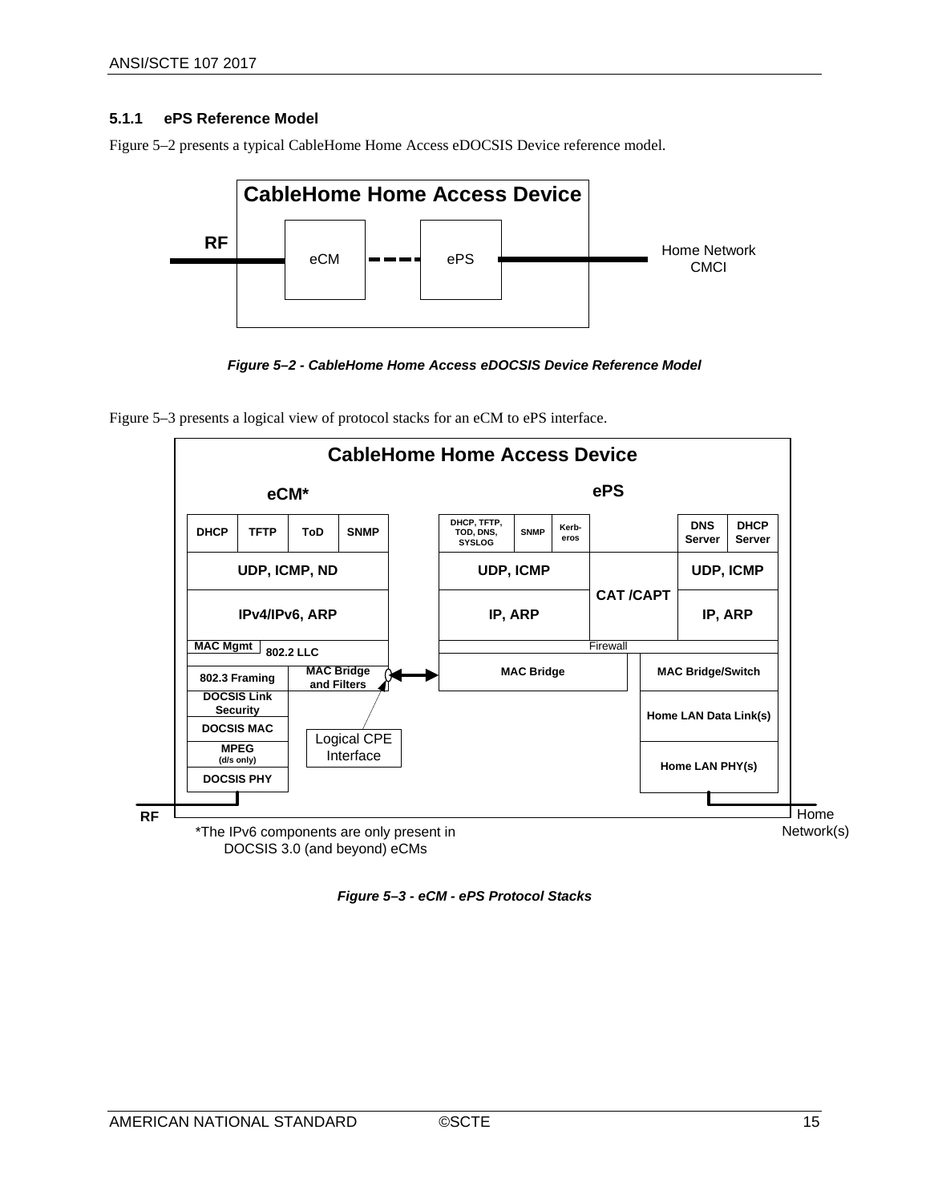### 5.1.1 ePS Reference Model

Figure 5–2 presents a typical CableHome Home Access eDOCSIS Device reference model.

*Figure 5–2 - CableHome Home Access eDOCSIS Device Reference Model*

Figure 5–3 presents a logical view of protocol stacks for an eCM to ePS interface.

*Figure 5–3 - eCM - ePS Protocol Stacks*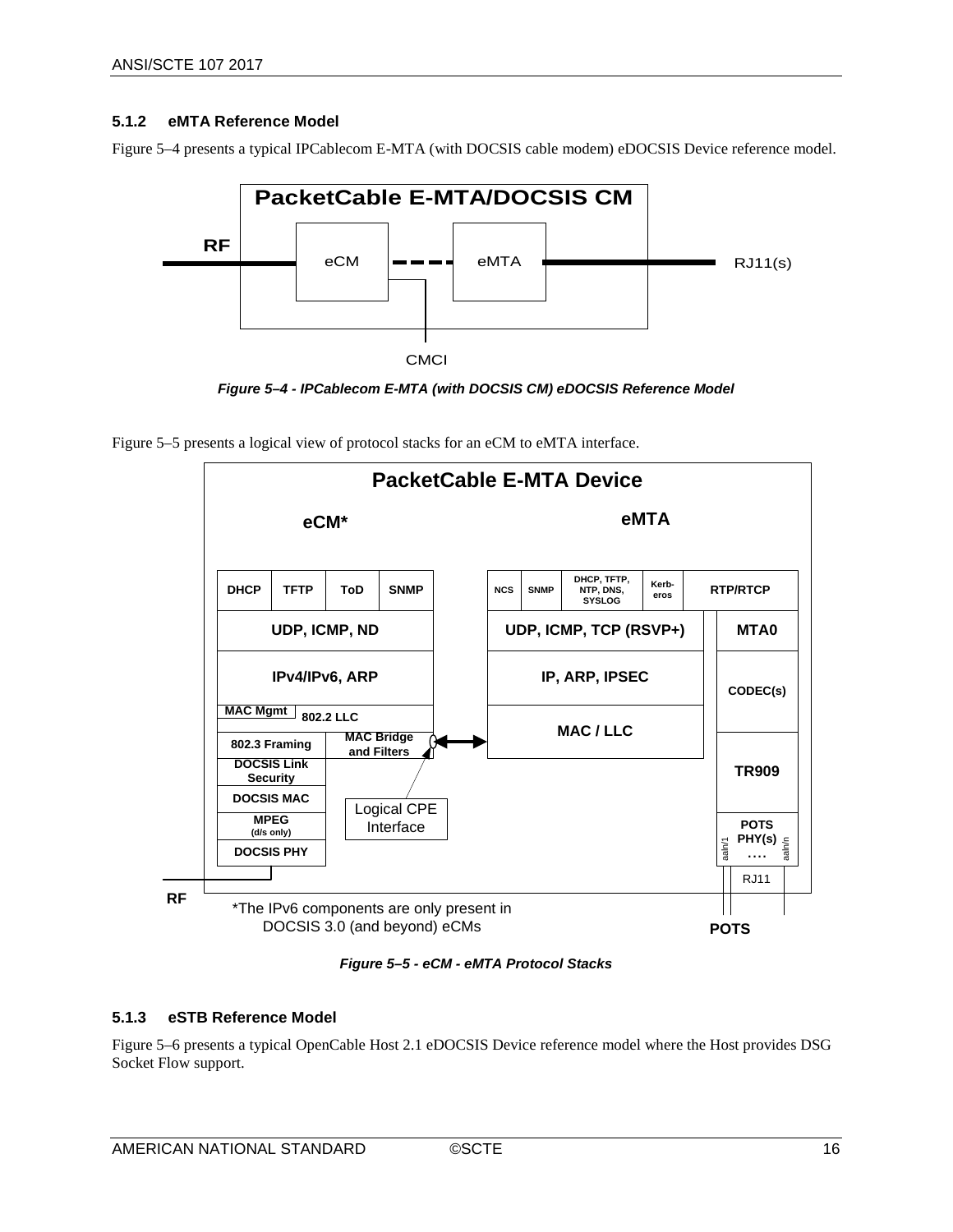### 5.1.2 eMTA Reference Model

Figure 5–4 presents a typical IPCablecom E-MTA (with DOCSIS cable modem) eDOCSIS Device reference model.

PacketCable E-MTA/DOCSIS CM

RF — eCM — eMTA — RJ11(s)

CMCI

*Figure 5–4 - IPCablecom E-MTA (with DOCSIS CM) eDOCSIS Reference Model*

Figure 5–5 presents a logical view of protocol stacks for an eCM to eMTA interface.

PacketCable E-MTA Device

eCM*: DHCP | TFTP | ToD | SNMP; UDP, ICMP, ND; IPv4/IPv6, ARP; MAC Mgmt | 802.2 LLC; 802.3 Framing | MAC Bridge and Filters; DOCSIS Link Security; DOCSIS MAC; MPEG (d/s only); DOCSIS PHY

eMTA: NCS | SNMP | DHCP, TFTP, NTP, DNS, SYSLOG | Kerb-eros | RTP/RTCP; UDP, ICMP, TCP (RSVP+) | MTA0; IP, ARP, IPSEC | CODEC(s); MAC / LLC; TR909; POTS PHY(s) .... (aaln/1 ... aaln/n); RJ11

Logical CPE Interface

RF

POTS

*The IPv6 components are only present in DOCSIS 3.0 (and beyond) eCMs

*Figure 5–5 - eCM - eMTA Protocol Stacks*

### 5.1.3 eSTB Reference Model

Figure 5–6 presents a typical OpenCable Host 2.1 eDOCSIS Device reference model where the Host provides DSG Socket Flow support.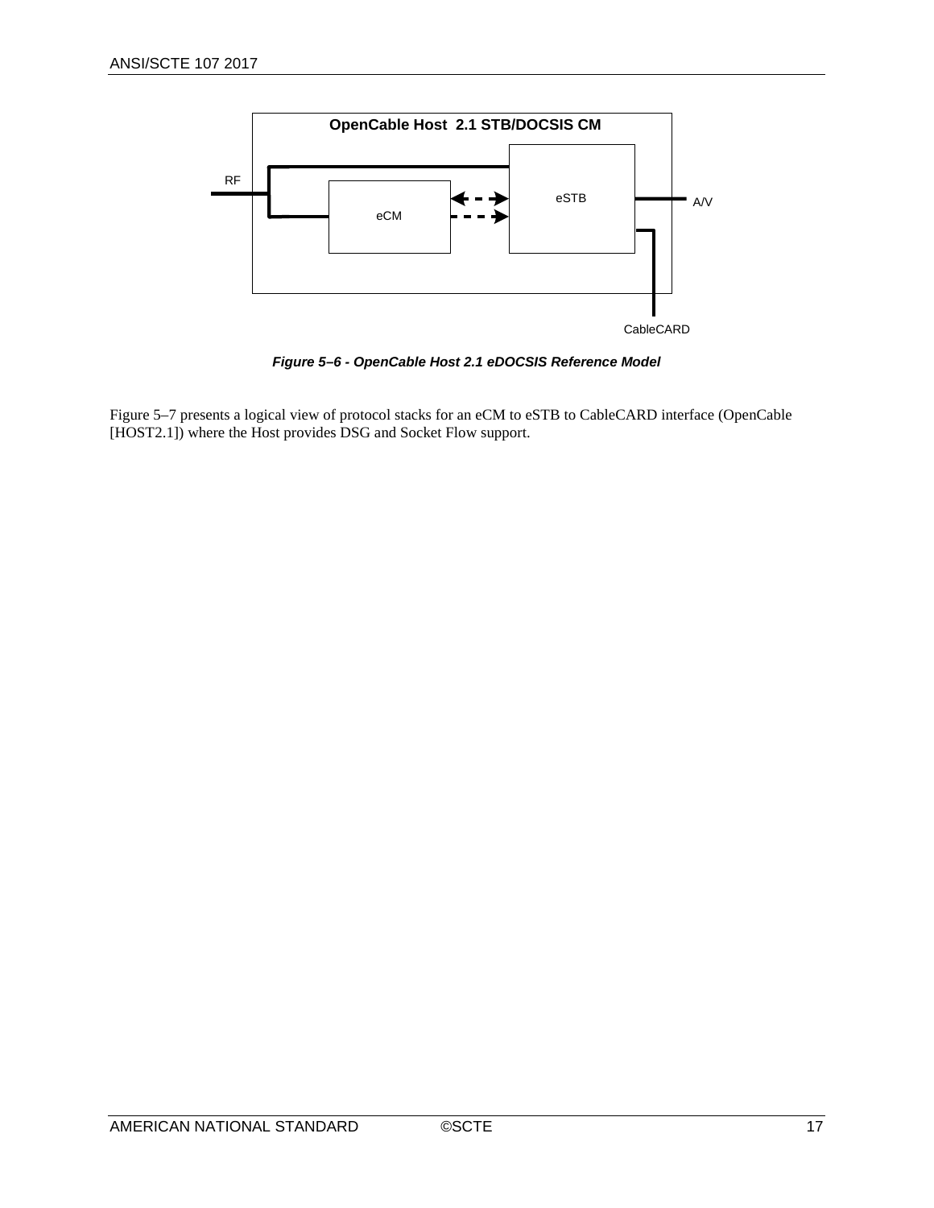*Figure 5–6 - OpenCable Host 2.1 eDOCSIS Reference Model*

Figure 5–7 presents a logical view of protocol stacks for an eCM to eSTB to CableCARD interface (OpenCable [HOST2.1]) where the Host provides DSG and Socket Flow support.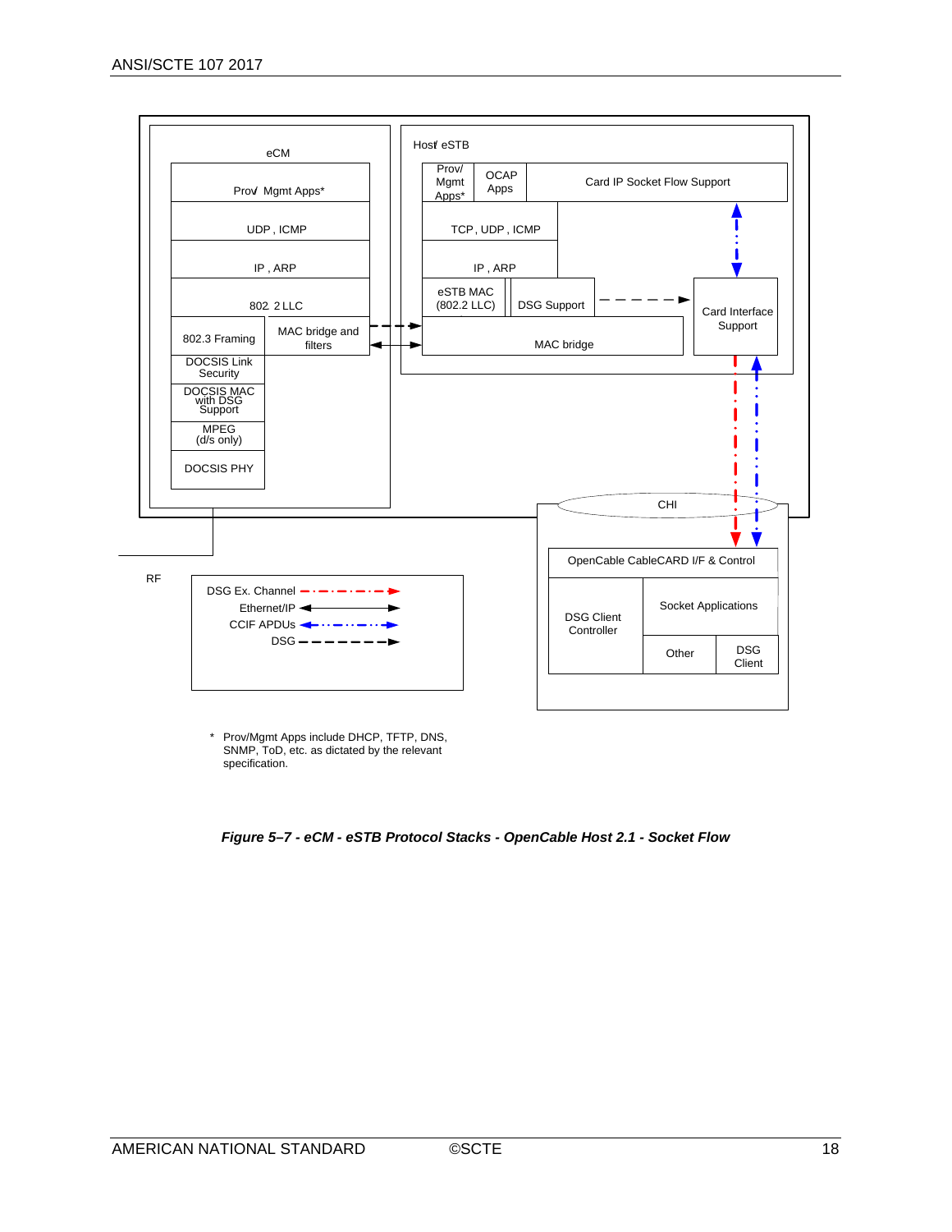eCM

Prov/ Mgmt Apps*

UDP , ICMP

IP , ARP

802. 2 LLC

802.3 Framing

MAC bridge and filters

DOCSIS Link Security

DOCSIS MAC with DSG Support

MPEG (d/s only)

DOCSIS PHY

Host/ eSTB

Prov/ Mgmt Apps*

OCAP Apps

Card IP Socket Flow Support

TCP, UDP , ICMP

IP , ARP

eSTB MAC (802.2 LLC)

DSG Support

Card Interface Support

MAC bridge

CHI

RF

DSG Ex. Channel

Ethernet/IP

CCIF APDUs

DSG

OpenCable CableCARD I/F & Control

DSG Client Controller

Socket Applications

Other

DSG Client

\* Prov/Mgmt Apps include DHCP, TFTP, DNS, SNMP, ToD, etc. as dictated by the relevant specification.

*Figure 5–7 - eCM - eSTB Protocol Stacks - OpenCable Host 2.1 - Socket Flow*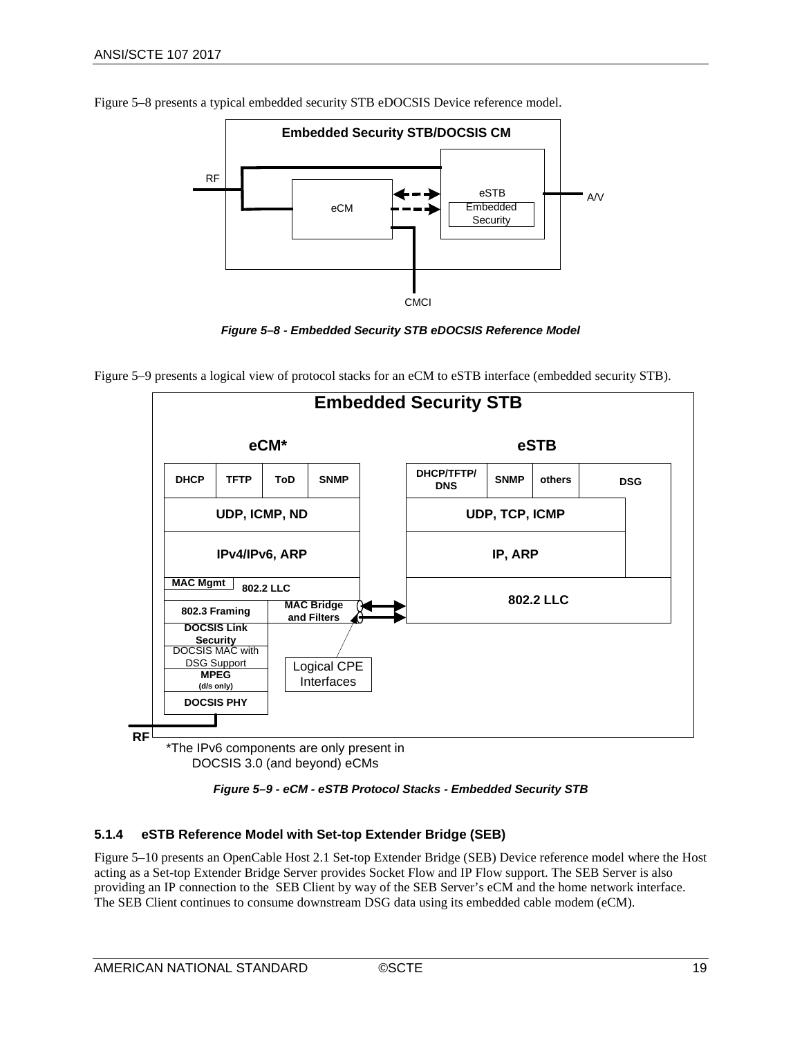Figure 5–8 presents a typical embedded security STB eDOCSIS Device reference model.

*Figure 5–8 - Embedded Security STB eDOCSIS Reference Model*

Figure 5–9 presents a logical view of protocol stacks for an eCM to eSTB interface (embedded security STB).

*Figure 5–9 - eCM - eSTB Protocol Stacks - Embedded Security STB*

### 5.1.4 eSTB Reference Model with Set-top Extender Bridge (SEB)

Figure 5–10 presents an OpenCable Host 2.1 Set-top Extender Bridge (SEB) Device reference model where the Host acting as a Set-top Extender Bridge Server provides Socket Flow and IP Flow support. The SEB Server is also providing an IP connection to the SEB Client by way of the SEB Server's eCM and the home network interface. The SEB Client continues to consume downstream DSG data using its embedded cable modem (eCM).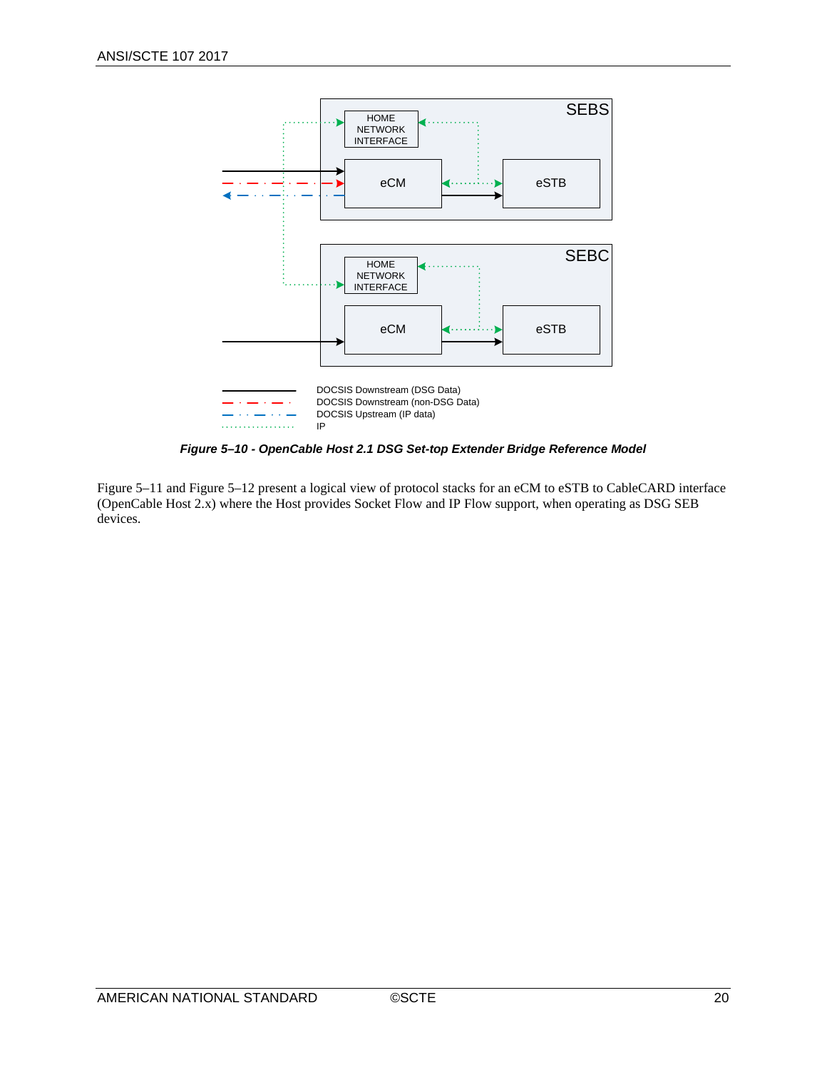*Figure 5–10 - OpenCable Host 2.1 DSG Set-top Extender Bridge Reference Model*

Figure 5–11 and Figure 5–12 present a logical view of protocol stacks for an eCM to eSTB to CableCARD interface (OpenCable Host 2.x) where the Host provides Socket Flow and IP Flow support, when operating as DSG SEB devices.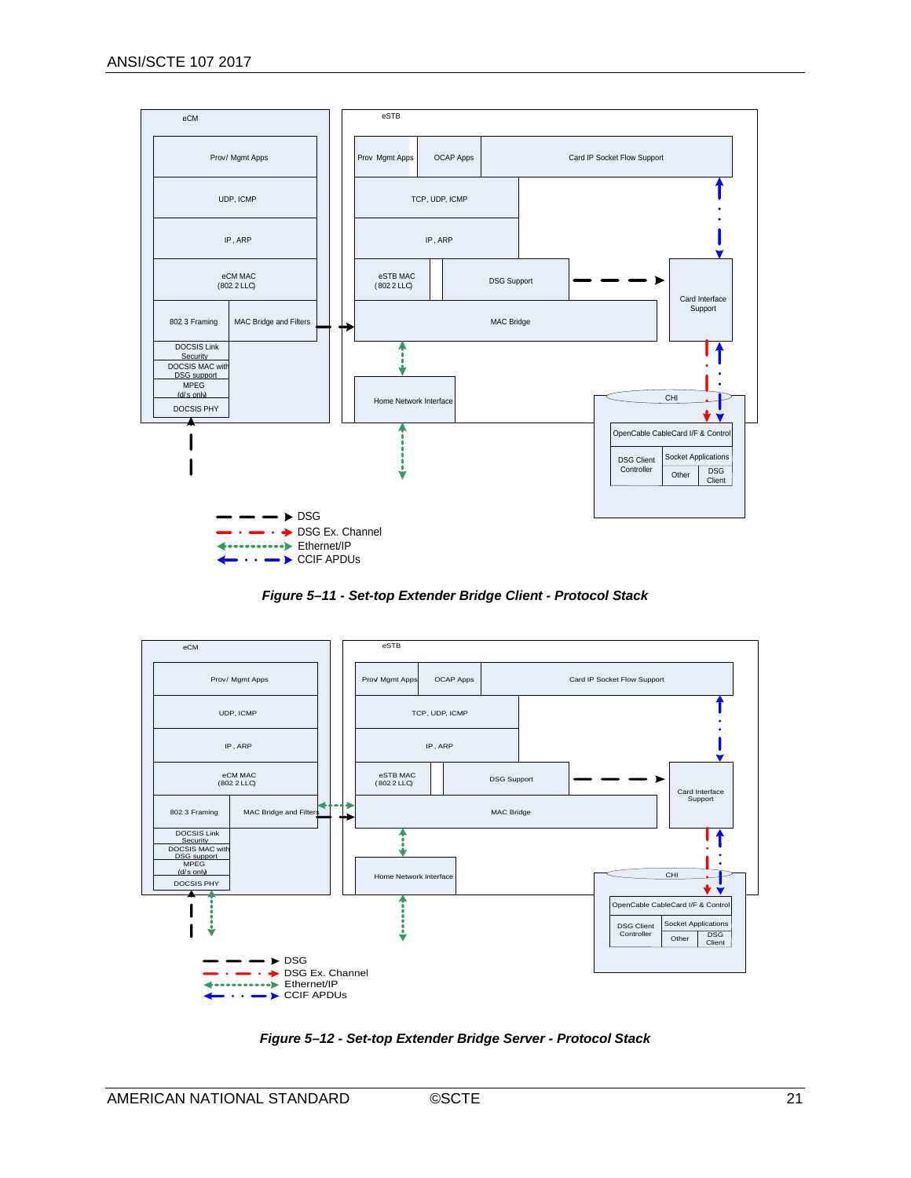*Figure 5–11 - Set-top Extender Bridge Client - Protocol Stack*

*Figure 5–12 - Set-top Extender Bridge Server - Protocol Stack*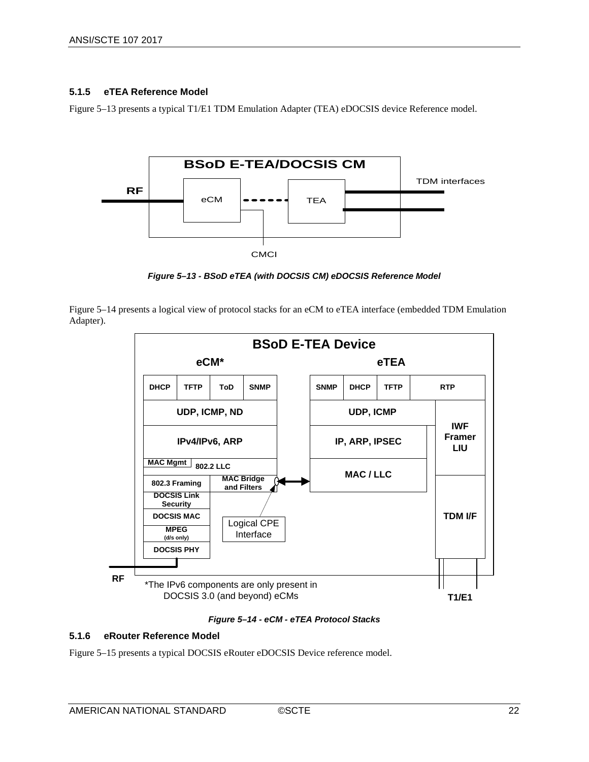### 5.1.5 eTEA Reference Model

Figure 5–13 presents a typical T1/E1 TDM Emulation Adapter (TEA) eDOCSIS device Reference model.

*Figure 5–13 - BSoD eTEA (with DOCSIS CM) eDOCSIS Reference Model*

Figure 5–14 presents a logical view of protocol stacks for an eCM to eTEA interface (embedded TDM Emulation Adapter).

*Figure 5–14 - eCM - eTEA Protocol Stacks*

### 5.1.6 eRouter Reference Model

Figure 5–15 presents a typical DOCSIS eRouter eDOCSIS Device reference model.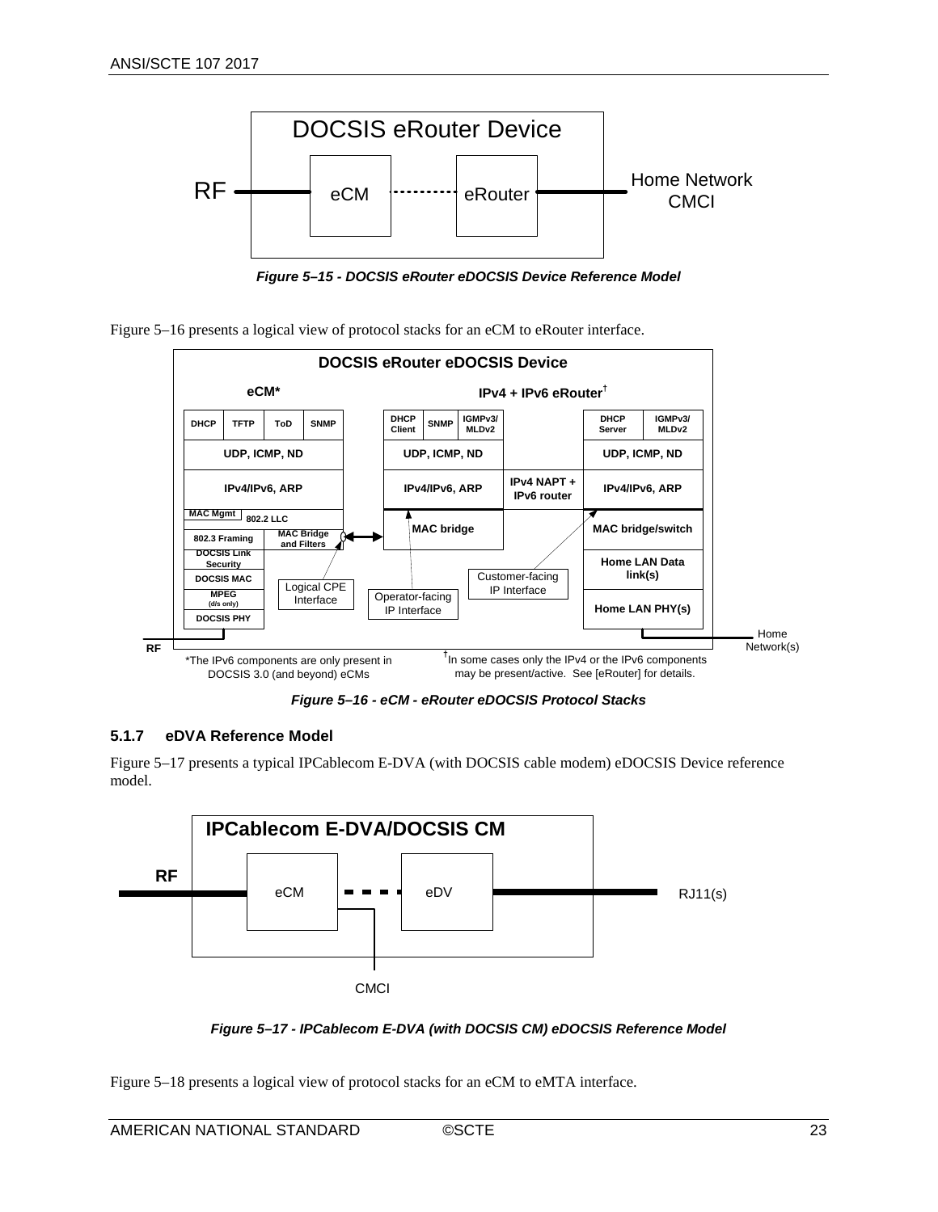Figure 5–15 - DOCSIS eRouter eDOCSIS Device Reference Model

Figure 5–16 presents a logical view of protocol stacks for an eCM to eRouter interface.

Figure 5–16 - eCM - eRouter eDOCSIS Protocol Stacks

### 5.1.7 eDVA Reference Model

Figure 5–17 presents a typical IPCablecom E-DVA (with DOCSIS cable modem) eDOCSIS Device reference model.

Figure 5–17 - IPCablecom E-DVA (with DOCSIS CM) eDOCSIS Reference Model

Figure 5–18 presents a logical view of protocol stacks for an eCM to eMTA interface.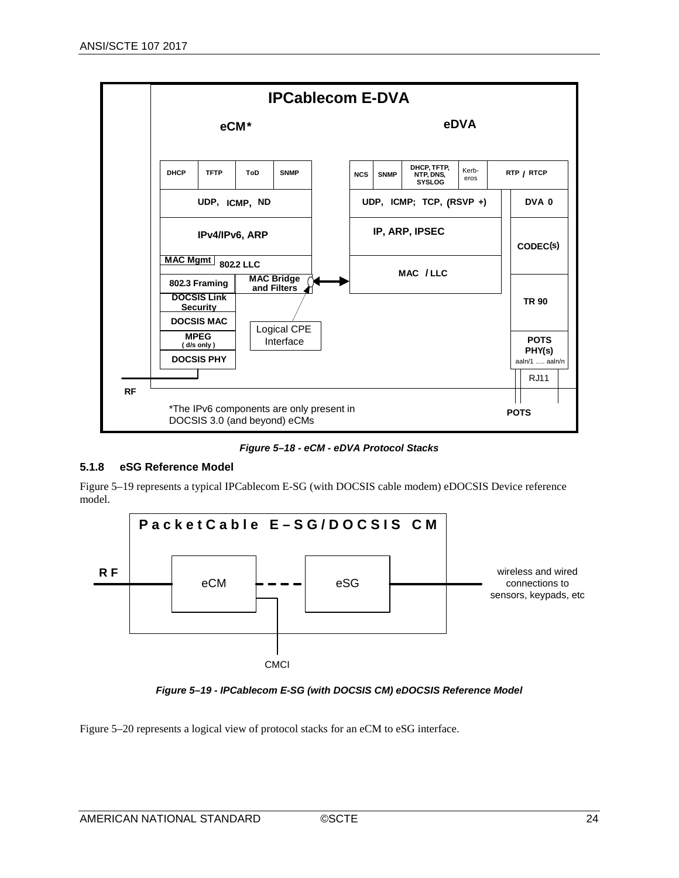**Figure 5–18 - eCM - eDVA Protocol Stacks**

### 5.1.8 eSG Reference Model

Figure 5–19 represents a typical IPCablecom E-SG (with DOCSIS cable modem) eDOCSIS Device reference model.

**Figure 5–19 - IPCablecom E-SG (with DOCSIS CM) eDOCSIS Reference Model**

Figure 5–20 represents a logical view of protocol stacks for an eCM to eSG interface.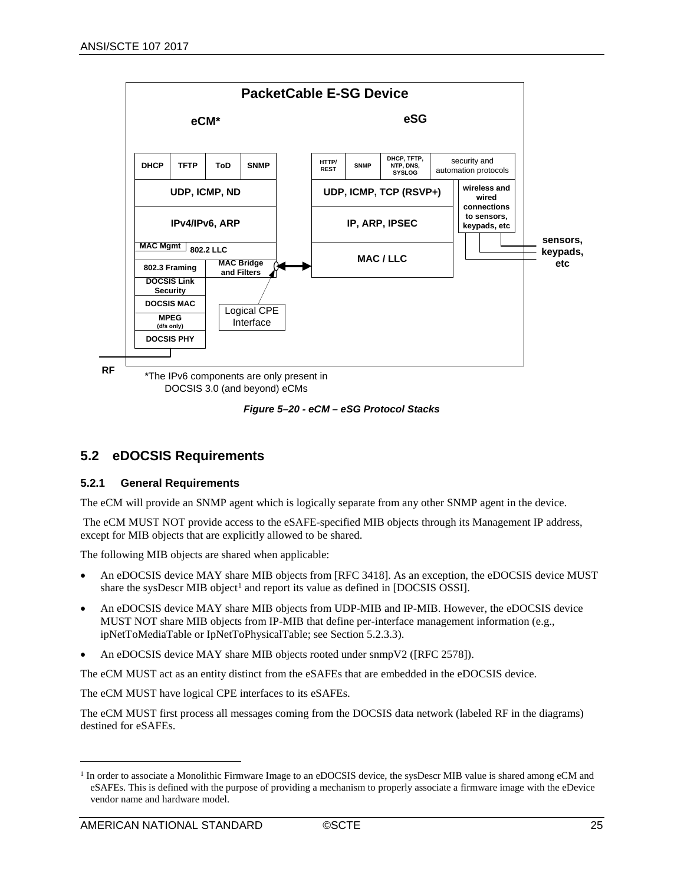PacketCable E-SG Device

eCM*

eSG

| DHCP | TFTP | ToD | SNMP |
|---|---|---|---|
| UDP, ICMP, ND | | | |
| IPv4/IPv6, ARP | | | |
| MAC Mgmt / 802.2 LLC | | | |
| 802.3 Framing | MAC Bridge and Filters | | |
| DOCSIS Link Security | | | |
| DOCSIS MAC | | | |
| MPEG (d/s only) | | | |
| DOCSIS PHY | | | |

| HTTP/ REST | SNMP | DHCP, TFTP, NTP, DNS, SYSLOG | security and automation protocols |
|---|---|---|---|
| UDP, ICMP, TCP (RSVP+) | | | wireless and wired connections to sensors, keypads, etc |
| IP, ARP, IPSEC | | | |
| MAC / LLC | | | |

Logical CPE Interface

sensors, keypads, etc

RF

*The IPv6 components are only present in DOCSIS 3.0 (and beyond) eCMs

*Figure 5–20 - eCM – eSG Protocol Stacks*

## 5.2 eDOCSIS Requirements

### 5.2.1 General Requirements

The eCM will provide an SNMP agent which is logically separate from any other SNMP agent in the device.

The eCM MUST NOT provide access to the eSAFE-specified MIB objects through its Management IP address, except for MIB objects that are explicitly allowed to be shared.

The following MIB objects are shared when applicable:

- An eDOCSIS device MAY share MIB objects from [RFC 3418]. As an exception, the eDOCSIS device MUST share the sysDescr MIB object[1] and report its value as defined in [DOCSIS OSSI].
- An eDOCSIS device MAY share MIB objects from UDP-MIB and IP-MIB. However, the eDOCSIS device MUST NOT share MIB objects from IP-MIB that define per-interface management information (e.g., ipNetToMediaTable or IpNetToPhysicalTable; see Section 5.2.3.3).
- An eDOCSIS device MAY share MIB objects rooted under snmpV2 ([RFC 2578]).

The eCM MUST act as an entity distinct from the eSAFEs that are embedded in the eDOCSIS device.

The eCM MUST have logical CPE interfaces to its eSAFEs.

The eCM MUST first process all messages coming from the DOCSIS data network (labeled RF in the diagrams) destined for eSAFEs.

[1] In order to associate a Monolithic Firmware Image to an eDOCSIS device, the sysDescr MIB value is shared among eCM and eSAFEs. This is defined with the purpose of providing a mechanism to properly associate a firmware image with the eDevice vendor name and hardware model.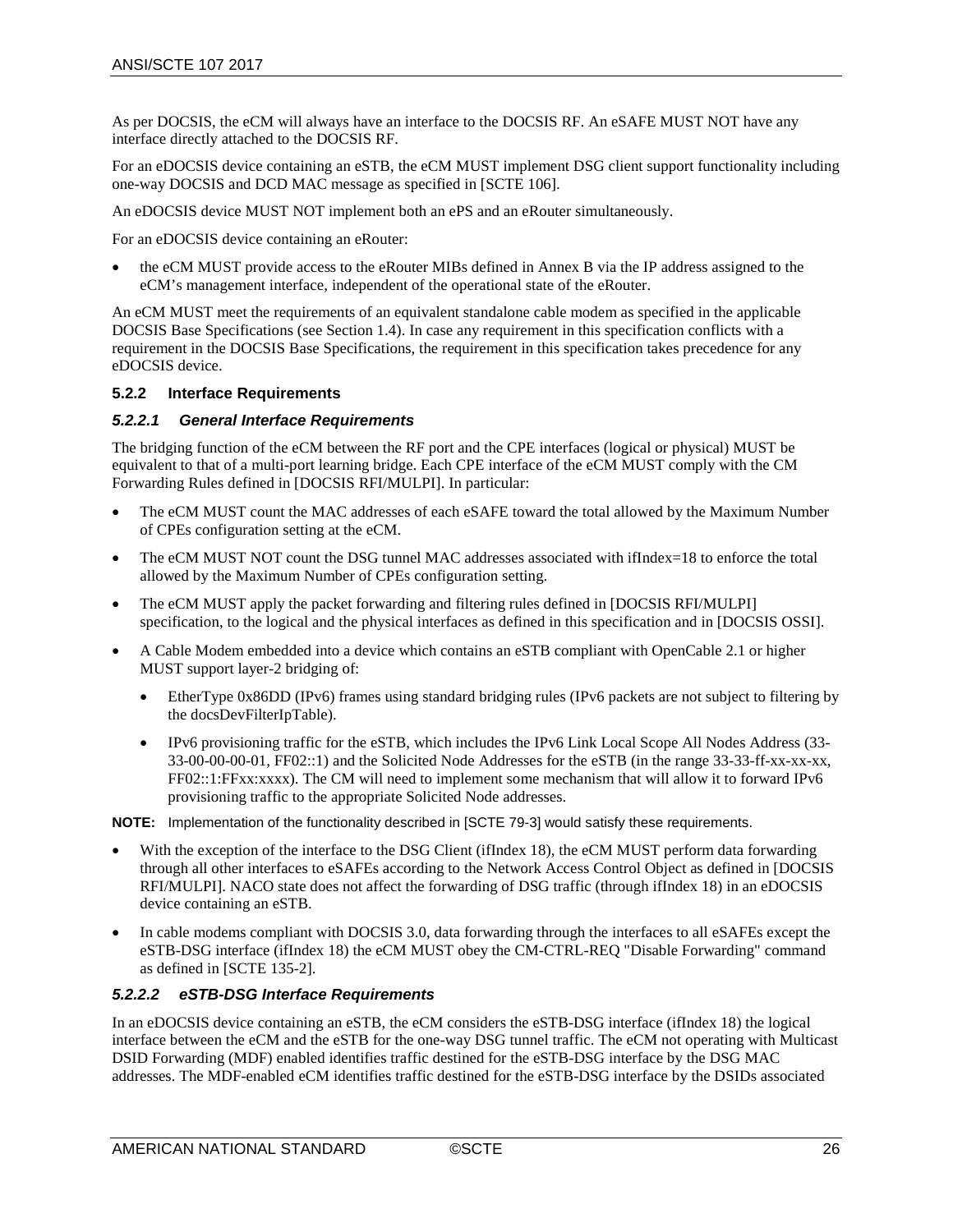As per DOCSIS, the eCM will always have an interface to the DOCSIS RF. An eSAFE MUST NOT have any interface directly attached to the DOCSIS RF.

For an eDOCSIS device containing an eSTB, the eCM MUST implement DSG client support functionality including one-way DOCSIS and DCD MAC message as specified in [SCTE 106].

An eDOCSIS device MUST NOT implement both an ePS and an eRouter simultaneously.

For an eDOCSIS device containing an eRouter:

- the eCM MUST provide access to the eRouter MIBs defined in Annex B via the IP address assigned to the eCM's management interface, independent of the operational state of the eRouter.

An eCM MUST meet the requirements of an equivalent standalone cable modem as specified in the applicable DOCSIS Base Specifications (see Section 1.4). In case any requirement in this specification conflicts with a requirement in the DOCSIS Base Specifications, the requirement in this specification takes precedence for any eDOCSIS device.

### 5.2.2 Interface Requirements

#### *5.2.2.1 General Interface Requirements*

The bridging function of the eCM between the RF port and the CPE interfaces (logical or physical) MUST be equivalent to that of a multi-port learning bridge. Each CPE interface of the eCM MUST comply with the CM Forwarding Rules defined in [DOCSIS RFI/MULPI]. In particular:

- The eCM MUST count the MAC addresses of each eSAFE toward the total allowed by the Maximum Number of CPEs configuration setting at the eCM.
- The eCM MUST NOT count the DSG tunnel MAC addresses associated with ifIndex=18 to enforce the total allowed by the Maximum Number of CPEs configuration setting.
- The eCM MUST apply the packet forwarding and filtering rules defined in [DOCSIS RFI/MULPI] specification, to the logical and the physical interfaces as defined in this specification and in [DOCSIS OSSI].
- A Cable Modem embedded into a device which contains an eSTB compliant with OpenCable 2.1 or higher MUST support layer-2 bridging of:
  - EtherType 0x86DD (IPv6) frames using standard bridging rules (IPv6 packets are not subject to filtering by the docsDevFilterIpTable).
  - IPv6 provisioning traffic for the eSTB, which includes the IPv6 Link Local Scope All Nodes Address (33-33-00-00-00-01, FF02::1) and the Solicited Node Addresses for the eSTB (in the range 33-33-ff-xx-xx-xx, FF02::1:FFxx:xxxx). The CM will need to implement some mechanism that will allow it to forward IPv6 provisioning traffic to the appropriate Solicited Node addresses.

**NOTE:** Implementation of the functionality described in [SCTE 79-3] would satisfy these requirements.

- With the exception of the interface to the DSG Client (ifIndex 18), the eCM MUST perform data forwarding through all other interfaces to eSAFEs according to the Network Access Control Object as defined in [DOCSIS RFI/MULPI]. NACO state does not affect the forwarding of DSG traffic (through ifIndex 18) in an eDOCSIS device containing an eSTB.
- In cable modems compliant with DOCSIS 3.0, data forwarding through the interfaces to all eSAFEs except the eSTB-DSG interface (ifIndex 18) the eCM MUST obey the CM-CTRL-REQ "Disable Forwarding" command as defined in [SCTE 135-2].

#### *5.2.2.2 eSTB-DSG Interface Requirements*

In an eDOCSIS device containing an eSTB, the eCM considers the eSTB-DSG interface (ifIndex 18) the logical interface between the eCM and the eSTB for the one-way DSG tunnel traffic. The eCM not operating with Multicast DSID Forwarding (MDF) enabled identifies traffic destined for the eSTB-DSG interface by the DSG MAC addresses. The MDF-enabled eCM identifies traffic destined for the eSTB-DSG interface by the DSIDs associated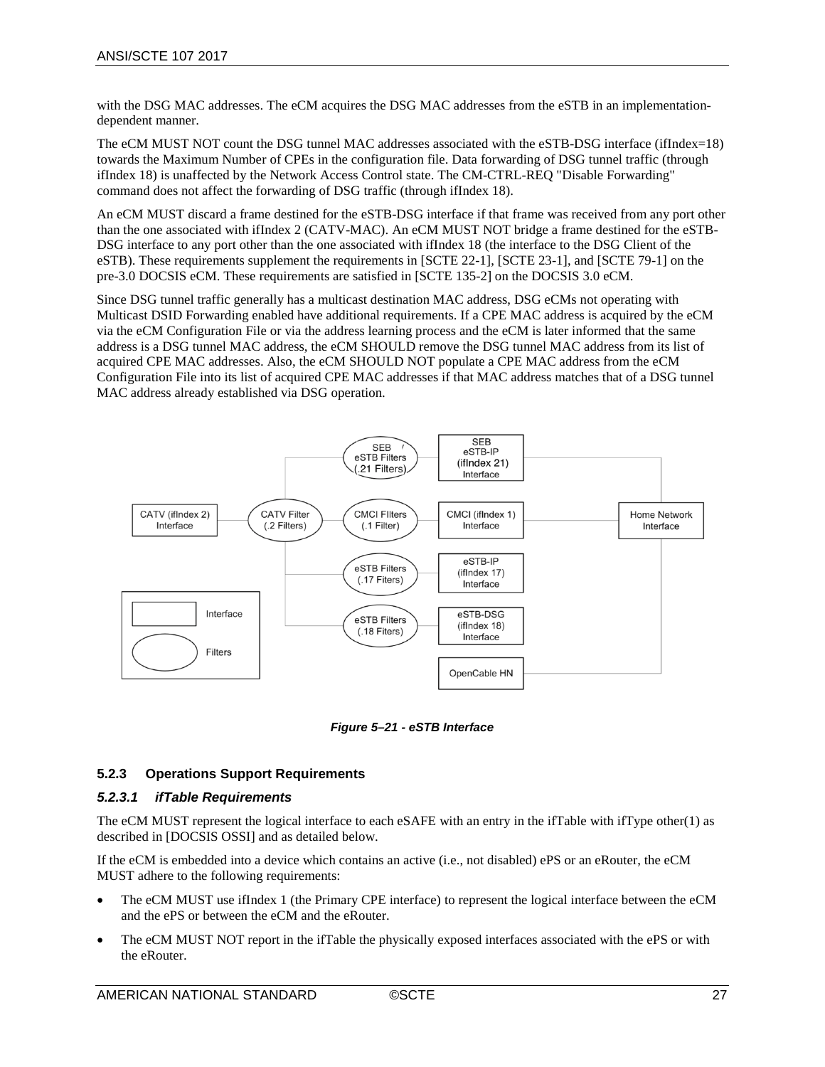with the DSG MAC addresses. The eCM acquires the DSG MAC addresses from the eSTB in an implementation-dependent manner.

The eCM MUST NOT count the DSG tunnel MAC addresses associated with the eSTB-DSG interface (ifIndex=18) towards the Maximum Number of CPEs in the configuration file. Data forwarding of DSG tunnel traffic (through ifIndex 18) is unaffected by the Network Access Control state. The CM-CTRL-REQ "Disable Forwarding" command does not affect the forwarding of DSG traffic (through ifIndex 18).

An eCM MUST discard a frame destined for the eSTB-DSG interface if that frame was received from any port other than the one associated with ifIndex 2 (CATV-MAC). An eCM MUST NOT bridge a frame destined for the eSTB-DSG interface to any port other than the one associated with ifIndex 18 (the interface to the DSG Client of the eSTB). These requirements supplement the requirements in [SCTE 22-1], [SCTE 23-1], and [SCTE 79-1] on the pre-3.0 DOCSIS eCM. These requirements are satisfied in [SCTE 135-2] on the DOCSIS 3.0 eCM.

Since DSG tunnel traffic generally has a multicast destination MAC address, DSG eCMs not operating with Multicast DSID Forwarding enabled have additional requirements. If a CPE MAC address is acquired by the eCM via the eCM Configuration File or via the address learning process and the eCM is later informed that the same address is a DSG tunnel MAC address, the eCM SHOULD remove the DSG tunnel MAC address from its list of acquired CPE MAC addresses. Also, the eCM SHOULD NOT populate a CPE MAC address from the eCM Configuration File into its list of acquired CPE MAC addresses if that MAC address matches that of a DSG tunnel MAC address already established via DSG operation.

*Figure 5–21 - eSTB Interface*

### 5.2.3 Operations Support Requirements

#### *5.2.3.1 ifTable Requirements*

The eCM MUST represent the logical interface to each eSAFE with an entry in the ifTable with ifType other(1) as described in [DOCSIS OSSI] and as detailed below.

If the eCM is embedded into a device which contains an active (i.e., not disabled) ePS or an eRouter, the eCM MUST adhere to the following requirements:

- The eCM MUST use ifIndex 1 (the Primary CPE interface) to represent the logical interface between the eCM and the ePS or between the eCM and the eRouter.
- The eCM MUST NOT report in the ifTable the physically exposed interfaces associated with the ePS or with the eRouter.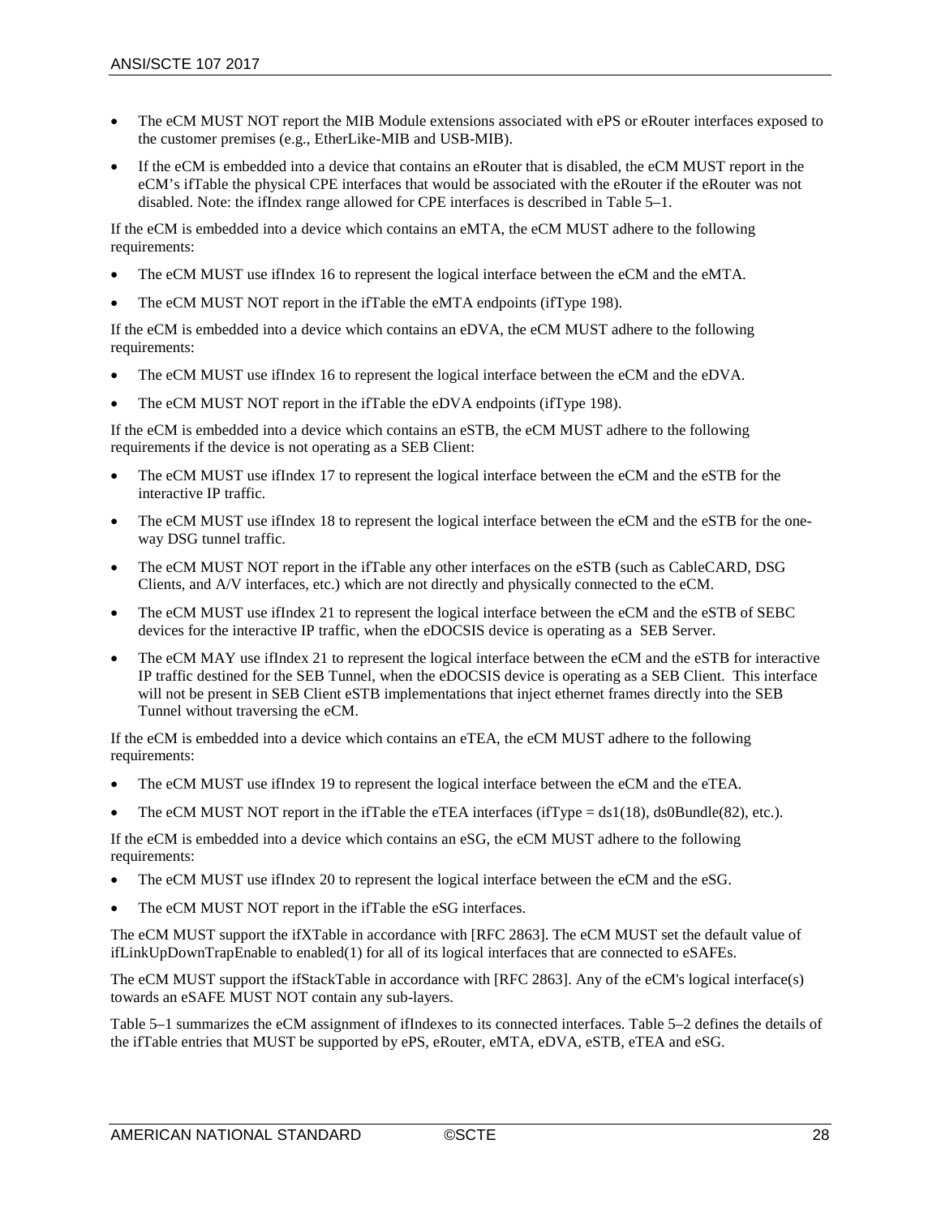- The eCM MUST NOT report the MIB Module extensions associated with ePS or eRouter interfaces exposed to the customer premises (e.g., EtherLike-MIB and USB-MIB).
- If the eCM is embedded into a device that contains an eRouter that is disabled, the eCM MUST report in the eCM's ifTable the physical CPE interfaces that would be associated with the eRouter if the eRouter was not disabled. Note: the ifIndex range allowed for CPE interfaces is described in Table 5–1.

If the eCM is embedded into a device which contains an eMTA, the eCM MUST adhere to the following requirements:

- The eCM MUST use ifIndex 16 to represent the logical interface between the eCM and the eMTA.
- The eCM MUST NOT report in the ifTable the eMTA endpoints (ifType 198).

If the eCM is embedded into a device which contains an eDVA, the eCM MUST adhere to the following requirements:

- The eCM MUST use ifIndex 16 to represent the logical interface between the eCM and the eDVA.
- The eCM MUST NOT report in the ifTable the eDVA endpoints (ifType 198).

If the eCM is embedded into a device which contains an eSTB, the eCM MUST adhere to the following requirements if the device is not operating as a SEB Client:

- The eCM MUST use ifIndex 17 to represent the logical interface between the eCM and the eSTB for the interactive IP traffic.
- The eCM MUST use ifIndex 18 to represent the logical interface between the eCM and the eSTB for the one-way DSG tunnel traffic.
- The eCM MUST NOT report in the ifTable any other interfaces on the eSTB (such as CableCARD, DSG Clients, and A/V interfaces, etc.) which are not directly and physically connected to the eCM.
- The eCM MUST use ifIndex 21 to represent the logical interface between the eCM and the eSTB of SEBC devices for the interactive IP traffic, when the eDOCSIS device is operating as a SEB Server.
- The eCM MAY use ifIndex 21 to represent the logical interface between the eCM and the eSTB for interactive IP traffic destined for the SEB Tunnel, when the eDOCSIS device is operating as a SEB Client. This interface will not be present in SEB Client eSTB implementations that inject ethernet frames directly into the SEB Tunnel without traversing the eCM.

If the eCM is embedded into a device which contains an eTEA, the eCM MUST adhere to the following requirements:

- The eCM MUST use ifIndex 19 to represent the logical interface between the eCM and the eTEA.
- The eCM MUST NOT report in the ifTable the eTEA interfaces (ifType = ds1(18), ds0Bundle(82), etc.).

If the eCM is embedded into a device which contains an eSG, the eCM MUST adhere to the following requirements:

- The eCM MUST use ifIndex 20 to represent the logical interface between the eCM and the eSG.
- The eCM MUST NOT report in the ifTable the eSG interfaces.

The eCM MUST support the ifXTable in accordance with [RFC 2863]. The eCM MUST set the default value of ifLinkUpDownTrapEnable to enabled(1) for all of its logical interfaces that are connected to eSAFEs.

The eCM MUST support the ifStackTable in accordance with [RFC 2863]. Any of the eCM's logical interface(s) towards an eSAFE MUST NOT contain any sub-layers.

Table 5–1 summarizes the eCM assignment of ifIndexes to its connected interfaces. Table 5–2 defines the details of the ifTable entries that MUST be supported by ePS, eRouter, eMTA, eDVA, eSTB, eTEA and eSG.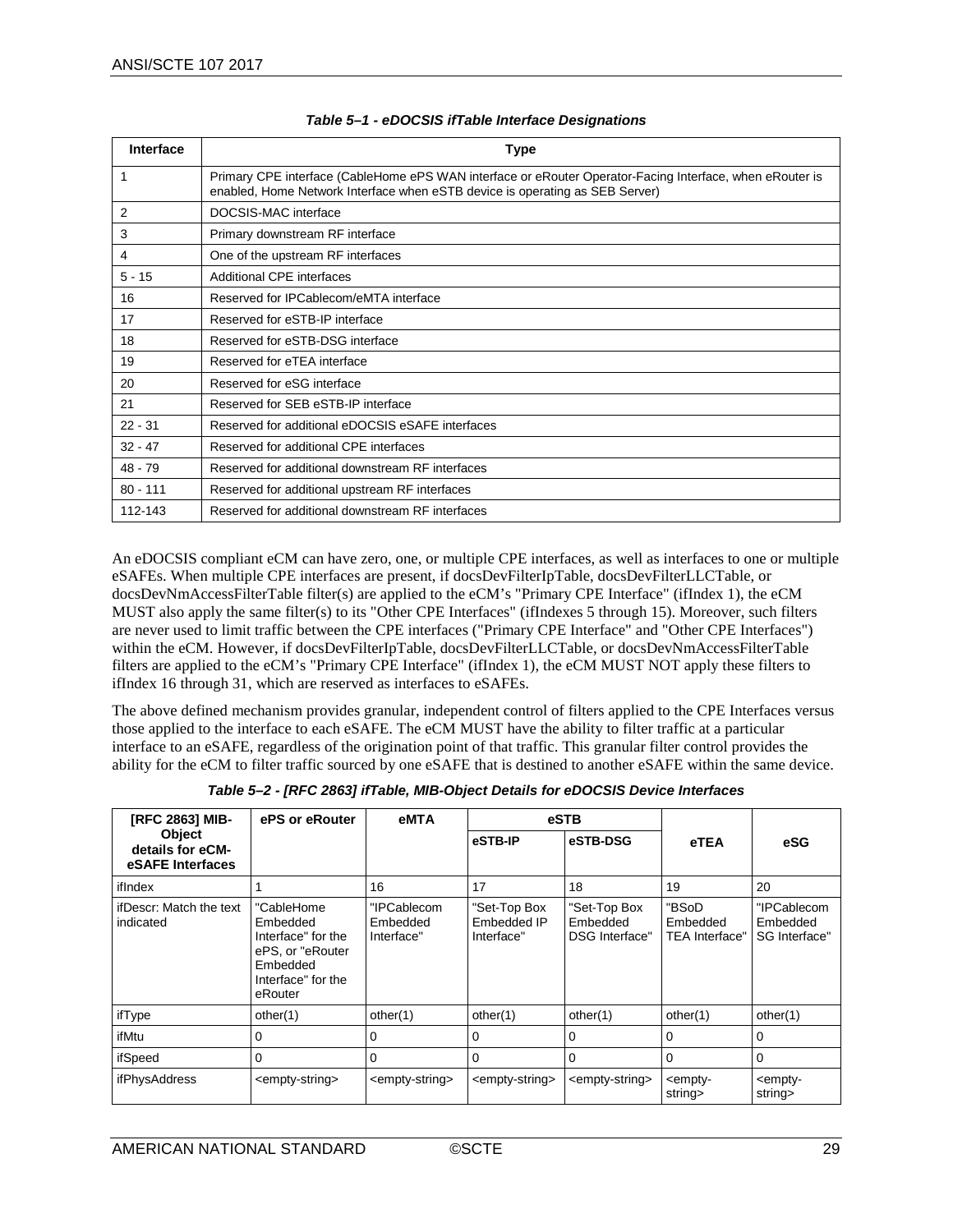*Table 5–1 - eDOCSIS ifTable Interface Designations*

| Interface | Type |
|---|---|
| 1 | Primary CPE interface (CableHome ePS WAN interface or eRouter Operator-Facing Interface, when eRouter is enabled, Home Network Interface when eSTB device is operating as SEB Server) |
| 2 | DOCSIS-MAC interface |
| 3 | Primary downstream RF interface |
| 4 | One of the upstream RF interfaces |
| 5 - 15 | Additional CPE interfaces |
| 16 | Reserved for IPCablecom/eMTA interface |
| 17 | Reserved for eSTB-IP interface |
| 18 | Reserved for eSTB-DSG interface |
| 19 | Reserved for eTEA interface |
| 20 | Reserved for eSG interface |
| 21 | Reserved for SEB eSTB-IP interface |
| 22 - 31 | Reserved for additional eDOCSIS eSAFE interfaces |
| 32 - 47 | Reserved for additional CPE interfaces |
| 48 - 79 | Reserved for additional downstream RF interfaces |
| 80 - 111 | Reserved for additional upstream RF interfaces |
| 112-143 | Reserved for additional downstream RF interfaces |

An eDOCSIS compliant eCM can have zero, one, or multiple CPE interfaces, as well as interfaces to one or multiple eSAFEs. When multiple CPE interfaces are present, if docsDevFilterIpTable, docsDevFilterLLCTable, or docsDevNmAccessFilterTable filter(s) are applied to the eCM's "Primary CPE Interface" (ifIndex 1), the eCM MUST also apply the same filter(s) to its "Other CPE Interfaces" (ifIndexes 5 through 15). Moreover, such filters are never used to limit traffic between the CPE interfaces ("Primary CPE Interface" and "Other CPE Interfaces") within the eCM. However, if docsDevFilterIpTable, docsDevFilterLLCTable, or docsDevNmAccessFilterTable filters are applied to the eCM's "Primary CPE Interface" (ifIndex 1), the eCM MUST NOT apply these filters to ifIndex 16 through 31, which are reserved as interfaces to eSAFEs.

The above defined mechanism provides granular, independent control of filters applied to the CPE Interfaces versus those applied to the interface to each eSAFE. The eCM MUST have the ability to filter traffic at a particular interface to an eSAFE, regardless of the origination point of that traffic. This granular filter control provides the ability for the eCM to filter traffic sourced by one eSAFE that is destined to another eSAFE within the same device.

*Table 5–2 - [RFC 2863] ifTable, MIB-Object Details for eDOCSIS Device Interfaces*

| [RFC 2863] MIB-Object details for eCM-eSAFE Interfaces | ePS or eRouter | eMTA | eSTB | | eTEA | eSG |
|---|---|---|---|---|---|---|
| | | | eSTB-IP | eSTB-DSG | | |
| ifIndex | 1 | 16 | 17 | 18 | 19 | 20 |
| ifDescr: Match the text indicated | "CableHome Embedded Interface" for the ePS, or "eRouter Embedded Interface" for the eRouter | "IPCablecom Embedded Interface" | "Set-Top Box Embedded IP Interface" | "Set-Top Box Embedded DSG Interface" | "BSoD Embedded TEA Interface" | "IPCablecom Embedded SG Interface" |
| ifType | other(1) | other(1) | other(1) | other(1) | other(1) | other(1) |
| ifMtu | 0 | 0 | 0 | 0 | 0 | 0 |
| ifSpeed | 0 | 0 | 0 | 0 | 0 | 0 |
| ifPhysAddress | <empty-string> | <empty-string> | <empty-string> | <empty-string> | <empty-string> | <empty-string> |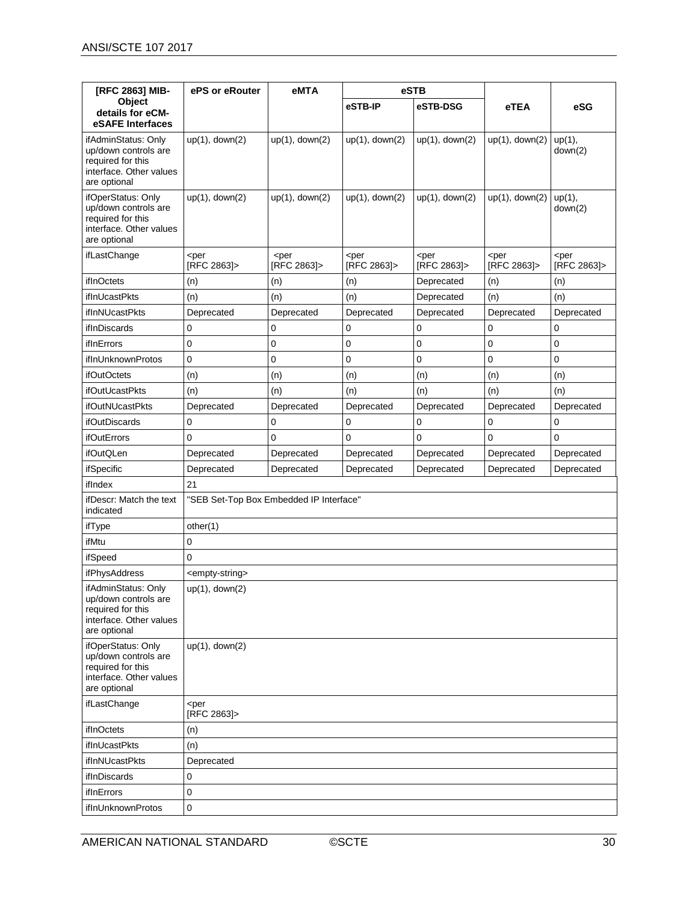| [RFC 2863] MIB-Object details for eCM-eSAFE Interfaces | ePS or eRouter | eMTA | eSTB | | eTEA | eSG |
|---|---|---|---|---|---|---|
| | | | eSTB-IP | eSTB-DSG | | |
| ifAdminStatus: Only up/down controls are required for this interface. Other values are optional | up(1), down(2) | up(1), down(2) | up(1), down(2) | up(1), down(2) | up(1), down(2) | up(1), down(2) |
| ifOperStatus: Only up/down controls are required for this interface. Other values are optional | up(1), down(2) | up(1), down(2) | up(1), down(2) | up(1), down(2) | up(1), down(2) | up(1), down(2) |
| ifLastChange | <per [RFC 2863]> | <per [RFC 2863]> | <per [RFC 2863]> | <per [RFC 2863]> | <per [RFC 2863]> | <per [RFC 2863]> |
| ifInOctets | (n) | (n) | (n) | Deprecated | (n) | (n) |
| ifInUcastPkts | (n) | (n) | (n) | Deprecated | (n) | (n) |
| ifInNUcastPkts | Deprecated | Deprecated | Deprecated | Deprecated | Deprecated | Deprecated |
| ifInDiscards | 0 | 0 | 0 | 0 | 0 | 0 |
| ifInErrors | 0 | 0 | 0 | 0 | 0 | 0 |
| ifInUnknownProtos | 0 | 0 | 0 | 0 | 0 | 0 |
| ifOutOctets | (n) | (n) | (n) | (n) | (n) | (n) |
| ifOutUcastPkts | (n) | (n) | (n) | (n) | (n) | (n) |
| ifOutNUcastPkts | Deprecated | Deprecated | Deprecated | Deprecated | Deprecated | Deprecated |
| ifOutDiscards | 0 | 0 | 0 | 0 | 0 | 0 |
| ifOutErrors | 0 | 0 | 0 | 0 | 0 | 0 |
| ifOutQLen | Deprecated | Deprecated | Deprecated | Deprecated | Deprecated | Deprecated |
| ifSpecific | Deprecated | Deprecated | Deprecated | Deprecated | Deprecated | Deprecated |
| ifIndex | 21 | | | | | |
| ifDescr: Match the text indicated | "SEB Set-Top Box Embedded IP Interface" | | | | | |
| ifType | other(1) | | | | | |
| ifMtu | 0 | | | | | |
| ifSpeed | 0 | | | | | |
| ifPhysAddress | <empty-string> | | | | | |
| ifAdminStatus: Only up/down controls are required for this interface. Other values are optional | up(1), down(2) | | | | | |
| ifOperStatus: Only up/down controls are required for this interface. Other values are optional | up(1), down(2) | | | | | |
| ifLastChange | <per [RFC 2863]> | | | | | |
| ifInOctets | (n) | | | | | |
| ifInUcastPkts | (n) | | | | | |
| ifInNUcastPkts | Deprecated | | | | | |
| ifInDiscards | 0 | | | | | |
| ifInErrors | 0 | | | | | |
| ifInUnknownProtos | 0 | | | | | |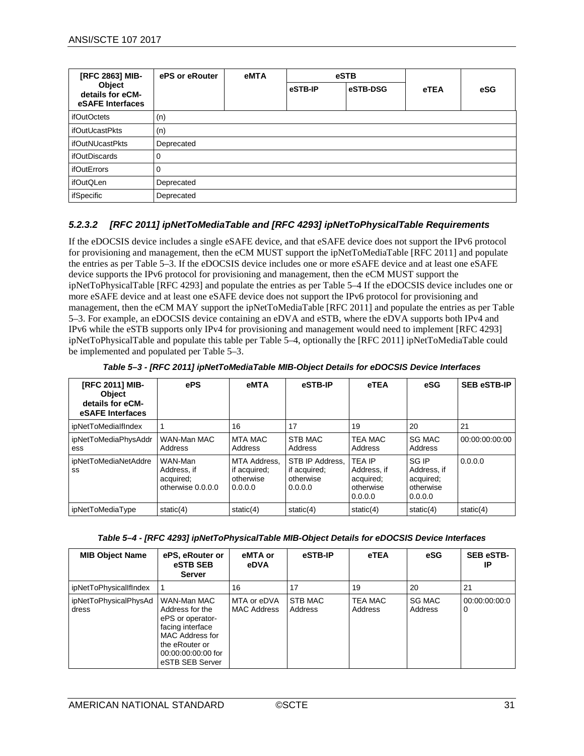| [RFC 2863] MIB-Object details for eCM-eSAFE Interfaces | ePS or eRouter | eMTA | eSTB | | eTEA | eSG |
|---|---|---|---|---|---|---|
| | | | eSTB-IP | eSTB-DSG | | |
| ifOutOctets | (n) | | | | | |
| ifOutUcastPkts | (n) | | | | | |
| ifOutNUcastPkts | Deprecated | | | | | |
| ifOutDiscards | 0 | | | | | |
| ifOutErrors | 0 | | | | | |
| ifOutQLen | Deprecated | | | | | |
| ifSpecific | Deprecated | | | | | |

#### *5.2.3.2 [RFC 2011] ipNetToMediaTable and [RFC 4293] ipNetToPhysicalTable Requirements*

If the eDOCSIS device includes a single eSAFE device, and that eSAFE device does not support the IPv6 protocol for provisioning and management, then the eCM MUST support the ipNetToMediaTable [RFC 2011] and populate the entries as per Table 5–3. If the eDOCSIS device includes one or more eSAFE device and at least one eSAFE device supports the IPv6 protocol for provisioning and management, then the eCM MUST support the ipNetToPhysicalTable [RFC 4293] and populate the entries as per Table 5–4 If the eDOCSIS device includes one or more eSAFE device and at least one eSAFE device does not support the IPv6 protocol for provisioning and management, then the eCM MAY support the ipNetToMediaTable [RFC 2011] and populate the entries as per Table 5–3. For example, an eDOCSIS device containing an eDVA and eSTB, where the eDVA supports both IPv4 and IPv6 while the eSTB supports only IPv4 for provisioning and management would need to implement [RFC 4293] ipNetToPhysicalTable and populate this table per Table 5–4, optionally the [RFC 2011] ipNetToMediaTable could be implemented and populated per Table 5–3.

***Table 5–3 - [RFC 2011] ipNetToMediaTable MIB-Object Details for eDOCSIS Device Interfaces***

| [RFC 2011] MIB-Object details for eCM-eSAFE Interfaces | ePS | eMTA | eSTB-IP | eTEA | eSG | SEB eSTB-IP |
|---|---|---|---|---|---|---|
| ipNetToMediaIfIndex | 1 | 16 | 17 | 19 | 20 | 21 |
| ipNetToMediaPhysAddress | WAN-Man MAC Address | MTA MAC Address | STB MAC Address | TEA MAC Address | SG MAC Address | 00:00:00:00:00 |
| ipNetToMediaNetAddress | WAN-Man Address, if acquired; otherwise 0.0.0.0 | MTA Address, if acquired; otherwise 0.0.0.0 | STB IP Address, if acquired; otherwise 0.0.0.0 | TEA IP Address, if acquired; otherwise 0.0.0.0 | SG IP Address, if acquired; otherwise 0.0.0.0 | 0.0.0.0 |
| ipNetToMediaType | static(4) | static(4) | static(4) | static(4) | static(4) | static(4) |

***Table 5–4 - [RFC 4293] ipNetToPhysicalTable MIB-Object Details for eDOCSIS Device Interfaces***

| MIB Object Name | ePS, eRouter or eSTB SEB Server | eMTA or eDVA | eSTB-IP | eTEA | eSG | SEB eSTB-IP |
|---|---|---|---|---|---|---|
| ipNetToPhysicalIfIndex | 1 | 16 | 17 | 19 | 20 | 21 |
| ipNetToPhysicalPhysAddress | WAN-Man MAC Address for the ePS or operator-facing interface MAC Address for the eRouter or 00:00:00:00:00 for eSTB SEB Server | MTA or eDVA MAC Address | STB MAC Address | TEA MAC Address | SG MAC Address | 00:00:00:00:00 |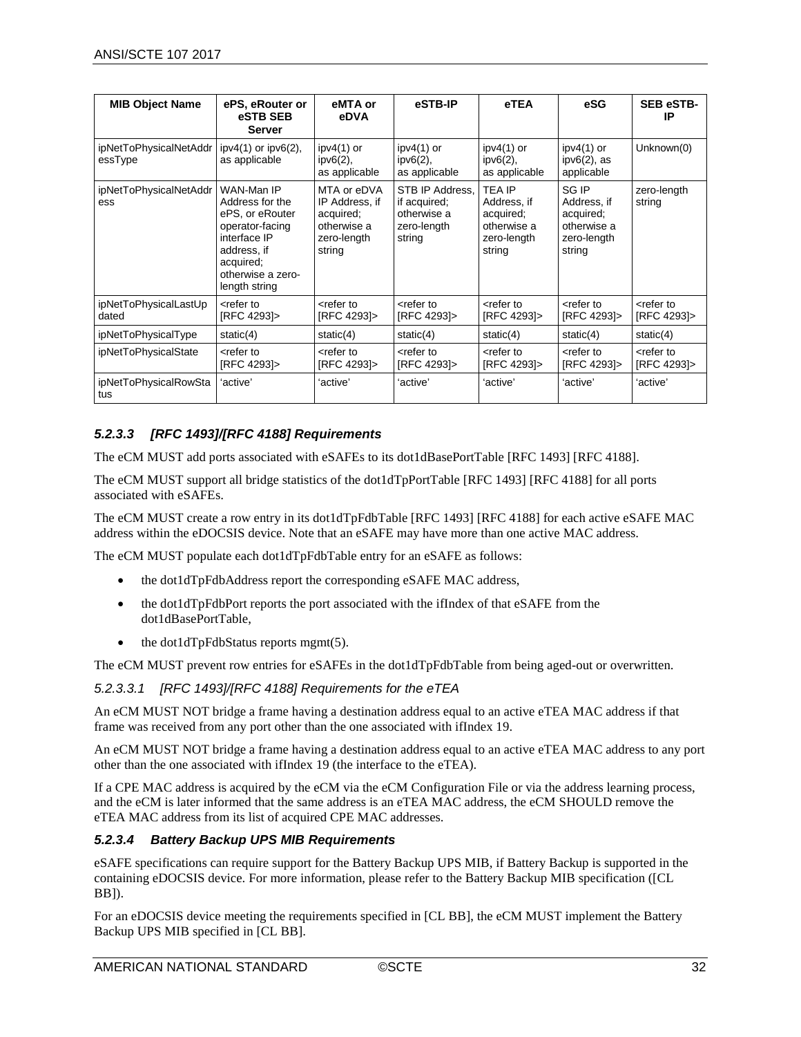| MIB Object Name | ePS, eRouter or eSTB SEB Server | eMTA or eDVA | eSTB-IP | eTEA | eSG | SEB eSTB-IP |
|---|---|---|---|---|---|---|
| ipNetToPhysicalNetAddressType | ipv4(1) or ipv6(2), as applicable | ipv4(1) or ipv6(2), as applicable | ipv4(1) or ipv6(2), as applicable | ipv4(1) or ipv6(2), as applicable | ipv4(1) or ipv6(2), as applicable | Unknown(0) |
| ipNetToPhysicalNetAddress | WAN-Man IP Address for the ePS, or eRouter operator-facing interface IP address, if acquired; otherwise a zero-length string | MTA or eDVA IP Address, if acquired; otherwise a zero-length string | STB IP Address, if acquired; otherwise a zero-length string | TEA IP Address, if acquired; otherwise a zero-length string | SG IP Address, if acquired; otherwise a zero-length string | zero-length string |
| ipNetToPhysicalLastUpdated | <refer to [RFC 4293]> | <refer to [RFC 4293]> | <refer to [RFC 4293]> | <refer to [RFC 4293]> | <refer to [RFC 4293]> | <refer to [RFC 4293]> |
| ipNetToPhysicalType | static(4) | static(4) | static(4) | static(4) | static(4) | static(4) |
| ipNetToPhysicalState | <refer to [RFC 4293]> | <refer to [RFC 4293]> | <refer to [RFC 4293]> | <refer to [RFC 4293]> | <refer to [RFC 4293]> | <refer to [RFC 4293]> |
| ipNetToPhysicalRowStatus | 'active' | 'active' | 'active' | 'active' | 'active' | 'active' |

#### 5.2.3.3 [RFC 1493]/[RFC 4188] Requirements

The eCM MUST add ports associated with eSAFEs to its dot1dBasePortTable [RFC 1493] [RFC 4188].

The eCM MUST support all bridge statistics of the dot1dTpPortTable [RFC 1493] [RFC 4188] for all ports associated with eSAFEs.

The eCM MUST create a row entry in its dot1dTpFdbTable [RFC 1493] [RFC 4188] for each active eSAFE MAC address within the eDOCSIS device. Note that an eSAFE may have more than one active MAC address.

The eCM MUST populate each dot1dTpFdbTable entry for an eSAFE as follows:

- the dot1dTpFdbAddress report the corresponding eSAFE MAC address,
- the dot1dTpFdbPort reports the port associated with the ifIndex of that eSAFE from the dot1dBasePortTable,
- the dot1dTpFdbStatus reports mgmt(5).

The eCM MUST prevent row entries for eSAFEs in the dot1dTpFdbTable from being aged-out or overwritten.

##### 5.2.3.3.1 [RFC 1493]/[RFC 4188] Requirements for the eTEA

An eCM MUST NOT bridge a frame having a destination address equal to an active eTEA MAC address if that frame was received from any port other than the one associated with ifIndex 19.

An eCM MUST NOT bridge a frame having a destination address equal to an active eTEA MAC address to any port other than the one associated with ifIndex 19 (the interface to the eTEA).

If a CPE MAC address is acquired by the eCM via the eCM Configuration File or via the address learning process, and the eCM is later informed that the same address is an eTEA MAC address, the eCM SHOULD remove the eTEA MAC address from its list of acquired CPE MAC addresses.

#### 5.2.3.4 Battery Backup UPS MIB Requirements

eSAFE specifications can require support for the Battery Backup UPS MIB, if Battery Backup is supported in the containing eDOCSIS device. For more information, please refer to the Battery Backup MIB specification ([CL BB]).

For an eDOCSIS device meeting the requirements specified in [CL BB], the eCM MUST implement the Battery Backup UPS MIB specified in [CL BB].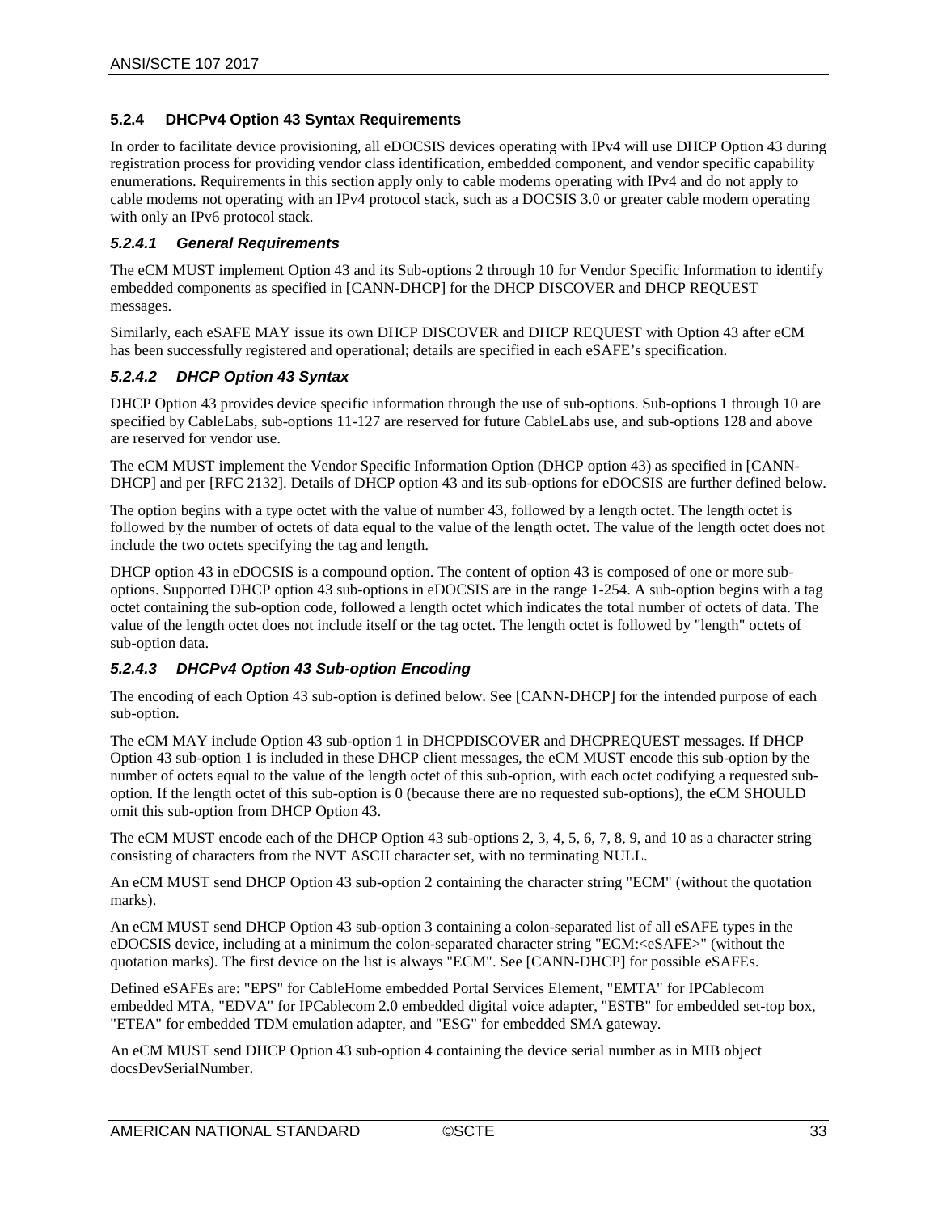### 5.2.4 DHCPv4 Option 43 Syntax Requirements

In order to facilitate device provisioning, all eDOCSIS devices operating with IPv4 will use DHCP Option 43 during registration process for providing vendor class identification, embedded component, and vendor specific capability enumerations. Requirements in this section apply only to cable modems operating with IPv4 and do not apply to cable modems not operating with an IPv4 protocol stack, such as a DOCSIS 3.0 or greater cable modem operating with only an IPv6 protocol stack.

#### *5.2.4.1 General Requirements*

The eCM MUST implement Option 43 and its Sub-options 2 through 10 for Vendor Specific Information to identify embedded components as specified in [CANN-DHCP] for the DHCP DISCOVER and DHCP REQUEST messages.

Similarly, each eSAFE MAY issue its own DHCP DISCOVER and DHCP REQUEST with Option 43 after eCM has been successfully registered and operational; details are specified in each eSAFE's specification.

#### *5.2.4.2 DHCP Option 43 Syntax*

DHCP Option 43 provides device specific information through the use of sub-options. Sub-options 1 through 10 are specified by CableLabs, sub-options 11-127 are reserved for future CableLabs use, and sub-options 128 and above are reserved for vendor use.

The eCM MUST implement the Vendor Specific Information Option (DHCP option 43) as specified in [CANN-DHCP] and per [RFC 2132]. Details of DHCP option 43 and its sub-options for eDOCSIS are further defined below.

The option begins with a type octet with the value of number 43, followed by a length octet. The length octet is followed by the number of octets of data equal to the value of the length octet. The value of the length octet does not include the two octets specifying the tag and length.

DHCP option 43 in eDOCSIS is a compound option. The content of option 43 is composed of one or more sub-options. Supported DHCP option 43 sub-options in eDOCSIS are in the range 1-254. A sub-option begins with a tag octet containing the sub-option code, followed a length octet which indicates the total number of octets of data. The value of the length octet does not include itself or the tag octet. The length octet is followed by "length" octets of sub-option data.

#### *5.2.4.3 DHCPv4 Option 43 Sub-option Encoding*

The encoding of each Option 43 sub-option is defined below. See [CANN-DHCP] for the intended purpose of each sub-option.

The eCM MAY include Option 43 sub-option 1 in DHCPDISCOVER and DHCPREQUEST messages. If DHCP Option 43 sub-option 1 is included in these DHCP client messages, the eCM MUST encode this sub-option by the number of octets equal to the value of the length octet of this sub-option, with each octet codifying a requested sub-option. If the length octet of this sub-option is 0 (because there are no requested sub-options), the eCM SHOULD omit this sub-option from DHCP Option 43.

The eCM MUST encode each of the DHCP Option 43 sub-options 2, 3, 4, 5, 6, 7, 8, 9, and 10 as a character string consisting of characters from the NVT ASCII character set, with no terminating NULL.

An eCM MUST send DHCP Option 43 sub-option 2 containing the character string "ECM" (without the quotation marks).

An eCM MUST send DHCP Option 43 sub-option 3 containing a colon-separated list of all eSAFE types in the eDOCSIS device, including at a minimum the colon-separated character string "ECM:<eSAFE>" (without the quotation marks). The first device on the list is always "ECM". See [CANN-DHCP] for possible eSAFEs.

Defined eSAFEs are: "EPS" for CableHome embedded Portal Services Element, "EMTA" for IPCablecom embedded MTA, "EDVA" for IPCablecom 2.0 embedded digital voice adapter, "ESTB" for embedded set-top box, "ETEA" for embedded TDM emulation adapter, and "ESG" for embedded SMA gateway.

An eCM MUST send DHCP Option 43 sub-option 4 containing the device serial number as in MIB object docsDevSerialNumber.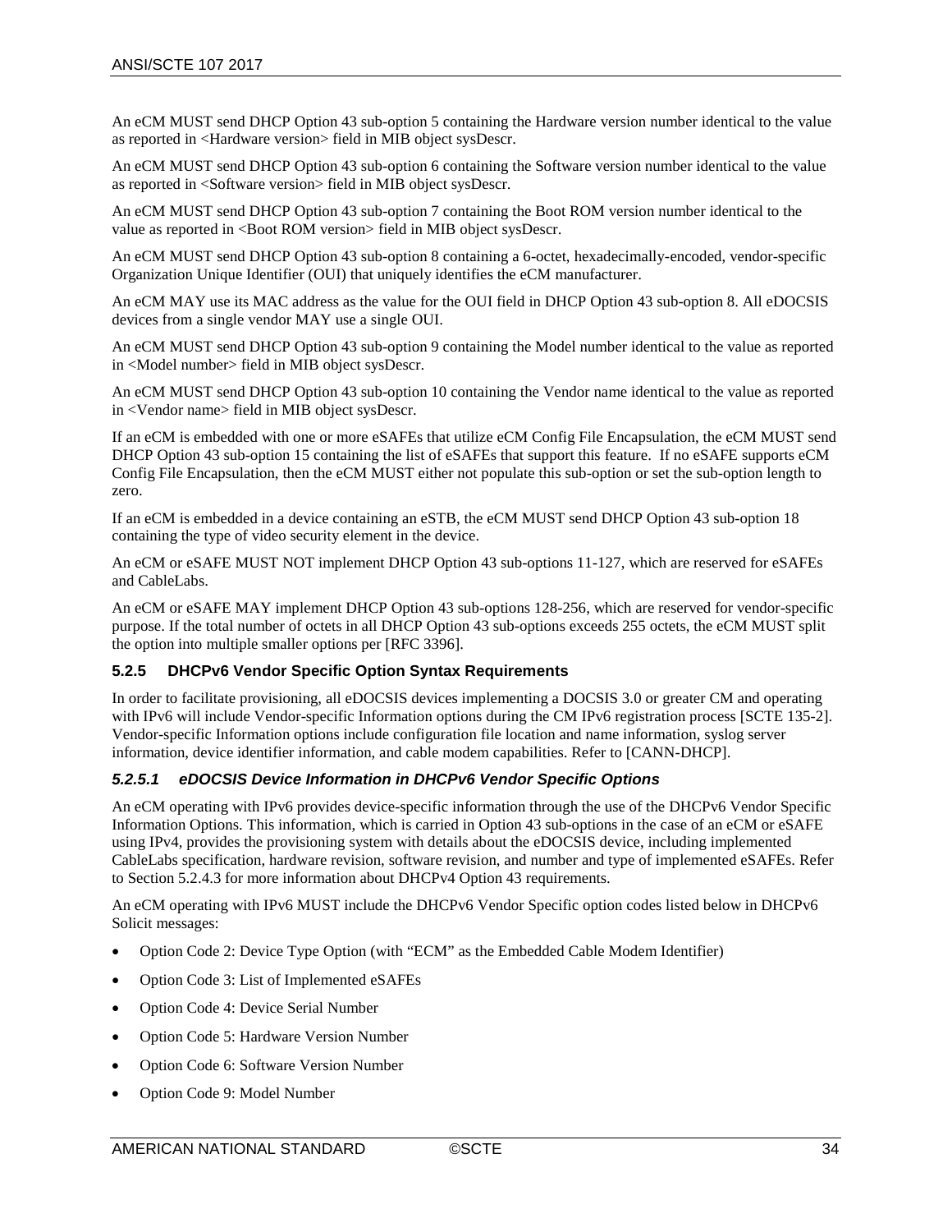An eCM MUST send DHCP Option 43 sub-option 5 containing the Hardware version number identical to the value as reported in <Hardware version> field in MIB object sysDescr.

An eCM MUST send DHCP Option 43 sub-option 6 containing the Software version number identical to the value as reported in <Software version> field in MIB object sysDescr.

An eCM MUST send DHCP Option 43 sub-option 7 containing the Boot ROM version number identical to the value as reported in <Boot ROM version> field in MIB object sysDescr.

An eCM MUST send DHCP Option 43 sub-option 8 containing a 6-octet, hexadecimally-encoded, vendor-specific Organization Unique Identifier (OUI) that uniquely identifies the eCM manufacturer.

An eCM MAY use its MAC address as the value for the OUI field in DHCP Option 43 sub-option 8. All eDOCSIS devices from a single vendor MAY use a single OUI.

An eCM MUST send DHCP Option 43 sub-option 9 containing the Model number identical to the value as reported in <Model number> field in MIB object sysDescr.

An eCM MUST send DHCP Option 43 sub-option 10 containing the Vendor name identical to the value as reported in <Vendor name> field in MIB object sysDescr.

If an eCM is embedded with one or more eSAFEs that utilize eCM Config File Encapsulation, the eCM MUST send DHCP Option 43 sub-option 15 containing the list of eSAFEs that support this feature. If no eSAFE supports eCM Config File Encapsulation, then the eCM MUST either not populate this sub-option or set the sub-option length to zero.

If an eCM is embedded in a device containing an eSTB, the eCM MUST send DHCP Option 43 sub-option 18 containing the type of video security element in the device.

An eCM or eSAFE MUST NOT implement DHCP Option 43 sub-options 11-127, which are reserved for eSAFEs and CableLabs.

An eCM or eSAFE MAY implement DHCP Option 43 sub-options 128-256, which are reserved for vendor-specific purpose. If the total number of octets in all DHCP Option 43 sub-options exceeds 255 octets, the eCM MUST split the option into multiple smaller options per [RFC 3396].

### 5.2.5 DHCPv6 Vendor Specific Option Syntax Requirements

In order to facilitate provisioning, all eDOCSIS devices implementing a DOCSIS 3.0 or greater CM and operating with IPv6 will include Vendor-specific Information options during the CM IPv6 registration process [SCTE 135-2]. Vendor-specific Information options include configuration file location and name information, syslog server information, device identifier information, and cable modem capabilities. Refer to [CANN-DHCP].

#### *5.2.5.1 eDOCSIS Device Information in DHCPv6 Vendor Specific Options*

An eCM operating with IPv6 provides device-specific information through the use of the DHCPv6 Vendor Specific Information Options. This information, which is carried in Option 43 sub-options in the case of an eCM or eSAFE using IPv4, provides the provisioning system with details about the eDOCSIS device, including implemented CableLabs specification, hardware revision, software revision, and number and type of implemented eSAFEs. Refer to Section 5.2.4.3 for more information about DHCPv4 Option 43 requirements.

An eCM operating with IPv6 MUST include the DHCPv6 Vendor Specific option codes listed below in DHCPv6 Solicit messages:

- Option Code 2: Device Type Option (with "ECM" as the Embedded Cable Modem Identifier)
- Option Code 3: List of Implemented eSAFEs
- Option Code 4: Device Serial Number
- Option Code 5: Hardware Version Number
- Option Code 6: Software Version Number
- Option Code 9: Model Number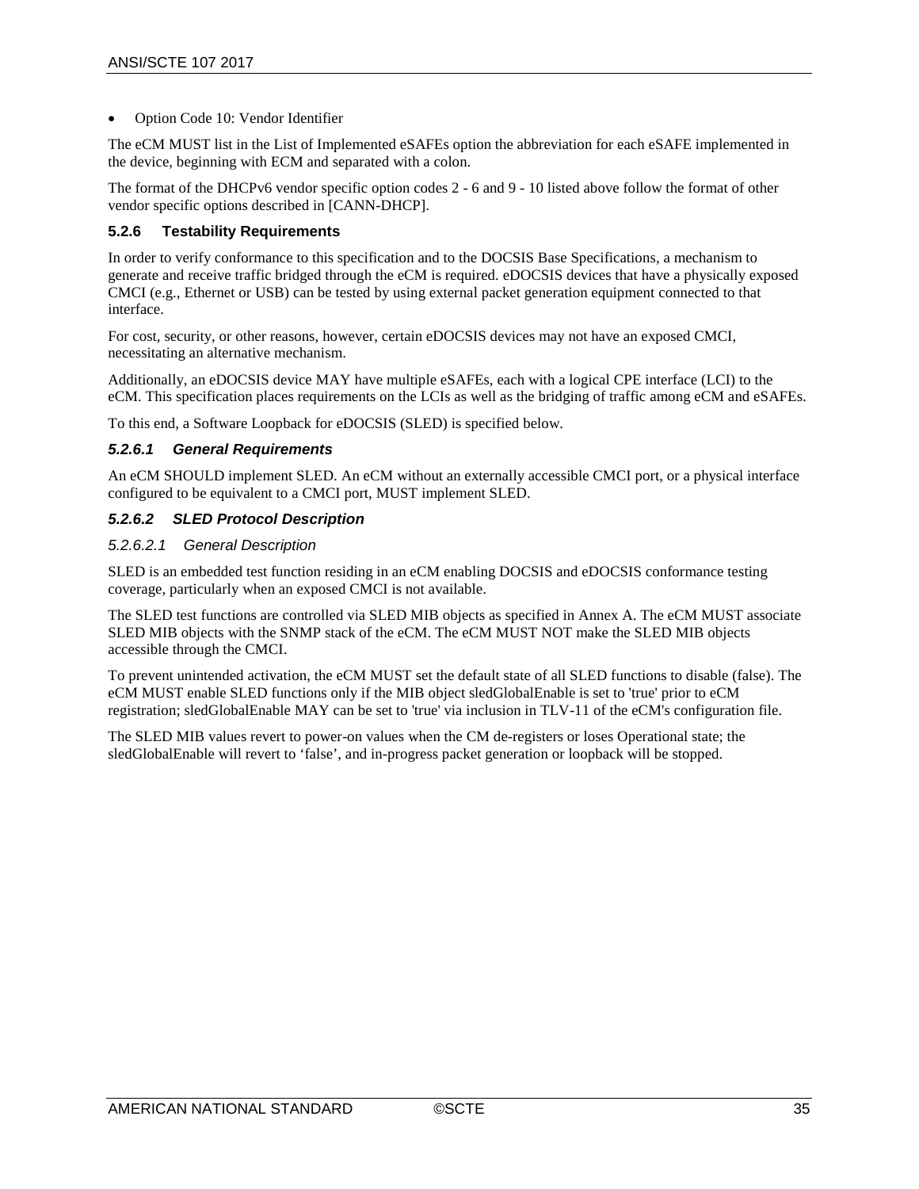- Option Code 10: Vendor Identifier

The eCM MUST list in the List of Implemented eSAFEs option the abbreviation for each eSAFE implemented in the device, beginning with ECM and separated with a colon.

The format of the DHCPv6 vendor specific option codes 2 - 6 and 9 - 10 listed above follow the format of other vendor specific options described in [CANN-DHCP].

### 5.2.6 Testability Requirements

In order to verify conformance to this specification and to the DOCSIS Base Specifications, a mechanism to generate and receive traffic bridged through the eCM is required. eDOCSIS devices that have a physically exposed CMCI (e.g., Ethernet or USB) can be tested by using external packet generation equipment connected to that interface.

For cost, security, or other reasons, however, certain eDOCSIS devices may not have an exposed CMCI, necessitating an alternative mechanism.

Additionally, an eDOCSIS device MAY have multiple eSAFEs, each with a logical CPE interface (LCI) to the eCM. This specification places requirements on the LCIs as well as the bridging of traffic among eCM and eSAFEs.

To this end, a Software Loopback for eDOCSIS (SLED) is specified below.

#### *5.2.6.1 General Requirements*

An eCM SHOULD implement SLED. An eCM without an externally accessible CMCI port, or a physical interface configured to be equivalent to a CMCI port, MUST implement SLED.

#### *5.2.6.2 SLED Protocol Description*

##### *5.2.6.2.1 General Description*

SLED is an embedded test function residing in an eCM enabling DOCSIS and eDOCSIS conformance testing coverage, particularly when an exposed CMCI is not available.

The SLED test functions are controlled via SLED MIB objects as specified in Annex A. The eCM MUST associate SLED MIB objects with the SNMP stack of the eCM. The eCM MUST NOT make the SLED MIB objects accessible through the CMCI.

To prevent unintended activation, the eCM MUST set the default state of all SLED functions to disable (false). The eCM MUST enable SLED functions only if the MIB object sledGlobalEnable is set to 'true' prior to eCM registration; sledGlobalEnable MAY can be set to 'true' via inclusion in TLV-11 of the eCM's configuration file.

The SLED MIB values revert to power-on values when the CM de-registers or loses Operational state; the sledGlobalEnable will revert to ‘false’, and in-progress packet generation or loopback will be stopped.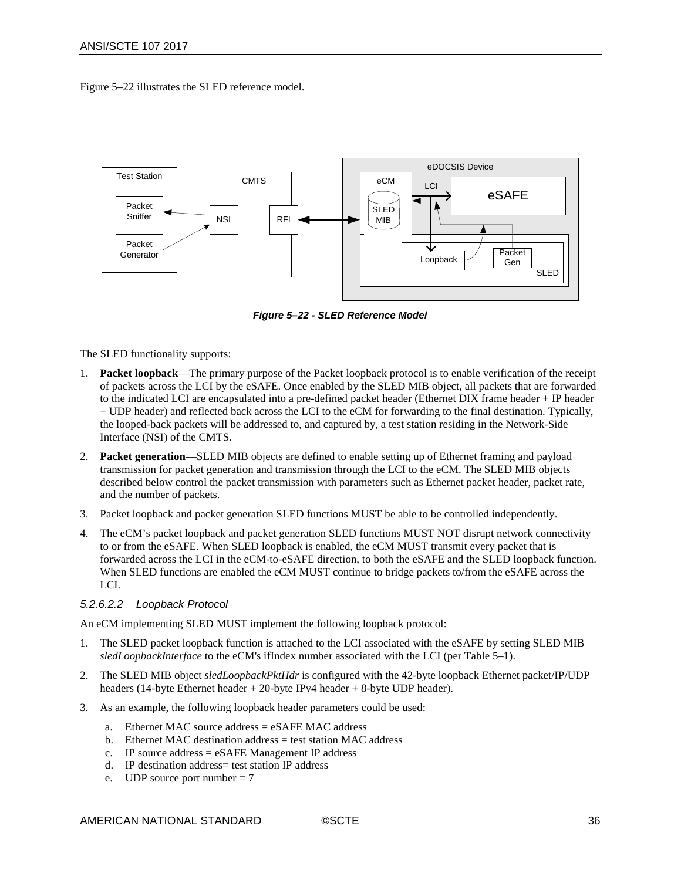Figure 5–22 illustrates the SLED reference model.

**Figure 5–22 - SLED Reference Model**

The SLED functionality supports:

1. **Packet loopback**—The primary purpose of the Packet loopback protocol is to enable verification of the receipt of packets across the LCI by the eSAFE. Once enabled by the SLED MIB object, all packets that are forwarded to the indicated LCI are encapsulated into a pre-defined packet header (Ethernet DIX frame header + IP header + UDP header) and reflected back across the LCI to the eCM for forwarding to the final destination. Typically, the looped-back packets will be addressed to, and captured by, a test station residing in the Network-Side Interface (NSI) of the CMTS.
2. **Packet generation**—SLED MIB objects are defined to enable setting up of Ethernet framing and payload transmission for packet generation and transmission through the LCI to the eCM. The SLED MIB objects described below control the packet transmission with parameters such as Ethernet packet header, packet rate, and the number of packets.
3. Packet loopback and packet generation SLED functions MUST be able to be controlled independently.
4. The eCM's packet loopback and packet generation SLED functions MUST NOT disrupt network connectivity to or from the eSAFE. When SLED loopback is enabled, the eCM MUST transmit every packet that is forwarded across the LCI in the eCM-to-eSAFE direction, to both the eSAFE and the SLED loopback function. When SLED functions are enabled the eCM MUST continue to bridge packets to/from the eSAFE across the LCI.

#### *5.2.6.2.2 Loopback Protocol*

An eCM implementing SLED MUST implement the following loopback protocol:

1. The SLED packet loopback function is attached to the LCI associated with the eSAFE by setting SLED MIB *sledLoopbackInterface* to the eCM's ifIndex number associated with the LCI (per Table 5–1).
2. The SLED MIB object *sledLoopbackPktHdr* is configured with the 42-byte loopback Ethernet packet/IP/UDP headers (14-byte Ethernet header + 20-byte IPv4 header + 8-byte UDP header).
3. As an example, the following loopback header parameters could be used:
   a. Ethernet MAC source address = eSAFE MAC address
   b. Ethernet MAC destination address = test station MAC address
   c. IP source address = eSAFE Management IP address
   d. IP destination address= test station IP address
   e. UDP source port number = 7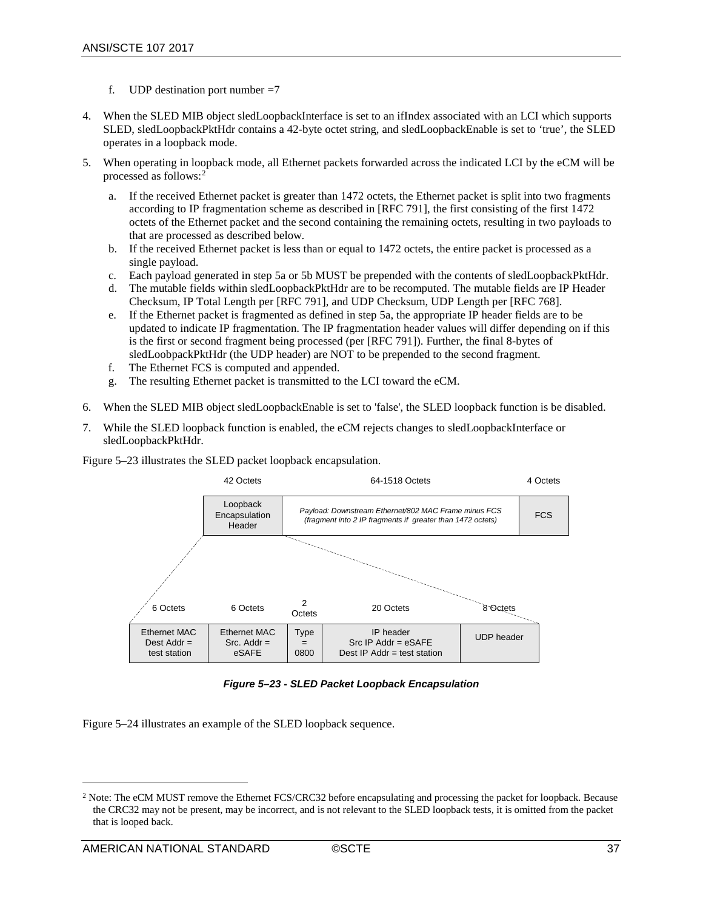f. UDP destination port number =7

4. When the SLED MIB object sledLoopbackInterface is set to an ifIndex associated with an LCI which supports SLED, sledLoopbackPktHdr contains a 42-byte octet string, and sledLoopbackEnable is set to 'true', the SLED operates in a loopback mode.

5. When operating in loopback mode, all Ethernet packets forwarded across the indicated LCI by the eCM will be processed as follows:[2]

   a. If the received Ethernet packet is greater than 1472 octets, the Ethernet packet is split into two fragments according to IP fragmentation scheme as described in [RFC 791], the first consisting of the first 1472 octets of the Ethernet packet and the second containing the remaining octets, resulting in two payloads to that are processed as described below.
   b. If the received Ethernet packet is less than or equal to 1472 octets, the entire packet is processed as a single payload.
   c. Each payload generated in step 5a or 5b MUST be prepended with the contents of sledLoopbackPktHdr.
   d. The mutable fields within sledLoopbackPktHdr are to be recomputed. The mutable fields are IP Header Checksum, IP Total Length per [RFC 791], and UDP Checksum, UDP Length per [RFC 768].
   e. If the Ethernet packet is fragmented as defined in step 5a, the appropriate IP header fields are to be updated to indicate IP fragmentation. The IP fragmentation header values will differ depending on if this is the first or second fragment being processed (per [RFC 791]). Further, the final 8-bytes of sledLoobpackPktHdr (the UDP header) are NOT to be prepended to the second fragment.
   f. The Ethernet FCS is computed and appended.
   g. The resulting Ethernet packet is transmitted to the LCI toward the eCM.

6. When the SLED MIB object sledLoopbackEnable is set to 'false', the SLED loopback function is be disabled.

7. While the SLED loopback function is enabled, the eCM rejects changes to sledLoopbackInterface or sledLoopbackPktHdr.

Figure 5–23 illustrates the SLED packet loopback encapsulation.

| 42 Octets | 64-1518 Octets | 4 Octets |
|---|---|---|
| Loopback Encapsulation Header | *Payload: Downstream Ethernet/802 MAC Frame minus FCS (fragment into 2 IP fragments if greater than 1472 octets)* | FCS |

| 6 Octets | 6 Octets | 2 Octets | 20 Octets | 8 Octets |
|---|---|---|---|---|
| Ethernet MAC Dest Addr = test station | Ethernet MAC Src. Addr = eSAFE | Type = 0800 | IP header Src IP Addr = eSAFE Dest IP Addr = test station | UDP header |

***Figure 5–23 - SLED Packet Loopback Encapsulation***

Figure 5–24 illustrates an example of the SLED loopback sequence.

[2] Note: The eCM MUST remove the Ethernet FCS/CRC32 before encapsulating and processing the packet for loopback. Because the CRC32 may not be present, may be incorrect, and is not relevant to the SLED loopback tests, it is omitted from the packet that is looped back.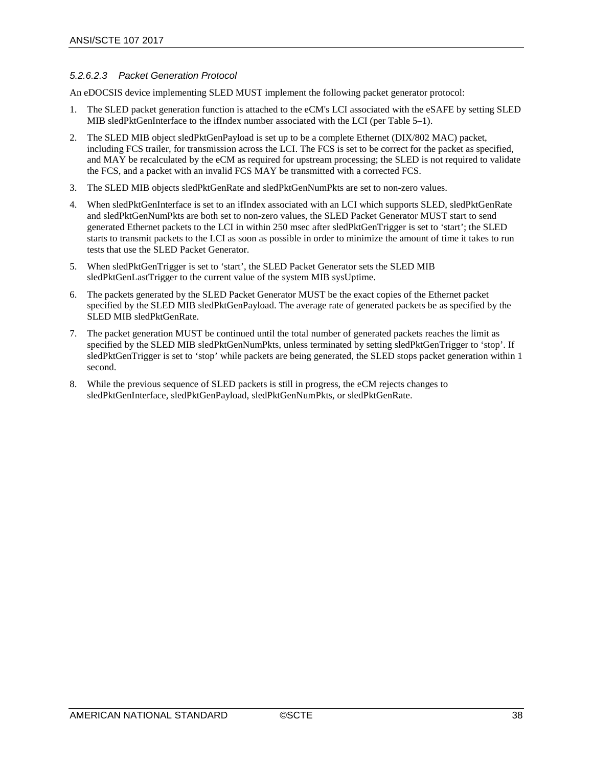##### *5.2.6.2.3 Packet Generation Protocol*

An eDOCSIS device implementing SLED MUST implement the following packet generator protocol:

1. The SLED packet generation function is attached to the eCM's LCI associated with the eSAFE by setting SLED MIB sledPktGenInterface to the ifIndex number associated with the LCI (per Table 5–1).
2. The SLED MIB object sledPktGenPayload is set up to be a complete Ethernet (DIX/802 MAC) packet, including FCS trailer, for transmission across the LCI. The FCS is set to be correct for the packet as specified, and MAY be recalculated by the eCM as required for upstream processing; the SLED is not required to validate the FCS, and a packet with an invalid FCS MAY be transmitted with a corrected FCS.
3. The SLED MIB objects sledPktGenRate and sledPktGenNumPkts are set to non-zero values.
4. When sledPktGenInterface is set to an ifIndex associated with an LCI which supports SLED, sledPktGenRate and sledPktGenNumPkts are both set to non-zero values, the SLED Packet Generator MUST start to send generated Ethernet packets to the LCI in within 250 msec after sledPktGenTrigger is set to 'start'; the SLED starts to transmit packets to the LCI as soon as possible in order to minimize the amount of time it takes to run tests that use the SLED Packet Generator.
5. When sledPktGenTrigger is set to 'start', the SLED Packet Generator sets the SLED MIB sledPktGenLastTrigger to the current value of the system MIB sysUptime.
6. The packets generated by the SLED Packet Generator MUST be the exact copies of the Ethernet packet specified by the SLED MIB sledPktGenPayload. The average rate of generated packets be as specified by the SLED MIB sledPktGenRate.
7. The packet generation MUST be continued until the total number of generated packets reaches the limit as specified by the SLED MIB sledPktGenNumPkts, unless terminated by setting sledPktGenTrigger to 'stop'. If sledPktGenTrigger is set to 'stop' while packets are being generated, the SLED stops packet generation within 1 second.
8. While the previous sequence of SLED packets is still in progress, the eCM rejects changes to sledPktGenInterface, sledPktGenPayload, sledPktGenNumPkts, or sledPktGenRate.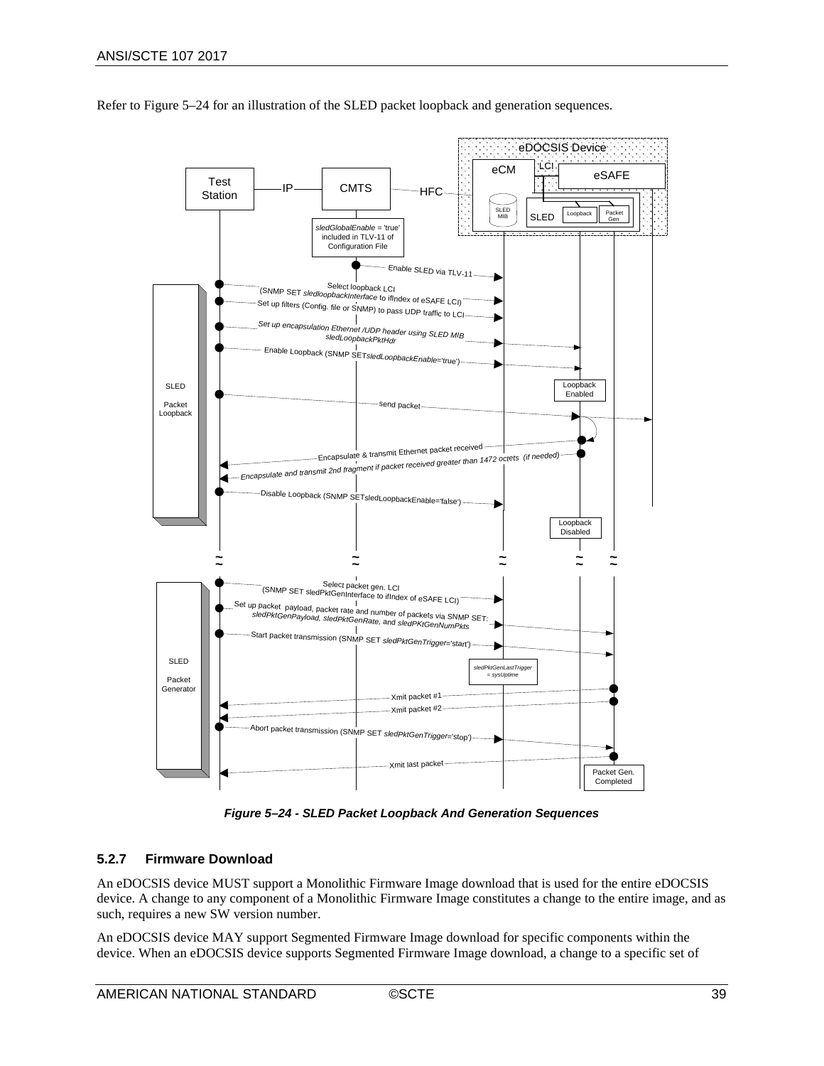Refer to Figure 5–24 for an illustration of the SLED packet loopback and generation sequences.

*Figure 5–24 - SLED Packet Loopback And Generation Sequences*

### 5.2.7 Firmware Download

An eDOCSIS device MUST support a Monolithic Firmware Image download that is used for the entire eDOCSIS device. A change to any component of a Monolithic Firmware Image constitutes a change to the entire image, and as such, requires a new SW version number.

An eDOCSIS device MAY support Segmented Firmware Image download for specific components within the device. When an eDOCSIS device supports Segmented Firmware Image download, a change to a specific set of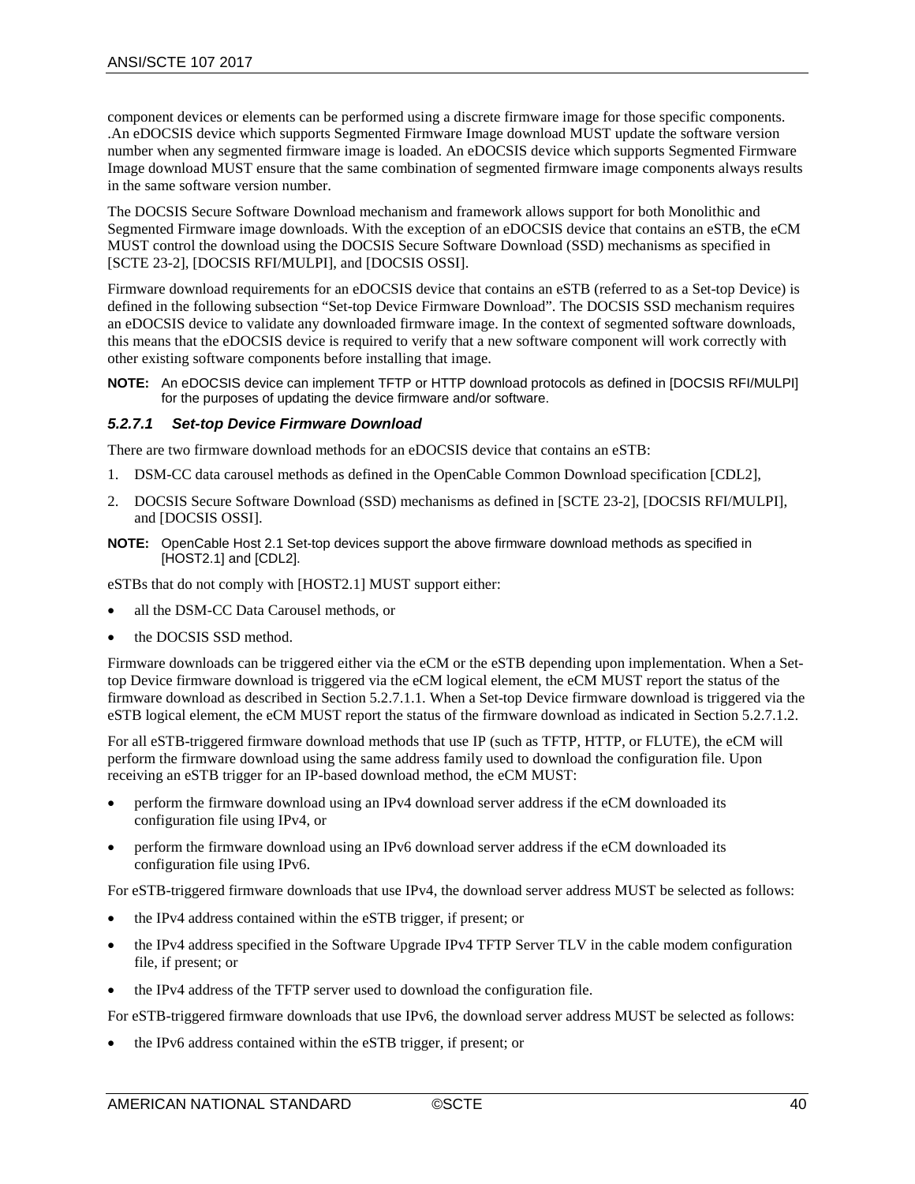component devices or elements can be performed using a discrete firmware image for those specific components. .An eDOCSIS device which supports Segmented Firmware Image download MUST update the software version number when any segmented firmware image is loaded. An eDOCSIS device which supports Segmented Firmware Image download MUST ensure that the same combination of segmented firmware image components always results in the same software version number.

The DOCSIS Secure Software Download mechanism and framework allows support for both Monolithic and Segmented Firmware image downloads. With the exception of an eDOCSIS device that contains an eSTB, the eCM MUST control the download using the DOCSIS Secure Software Download (SSD) mechanisms as specified in [SCTE 23-2], [DOCSIS RFI/MULPI], and [DOCSIS OSSI].

Firmware download requirements for an eDOCSIS device that contains an eSTB (referred to as a Set-top Device) is defined in the following subsection "Set-top Device Firmware Download". The DOCSIS SSD mechanism requires an eDOCSIS device to validate any downloaded firmware image. In the context of segmented software downloads, this means that the eDOCSIS device is required to verify that a new software component will work correctly with other existing software components before installing that image.

**NOTE:** An eDOCSIS device can implement TFTP or HTTP download protocols as defined in [DOCSIS RFI/MULPI] for the purposes of updating the device firmware and/or software.

#### *5.2.7.1 Set-top Device Firmware Download*

There are two firmware download methods for an eDOCSIS device that contains an eSTB:

1. DSM-CC data carousel methods as defined in the OpenCable Common Download specification [CDL2],
2. DOCSIS Secure Software Download (SSD) mechanisms as defined in [SCTE 23-2], [DOCSIS RFI/MULPI], and [DOCSIS OSSI].

**NOTE:** OpenCable Host 2.1 Set-top devices support the above firmware download methods as specified in [HOST2.1] and [CDL2].

eSTBs that do not comply with [HOST2.1] MUST support either:

- all the DSM-CC Data Carousel methods, or
- the DOCSIS SSD method.

Firmware downloads can be triggered either via the eCM or the eSTB depending upon implementation. When a Set-top Device firmware download is triggered via the eCM logical element, the eCM MUST report the status of the firmware download as described in Section 5.2.7.1.1. When a Set-top Device firmware download is triggered via the eSTB logical element, the eCM MUST report the status of the firmware download as indicated in Section 5.2.7.1.2.

For all eSTB-triggered firmware download methods that use IP (such as TFTP, HTTP, or FLUTE), the eCM will perform the firmware download using the same address family used to download the configuration file. Upon receiving an eSTB trigger for an IP-based download method, the eCM MUST:

- perform the firmware download using an IPv4 download server address if the eCM downloaded its configuration file using IPv4, or
- perform the firmware download using an IPv6 download server address if the eCM downloaded its configuration file using IPv6.

For eSTB-triggered firmware downloads that use IPv4, the download server address MUST be selected as follows:

- the IPv4 address contained within the eSTB trigger, if present; or
- the IPv4 address specified in the Software Upgrade IPv4 TFTP Server TLV in the cable modem configuration file, if present; or
- the IPv4 address of the TFTP server used to download the configuration file.

For eSTB-triggered firmware downloads that use IPv6, the download server address MUST be selected as follows:

- the IPv6 address contained within the eSTB trigger, if present; or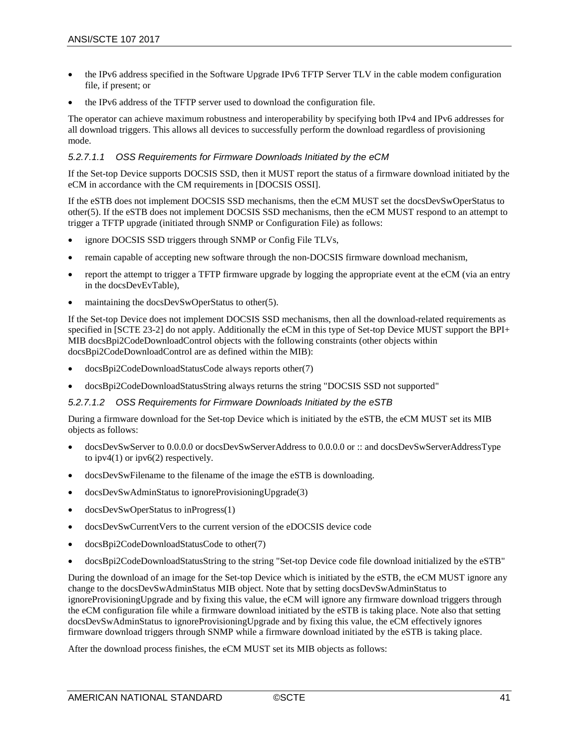- the IPv6 address specified in the Software Upgrade IPv6 TFTP Server TLV in the cable modem configuration file, if present; or
- the IPv6 address of the TFTP server used to download the configuration file.

The operator can achieve maximum robustness and interoperability by specifying both IPv4 and IPv6 addresses for all download triggers. This allows all devices to successfully perform the download regardless of provisioning mode.

##### *5.2.7.1.1 OSS Requirements for Firmware Downloads Initiated by the eCM*

If the Set-top Device supports DOCSIS SSD, then it MUST report the status of a firmware download initiated by the eCM in accordance with the CM requirements in [DOCSIS OSSI].

If the eSTB does not implement DOCSIS SSD mechanisms, then the eCM MUST set the docsDevSwOperStatus to other(5). If the eSTB does not implement DOCSIS SSD mechanisms, then the eCM MUST respond to an attempt to trigger a TFTP upgrade (initiated through SNMP or Configuration File) as follows:

- ignore DOCSIS SSD triggers through SNMP or Config File TLVs,
- remain capable of accepting new software through the non-DOCSIS firmware download mechanism,
- report the attempt to trigger a TFTP firmware upgrade by logging the appropriate event at the eCM (via an entry in the docsDevEvTable),
- maintaining the docsDevSwOperStatus to other(5).

If the Set-top Device does not implement DOCSIS SSD mechanisms, then all the download-related requirements as specified in [SCTE 23-2] do not apply. Additionally the eCM in this type of Set-top Device MUST support the BPI+ MIB docsBpi2CodeDownloadControl objects with the following constraints (other objects within docsBpi2CodeDownloadControl are as defined within the MIB):

- docsBpi2CodeDownloadStatusCode always reports other(7)
- docsBpi2CodeDownloadStatusString always returns the string "DOCSIS SSD not supported"

##### *5.2.7.1.2 OSS Requirements for Firmware Downloads Initiated by the eSTB*

During a firmware download for the Set-top Device which is initiated by the eSTB, the eCM MUST set its MIB objects as follows:

- docsDevSwServer to 0.0.0.0 or docsDevSwServerAddress to 0.0.0.0 or :: and docsDevSwServerAddressType to ipv4(1) or ipv6(2) respectively.
- docsDevSwFilename to the filename of the image the eSTB is downloading.
- docsDevSwAdminStatus to ignoreProvisioningUpgrade(3)
- docsDevSwOperStatus to inProgress(1)
- docsDevSwCurrentVers to the current version of the eDOCSIS device code
- docsBpi2CodeDownloadStatusCode to other(7)
- docsBpi2CodeDownloadStatusString to the string "Set-top Device code file download initialized by the eSTB"

During the download of an image for the Set-top Device which is initiated by the eSTB, the eCM MUST ignore any change to the docsDevSwAdminStatus MIB object. Note that by setting docsDevSwAdminStatus to ignoreProvisioningUpgrade and by fixing this value, the eCM will ignore any firmware download triggers through the eCM configuration file while a firmware download initiated by the eSTB is taking place. Note also that setting docsDevSwAdminStatus to ignoreProvisioningUpgrade and by fixing this value, the eCM effectively ignores firmware download triggers through SNMP while a firmware download initiated by the eSTB is taking place.

After the download process finishes, the eCM MUST set its MIB objects as follows: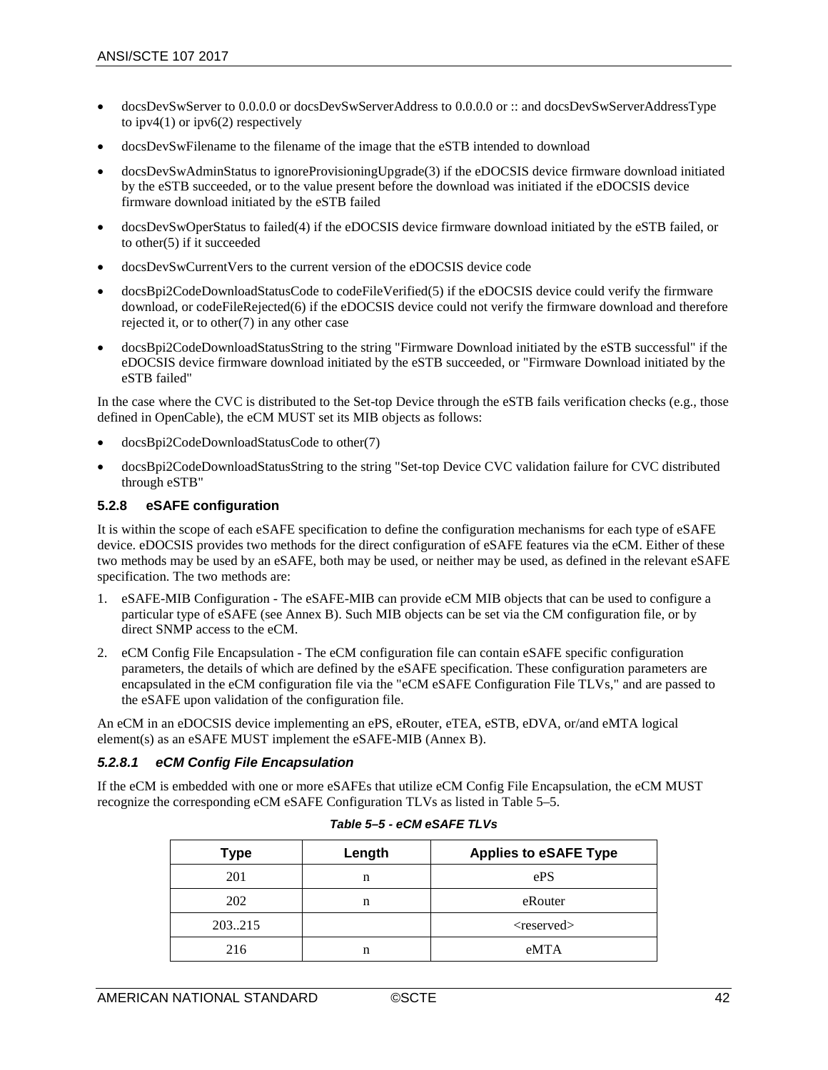- docsDevSwServer to 0.0.0.0 or docsDevSwServerAddress to 0.0.0.0 or :: and docsDevSwServerAddressType to ipv4(1) or ipv6(2) respectively
- docsDevSwFilename to the filename of the image that the eSTB intended to download
- docsDevSwAdminStatus to ignoreProvisioningUpgrade(3) if the eDOCSIS device firmware download initiated by the eSTB succeeded, or to the value present before the download was initiated if the eDOCSIS device firmware download initiated by the eSTB failed
- docsDevSwOperStatus to failed(4) if the eDOCSIS device firmware download initiated by the eSTB failed, or to other(5) if it succeeded
- docsDevSwCurrentVers to the current version of the eDOCSIS device code
- docsBpi2CodeDownloadStatusCode to codeFileVerified(5) if the eDOCSIS device could verify the firmware download, or codeFileRejected(6) if the eDOCSIS device could not verify the firmware download and therefore rejected it, or to other(7) in any other case
- docsBpi2CodeDownloadStatusString to the string "Firmware Download initiated by the eSTB successful" if the eDOCSIS device firmware download initiated by the eSTB succeeded, or "Firmware Download initiated by the eSTB failed"

In the case where the CVC is distributed to the Set-top Device through the eSTB fails verification checks (e.g., those defined in OpenCable), the eCM MUST set its MIB objects as follows:

- docsBpi2CodeDownloadStatusCode to other(7)
- docsBpi2CodeDownloadStatusString to the string "Set-top Device CVC validation failure for CVC distributed through eSTB"

### 5.2.8 eSAFE configuration

It is within the scope of each eSAFE specification to define the configuration mechanisms for each type of eSAFE device. eDOCSIS provides two methods for the direct configuration of eSAFE features via the eCM. Either of these two methods may be used by an eSAFE, both may be used, or neither may be used, as defined in the relevant eSAFE specification. The two methods are:

1. eSAFE-MIB Configuration - The eSAFE-MIB can provide eCM MIB objects that can be used to configure a particular type of eSAFE (see Annex B). Such MIB objects can be set via the CM configuration file, or by direct SNMP access to the eCM.
2. eCM Config File Encapsulation - The eCM configuration file can contain eSAFE specific configuration parameters, the details of which are defined by the eSAFE specification. These configuration parameters are encapsulated in the eCM configuration file via the "eCM eSAFE Configuration File TLVs," and are passed to the eSAFE upon validation of the configuration file.

An eCM in an eDOCSIS device implementing an ePS, eRouter, eTEA, eSTB, eDVA, or/and eMTA logical element(s) as an eSAFE MUST implement the eSAFE-MIB (Annex B).

#### *5.2.8.1 eCM Config File Encapsulation*

If the eCM is embedded with one or more eSAFEs that utilize eCM Config File Encapsulation, the eCM MUST recognize the corresponding eCM eSAFE Configuration TLVs as listed in Table 5–5.

***Table 5–5 - eCM eSAFE TLVs***

| Type | Length | Applies to eSAFE Type |
|---|---|---|
| 201 | n | ePS |
| 202 | n | eRouter |
| 203..215 | | <reserved> |
| 216 | n | eMTA |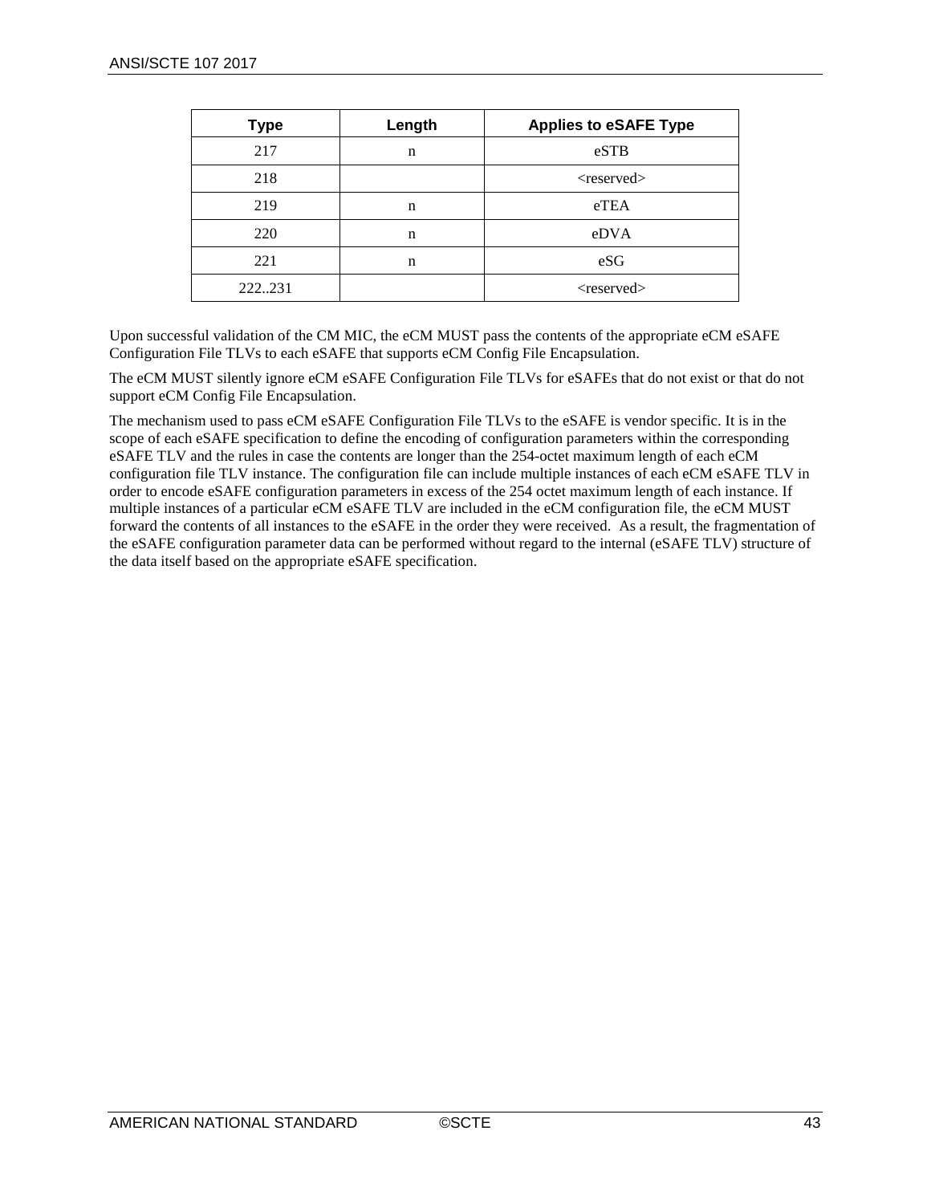| Type | Length | Applies to eSAFE Type |
| --- | --- | --- |
| 217 | n | eSTB |
| 218 | | <reserved> |
| 219 | n | eTEA |
| 220 | n | eDVA |
| 221 | n | eSG |
| 222..231 | | <reserved> |

Upon successful validation of the CM MIC, the eCM MUST pass the contents of the appropriate eCM eSAFE Configuration File TLVs to each eSAFE that supports eCM Config File Encapsulation.

The eCM MUST silently ignore eCM eSAFE Configuration File TLVs for eSAFEs that do not exist or that do not support eCM Config File Encapsulation.

The mechanism used to pass eCM eSAFE Configuration File TLVs to the eSAFE is vendor specific. It is in the scope of each eSAFE specification to define the encoding of configuration parameters within the corresponding eSAFE TLV and the rules in case the contents are longer than the 254-octet maximum length of each eCM configuration file TLV instance. The configuration file can include multiple instances of each eCM eSAFE TLV in order to encode eSAFE configuration parameters in excess of the 254 octet maximum length of each instance. If multiple instances of a particular eCM eSAFE TLV are included in the eCM configuration file, the eCM MUST forward the contents of all instances to the eSAFE in the order they were received. As a result, the fragmentation of the eSAFE configuration parameter data can be performed without regard to the internal (eSAFE TLV) structure of the data itself based on the appropriate eSAFE specification.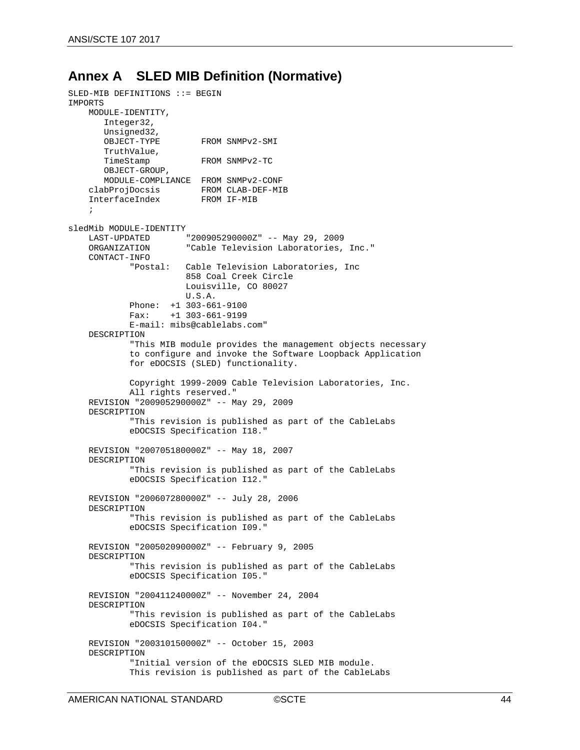# Annex A SLED MIB Definition (Normative)

```
SLED-MIB DEFINITIONS ::= BEGIN
IMPORTS
    MODULE-IDENTITY,
       Integer32,
       Unsigned32,
       OBJECT-TYPE        FROM SNMPv2-SMI
       TruthValue,
       TimeStamp          FROM SNMPv2-TC
       OBJECT-GROUP,
       MODULE-COMPLIANCE  FROM SNMPv2-CONF
    clabProjDocsis        FROM CLAB-DEF-MIB
    InterfaceIndex        FROM IF-MIB
    ;

sledMib MODULE-IDENTITY
    LAST-UPDATED       "200905290000Z" -- May 29, 2009
    ORGANIZATION       "Cable Television Laboratories, Inc."
    CONTACT-INFO
            "Postal:   Cable Television Laboratories, Inc
                       858 Coal Creek Circle
                       Louisville, CO 80027
                       U.S.A.
            Phone:  +1 303-661-9100
            Fax:    +1 303-661-9199
            E-mail: mibs@cablelabs.com"
    DESCRIPTION
            "This MIB module provides the management objects necessary
            to configure and invoke the Software Loopback Application
            for eDOCSIS (SLED) functionality.

            Copyright 1999-2009 Cable Television Laboratories, Inc.
            All rights reserved."
    REVISION "200905290000Z" -- May 29, 2009
    DESCRIPTION
            "This revision is published as part of the CableLabs
            eDOCSIS Specification I18."

    REVISION "200705180000Z" -- May 18, 2007
    DESCRIPTION
            "This revision is published as part of the CableLabs
            eDOCSIS Specification I12."

    REVISION "200607280000Z" -- July 28, 2006
    DESCRIPTION
            "This revision is published as part of the CableLabs
            eDOCSIS Specification I09."

    REVISION "200502090000Z" -- February 9, 2005
    DESCRIPTION
            "This revision is published as part of the CableLabs
            eDOCSIS Specification I05."

    REVISION "200411240000Z" -- November 24, 2004
    DESCRIPTION
            "This revision is published as part of the CableLabs
            eDOCSIS Specification I04."

    REVISION "200310150000Z" -- October 15, 2003
    DESCRIPTION
            "Initial version of the eDOCSIS SLED MIB module.
            This revision is published as part of the CableLabs
```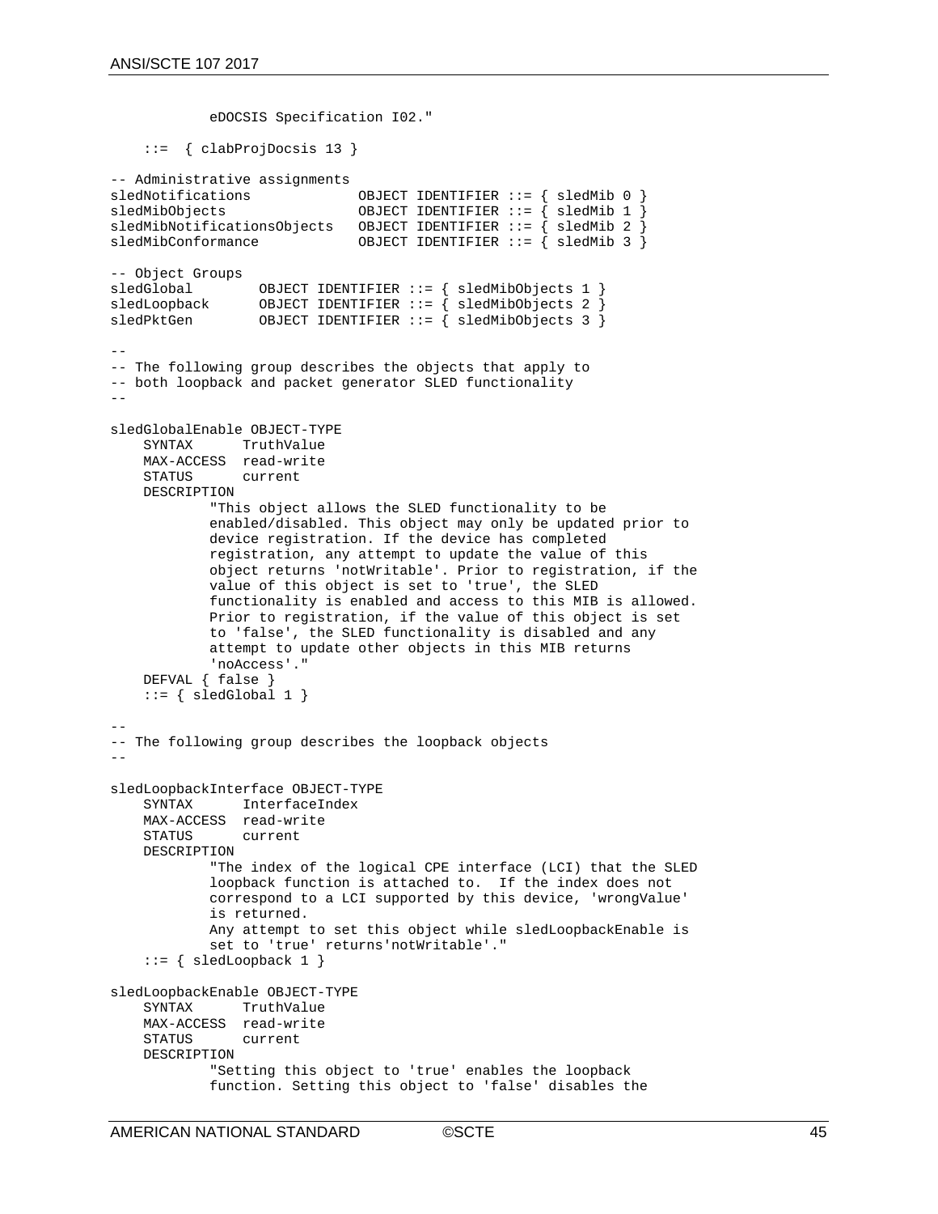```
            eDOCSIS Specification I02."

    ::=  { clabProjDocsis 13 }

-- Administrative assignments
sledNotifications             OBJECT IDENTIFIER ::= { sledMib 0 }
sledMibObjects                OBJECT IDENTIFIER ::= { sledMib 1 }
sledMibNotificationsObjects   OBJECT IDENTIFIER ::= { sledMib 2 }
sledMibConformance            OBJECT IDENTIFIER ::= { sledMib 3 }

-- Object Groups
sledGlobal        OBJECT IDENTIFIER ::= { sledMibObjects 1 }
sledLoopback      OBJECT IDENTIFIER ::= { sledMibObjects 2 }
sledPktGen        OBJECT IDENTIFIER ::= { sledMibObjects 3 }

--
-- The following group describes the objects that apply to
-- both loopback and packet generator SLED functionality
--

sledGlobalEnable OBJECT-TYPE
    SYNTAX      TruthValue
    MAX-ACCESS  read-write
    STATUS      current
    DESCRIPTION
            "This object allows the SLED functionality to be
            enabled/disabled. This object may only be updated prior to
            device registration. If the device has completed
            registration, any attempt to update the value of this
            object returns 'notWritable'. Prior to registration, if the
            value of this object is set to 'true', the SLED
            functionality is enabled and access to this MIB is allowed.
            Prior to registration, if the value of this object is set
            to 'false', the SLED functionality is disabled and any
            attempt to update other objects in this MIB returns
            'noAccess'."
    DEFVAL { false }
    ::= { sledGlobal 1 }

--
-- The following group describes the loopback objects
--

sledLoopbackInterface OBJECT-TYPE
    SYNTAX      InterfaceIndex
    MAX-ACCESS  read-write
    STATUS      current
    DESCRIPTION
            "The index of the logical CPE interface (LCI) that the SLED
            loopback function is attached to.  If the index does not
            correspond to a LCI supported by this device, 'wrongValue'
            is returned.
            Any attempt to set this object while sledLoopbackEnable is
            set to 'true' returns'notWritable'."
    ::= { sledLoopback 1 }

sledLoopbackEnable OBJECT-TYPE
    SYNTAX      TruthValue
    MAX-ACCESS  read-write
    STATUS      current
    DESCRIPTION
            "Setting this object to 'true' enables the loopback
            function. Setting this object to 'false' disables the
```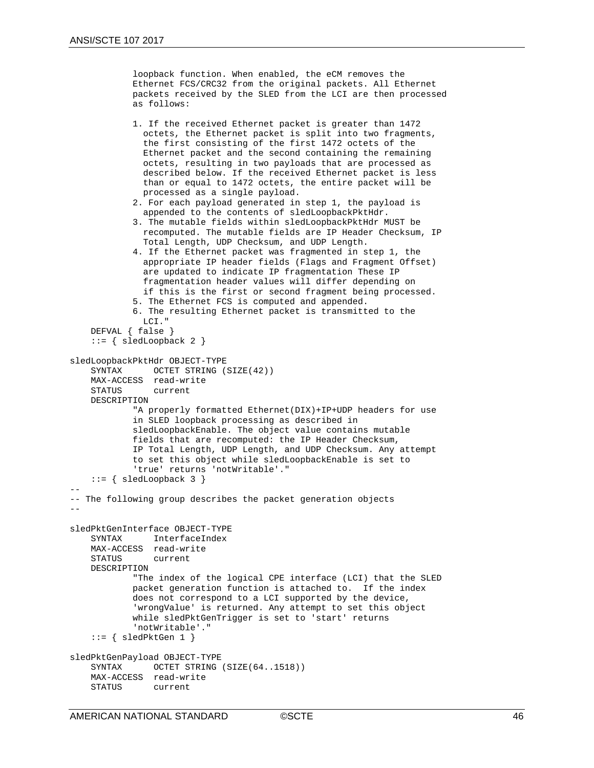```
            loopback function. When enabled, the eCM removes the
            Ethernet FCS/CRC32 from the original packets. All Ethernet
            packets received by the SLED from the LCI are then processed
            as follows:

            1. If the received Ethernet packet is greater than 1472
              octets, the Ethernet packet is split into two fragments,
              the first consisting of the first 1472 octets of the
              Ethernet packet and the second containing the remaining
              octets, resulting in two payloads that are processed as
              described below. If the received Ethernet packet is less
              than or equal to 1472 octets, the entire packet will be
              processed as a single payload.
            2. For each payload generated in step 1, the payload is
              appended to the contents of sledLoopbackPktHdr.
            3. The mutable fields within sledLoopbackPktHdr MUST be
              recomputed. The mutable fields are IP Header Checksum, IP
              Total Length, UDP Checksum, and UDP Length.
            4. If the Ethernet packet was fragmented in step 1, the
              appropriate IP header fields (Flags and Fragment Offset)
              are updated to indicate IP fragmentation These IP
              fragmentation header values will differ depending on
              if this is the first or second fragment being processed.
            5. The Ethernet FCS is computed and appended.
            6. The resulting Ethernet packet is transmitted to the
              LCI."
    DEFVAL { false }
    ::= { sledLoopback 2 }

sledLoopbackPktHdr OBJECT-TYPE
    SYNTAX      OCTET STRING (SIZE(42))
    MAX-ACCESS  read-write
    STATUS      current
    DESCRIPTION
            "A properly formatted Ethernet(DIX)+IP+UDP headers for use
            in SLED loopback processing as described in
            sledLoopbackEnable. The object value contains mutable
            fields that are recomputed: the IP Header Checksum,
            IP Total Length, UDP Length, and UDP Checksum. Any attempt
            to set this object while sledLoopbackEnable is set to
            'true' returns 'notWritable'."
    ::= { sledLoopback 3 }
--
-- The following group describes the packet generation objects
--

sledPktGenInterface OBJECT-TYPE
    SYNTAX      InterfaceIndex
    MAX-ACCESS  read-write
    STATUS      current
    DESCRIPTION
            "The index of the logical CPE interface (LCI) that the SLED
            packet generation function is attached to.  If the index
            does not correspond to a LCI supported by the device,
            'wrongValue' is returned. Any attempt to set this object
            while sledPktGenTrigger is set to 'start' returns
            'notWritable'."
    ::= { sledPktGen 1 }

sledPktGenPayload OBJECT-TYPE
    SYNTAX      OCTET STRING (SIZE(64..1518))
    MAX-ACCESS  read-write
    STATUS      current
```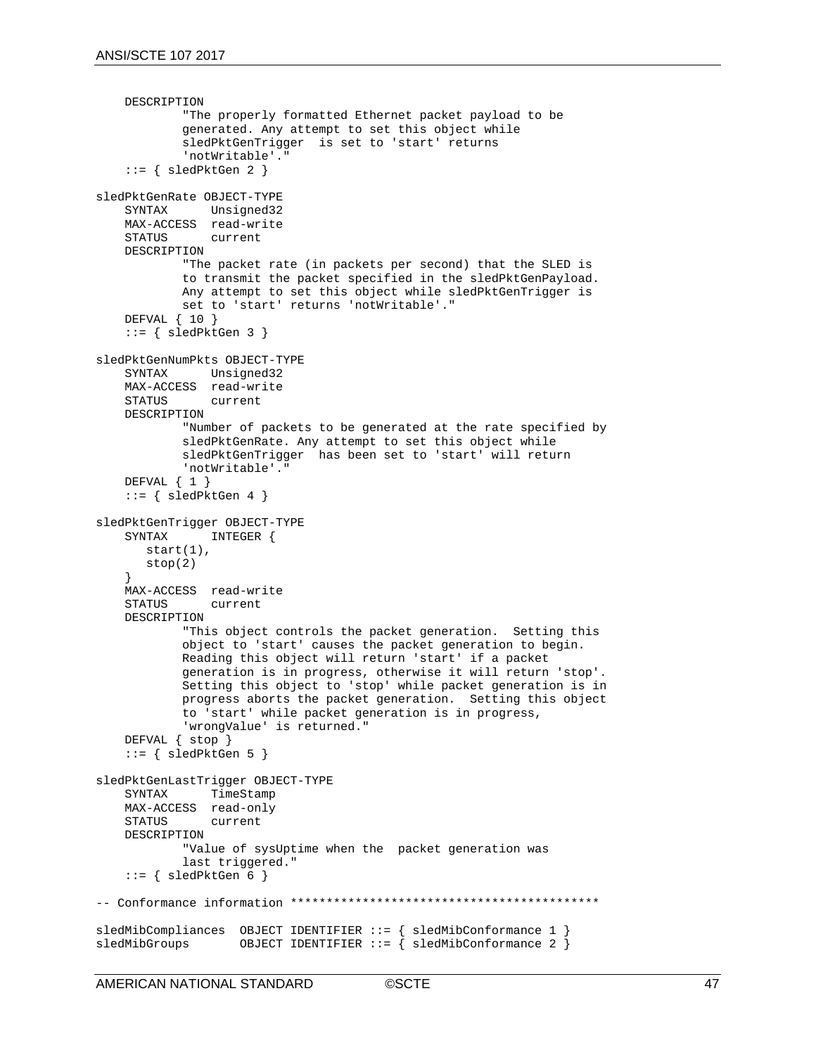```
    DESCRIPTION
            "The properly formatted Ethernet packet payload to be
            generated. Any attempt to set this object while
            sledPktGenTrigger  is set to 'start' returns
            'notWritable'."
    ::= { sledPktGen 2 }

sledPktGenRate OBJECT-TYPE
    SYNTAX      Unsigned32
    MAX-ACCESS  read-write
    STATUS      current
    DESCRIPTION
            "The packet rate (in packets per second) that the SLED is
            to transmit the packet specified in the sledPktGenPayload.
            Any attempt to set this object while sledPktGenTrigger is
            set to 'start' returns 'notWritable'."
    DEFVAL { 10 }
    ::= { sledPktGen 3 }

sledPktGenNumPkts OBJECT-TYPE
    SYNTAX      Unsigned32
    MAX-ACCESS  read-write
    STATUS      current
    DESCRIPTION
            "Number of packets to be generated at the rate specified by
            sledPktGenRate. Any attempt to set this object while
            sledPktGenTrigger  has been set to 'start' will return
            'notWritable'."
    DEFVAL { 1 }
    ::= { sledPktGen 4 }

sledPktGenTrigger OBJECT-TYPE
    SYNTAX      INTEGER {
       start(1),
       stop(2)
    }
    MAX-ACCESS  read-write
    STATUS      current
    DESCRIPTION
            "This object controls the packet generation.  Setting this
            object to 'start' causes the packet generation to begin.
            Reading this object will return 'start' if a packet
            generation is in progress, otherwise it will return 'stop'.
            Setting this object to 'stop' while packet generation is in
            progress aborts the packet generation.  Setting this object
            to 'start' while packet generation is in progress,
            'wrongValue' is returned."
    DEFVAL { stop }
    ::= { sledPktGen 5 }

sledPktGenLastTrigger OBJECT-TYPE
    SYNTAX      TimeStamp
    MAX-ACCESS  read-only
    STATUS      current
    DESCRIPTION
            "Value of sysUptime when the  packet generation was
            last triggered."
    ::= { sledPktGen 6 }

-- Conformance information *******************************************

sledMibCompliances  OBJECT IDENTIFIER ::= { sledMibConformance 1 }
sledMibGroups       OBJECT IDENTIFIER ::= { sledMibConformance 2 }
```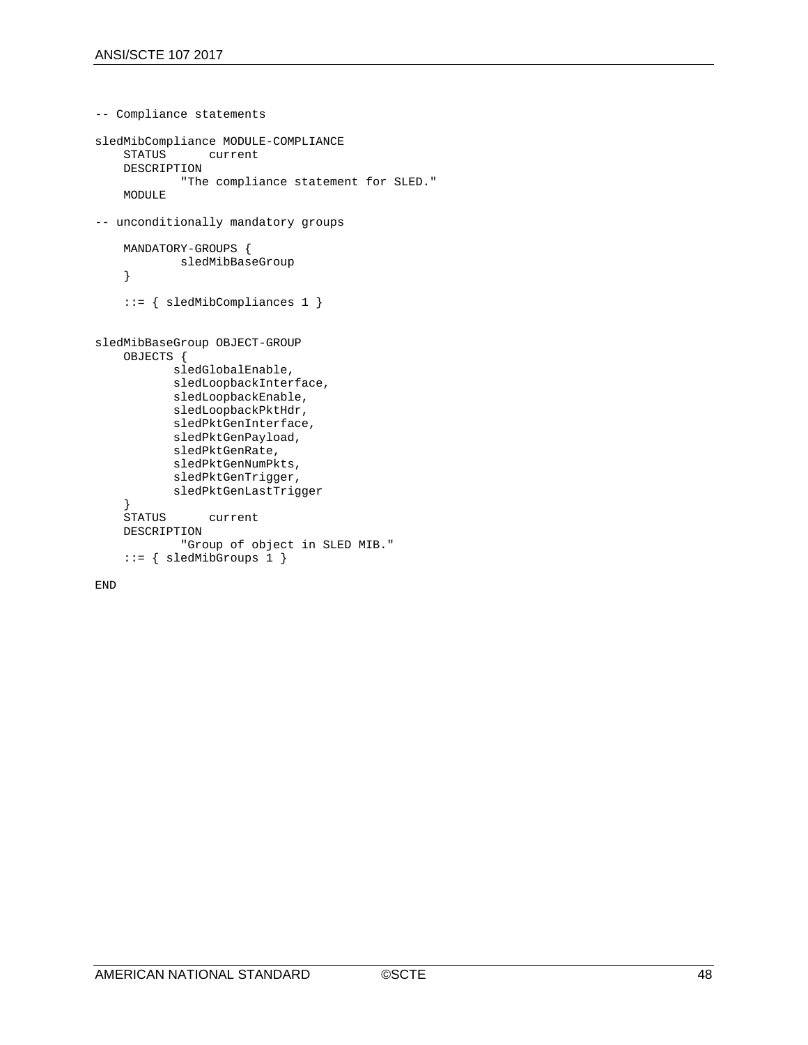```
-- Compliance statements

sledMibCompliance MODULE-COMPLIANCE
    STATUS      current
    DESCRIPTION
            "The compliance statement for SLED."
    MODULE

-- unconditionally mandatory groups

    MANDATORY-GROUPS {
            sledMibBaseGroup
    }

    ::= { sledMibCompliances 1 }


sledMibBaseGroup OBJECT-GROUP
    OBJECTS {
           sledGlobalEnable,
           sledLoopbackInterface,
           sledLoopbackEnable,
           sledLoopbackPktHdr,
           sledPktGenInterface,
           sledPktGenPayload,
           sledPktGenRate,
           sledPktGenNumPkts,
           sledPktGenTrigger,
           sledPktGenLastTrigger
    }
    STATUS      current
    DESCRIPTION
            "Group of object in SLED MIB."
    ::= { sledMibGroups 1 }

END
```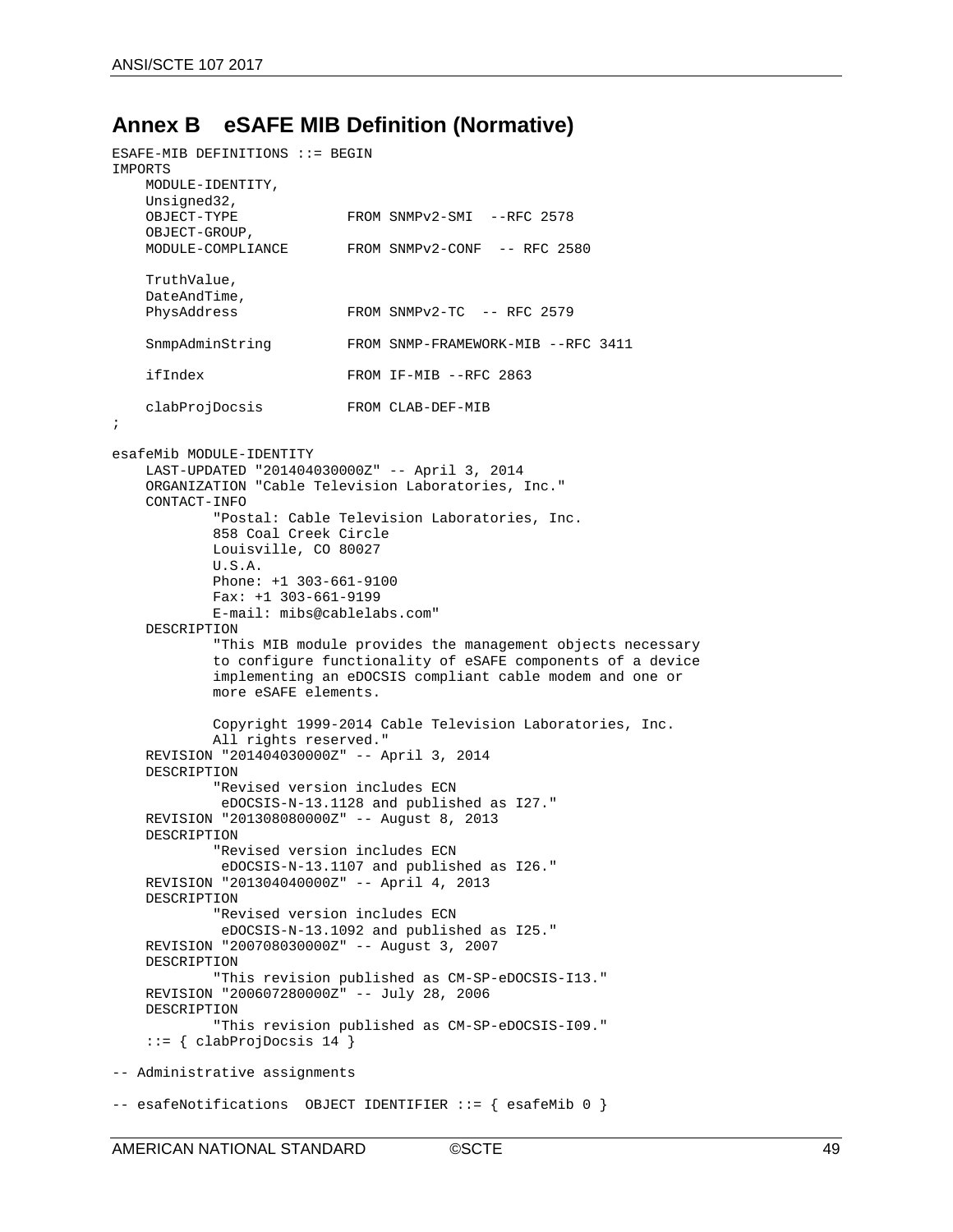# Annex B eSAFE MIB Definition (Normative)

```
ESAFE-MIB DEFINITIONS ::= BEGIN
IMPORTS
    MODULE-IDENTITY,
    Unsigned32,
    OBJECT-TYPE             FROM SNMPv2-SMI  --RFC 2578
    OBJECT-GROUP,
    MODULE-COMPLIANCE       FROM SNMPv2-CONF  -- RFC 2580

    TruthValue,
    DateAndTime,
    PhysAddress             FROM SNMPv2-TC  -- RFC 2579

    SnmpAdminString         FROM SNMP-FRAMEWORK-MIB --RFC 3411

    ifIndex                 FROM IF-MIB --RFC 2863

    clabProjDocsis          FROM CLAB-DEF-MIB
;

esafeMib MODULE-IDENTITY
    LAST-UPDATED "201404030000Z" -- April 3, 2014
    ORGANIZATION "Cable Television Laboratories, Inc."
    CONTACT-INFO
            "Postal: Cable Television Laboratories, Inc.
            858 Coal Creek Circle
            Louisville, CO 80027
            U.S.A.
            Phone: +1 303-661-9100
            Fax: +1 303-661-9199
            E-mail: mibs@cablelabs.com"
    DESCRIPTION
            "This MIB module provides the management objects necessary
            to configure functionality of eSAFE components of a device
            implementing an eDOCSIS compliant cable modem and one or
            more eSAFE elements.

            Copyright 1999-2014 Cable Television Laboratories, Inc.
            All rights reserved."
    REVISION "201404030000Z" -- April 3, 2014
    DESCRIPTION
            "Revised version includes ECN
             eDOCSIS-N-13.1128 and published as I27."
    REVISION "201308080000Z" -- August 8, 2013
    DESCRIPTION
            "Revised version includes ECN
             eDOCSIS-N-13.1107 and published as I26."
    REVISION "201304040000Z" -- April 4, 2013
    DESCRIPTION
            "Revised version includes ECN
             eDOCSIS-N-13.1092 and published as I25."
    REVISION "200708030000Z" -- August 3, 2007
    DESCRIPTION
            "This revision published as CM-SP-eDOCSIS-I13."
    REVISION "200607280000Z" -- July 28, 2006
    DESCRIPTION
            "This revision published as CM-SP-eDOCSIS-I09."
    ::= { clabProjDocsis 14 }

-- Administrative assignments

-- esafeNotifications  OBJECT IDENTIFIER ::= { esafeMib 0 }
```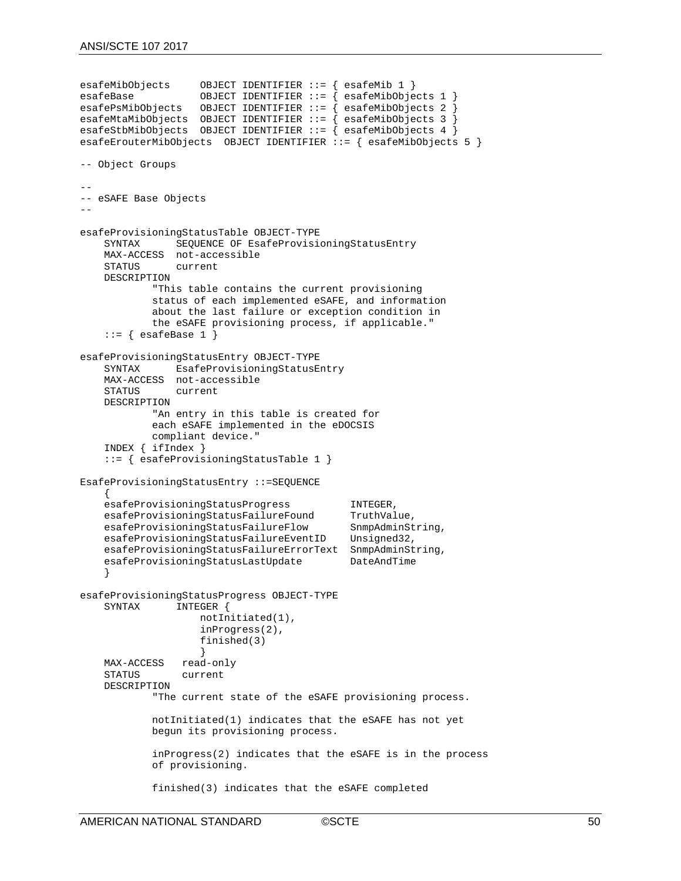```
esafeMibObjects     OBJECT IDENTIFIER ::= { esafeMib 1 }
esafeBase           OBJECT IDENTIFIER ::= { esafeMibObjects 1 }
esafePsMibObjects   OBJECT IDENTIFIER ::= { esafeMibObjects 2 }
esafeMtaMibObjects  OBJECT IDENTIFIER ::= { esafeMibObjects 3 }
esafeStbMibObjects  OBJECT IDENTIFIER ::= { esafeMibObjects 4 }
esafeErouterMibObjects  OBJECT IDENTIFIER ::= { esafeMibObjects 5 }

-- Object Groups

--
-- eSAFE Base Objects
--

esafeProvisioningStatusTable OBJECT-TYPE
    SYNTAX      SEQUENCE OF EsafeProvisioningStatusEntry
    MAX-ACCESS  not-accessible
    STATUS      current
    DESCRIPTION
            "This table contains the current provisioning
            status of each implemented eSAFE, and information
            about the last failure or exception condition in
            the eSAFE provisioning process, if applicable."
    ::= { esafeBase 1 }

esafeProvisioningStatusEntry OBJECT-TYPE
    SYNTAX      EsafeProvisioningStatusEntry
    MAX-ACCESS  not-accessible
    STATUS      current
    DESCRIPTION
            "An entry in this table is created for
            each eSAFE implemented in the eDOCSIS
            compliant device."
    INDEX { ifIndex }
    ::= { esafeProvisioningStatusTable 1 }

EsafeProvisioningStatusEntry ::=SEQUENCE
    {
    esafeProvisioningStatusProgress          INTEGER,
    esafeProvisioningStatusFailureFound      TruthValue,
    esafeProvisioningStatusFailureFlow       SnmpAdminString,
    esafeProvisioningStatusFailureEventID    Unsigned32,
    esafeProvisioningStatusFailureErrorText  SnmpAdminString,
    esafeProvisioningStatusLastUpdate        DateAndTime
    }

esafeProvisioningStatusProgress OBJECT-TYPE
    SYNTAX      INTEGER {
                    notInitiated(1),
                    inProgress(2),
                    finished(3)
                    }
    MAX-ACCESS   read-only
    STATUS       current
    DESCRIPTION
            "The current state of the eSAFE provisioning process.

            notInitiated(1) indicates that the eSAFE has not yet
            begun its provisioning process.

            inProgress(2) indicates that the eSAFE is in the process
            of provisioning.

            finished(3) indicates that the eSAFE completed
```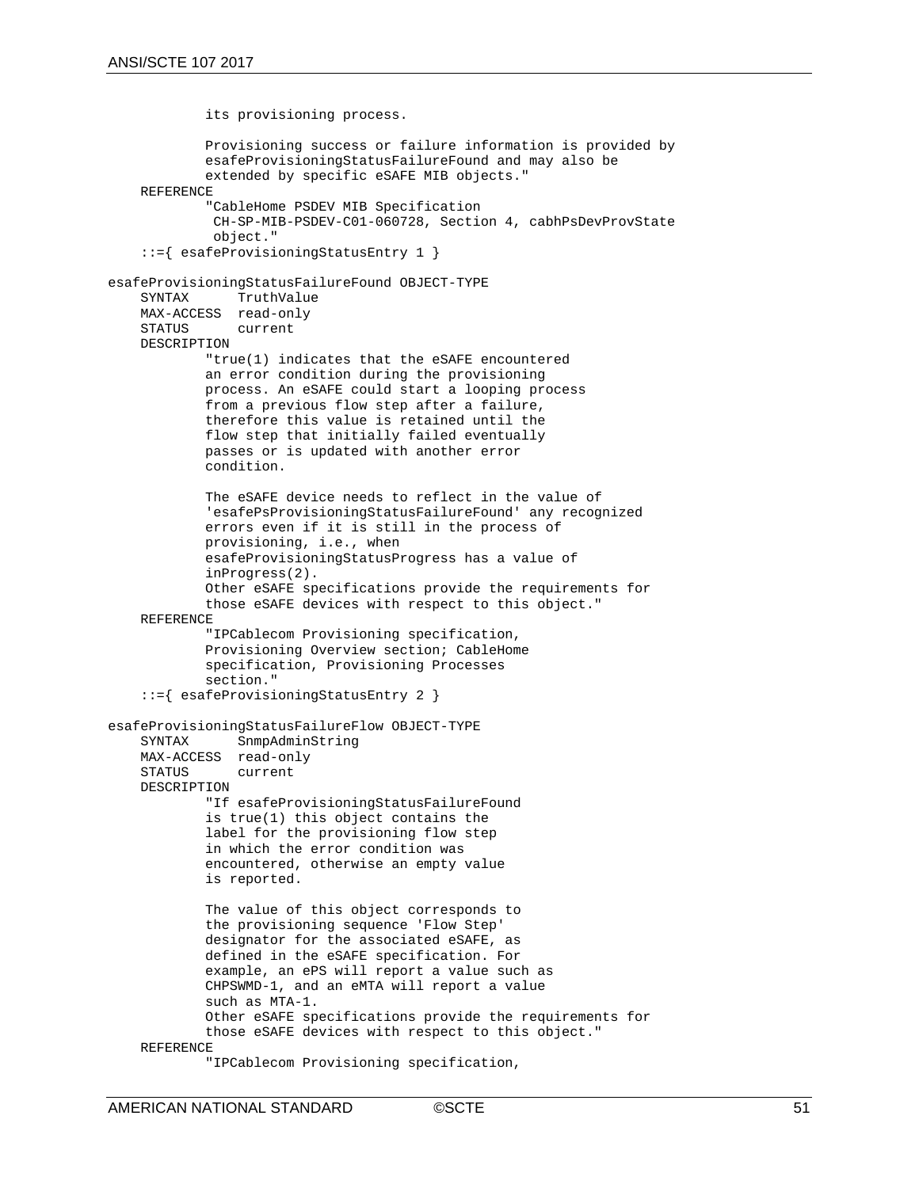```
            its provisioning process.

            Provisioning success or failure information is provided by
            esafeProvisioningStatusFailureFound and may also be
            extended by specific eSAFE MIB objects."
    REFERENCE
            "CableHome PSDEV MIB Specification
             CH-SP-MIB-PSDEV-C01-060728, Section 4, cabhPsDevProvState
             object."
    ::={ esafeProvisioningStatusEntry 1 }

esafeProvisioningStatusFailureFound OBJECT-TYPE
    SYNTAX      TruthValue
    MAX-ACCESS  read-only
    STATUS      current
    DESCRIPTION
            "true(1) indicates that the eSAFE encountered
            an error condition during the provisioning
            process. An eSAFE could start a looping process
            from a previous flow step after a failure,
            therefore this value is retained until the
            flow step that initially failed eventually
            passes or is updated with another error
            condition.

            The eSAFE device needs to reflect in the value of
            'esafePsProvisioningStatusFailureFound' any recognized
            errors even if it is still in the process of
            provisioning, i.e., when
            esafeProvisioningStatusProgress has a value of
            inProgress(2).
            Other eSAFE specifications provide the requirements for
            those eSAFE devices with respect to this object."
    REFERENCE
            "IPCablecom Provisioning specification,
            Provisioning Overview section; CableHome
            specification, Provisioning Processes
            section."
    ::={ esafeProvisioningStatusEntry 2 }

esafeProvisioningStatusFailureFlow OBJECT-TYPE
    SYNTAX      SnmpAdminString
    MAX-ACCESS  read-only
    STATUS      current
    DESCRIPTION
            "If esafeProvisioningStatusFailureFound
            is true(1) this object contains the
            label for the provisioning flow step
            in which the error condition was
            encountered, otherwise an empty value
            is reported.

            The value of this object corresponds to
            the provisioning sequence 'Flow Step'
            designator for the associated eSAFE, as
            defined in the eSAFE specification. For
            example, an ePS will report a value such as
            CHPSWMD-1, and an eMTA will report a value
            such as MTA-1.
            Other eSAFE specifications provide the requirements for
            those eSAFE devices with respect to this object."
    REFERENCE
            "IPCablecom Provisioning specification,
```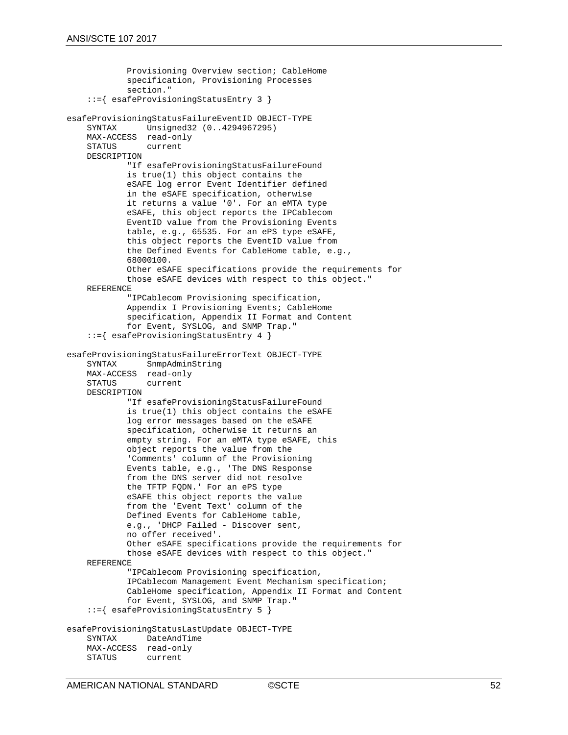```
            Provisioning Overview section; CableHome
            specification, Provisioning Processes
            section."
    ::={ esafeProvisioningStatusEntry 3 }

esafeProvisioningStatusFailureEventID OBJECT-TYPE
    SYNTAX      Unsigned32 (0..4294967295)
    MAX-ACCESS  read-only
    STATUS      current
    DESCRIPTION
            "If esafeProvisioningStatusFailureFound
            is true(1) this object contains the
            eSAFE log error Event Identifier defined
            in the eSAFE specification, otherwise
            it returns a value '0'. For an eMTA type
            eSAFE, this object reports the IPCablecom
            EventID value from the Provisioning Events
            table, e.g., 65535. For an ePS type eSAFE,
            this object reports the EventID value from
            the Defined Events for CableHome table, e.g.,
            68000100.
            Other eSAFE specifications provide the requirements for
            those eSAFE devices with respect to this object."
    REFERENCE
            "IPCablecom Provisioning specification,
            Appendix I Provisioning Events; CableHome
            specification, Appendix II Format and Content
            for Event, SYSLOG, and SNMP Trap."
    ::={ esafeProvisioningStatusEntry 4 }

esafeProvisioningStatusFailureErrorText OBJECT-TYPE
    SYNTAX      SnmpAdminString
    MAX-ACCESS  read-only
    STATUS      current
    DESCRIPTION
            "If esafeProvisioningStatusFailureFound
            is true(1) this object contains the eSAFE
            log error messages based on the eSAFE
            specification, otherwise it returns an
            empty string. For an eMTA type eSAFE, this
            object reports the value from the
            'Comments' column of the Provisioning
            Events table, e.g., 'The DNS Response
            from the DNS server did not resolve
            the TFTP FQDN.' For an ePS type
            eSAFE this object reports the value
            from the 'Event Text' column of the
            Defined Events for CableHome table,
            e.g., 'DHCP Failed - Discover sent,
            no offer received'.
            Other eSAFE specifications provide the requirements for
            those eSAFE devices with respect to this object."
    REFERENCE
            "IPCablecom Provisioning specification,
            IPCablecom Management Event Mechanism specification;
            CableHome specification, Appendix II Format and Content
            for Event, SYSLOG, and SNMP Trap."
    ::={ esafeProvisioningStatusEntry 5 }

esafeProvisioningStatusLastUpdate OBJECT-TYPE
    SYNTAX      DateAndTime
    MAX-ACCESS  read-only
    STATUS      current
```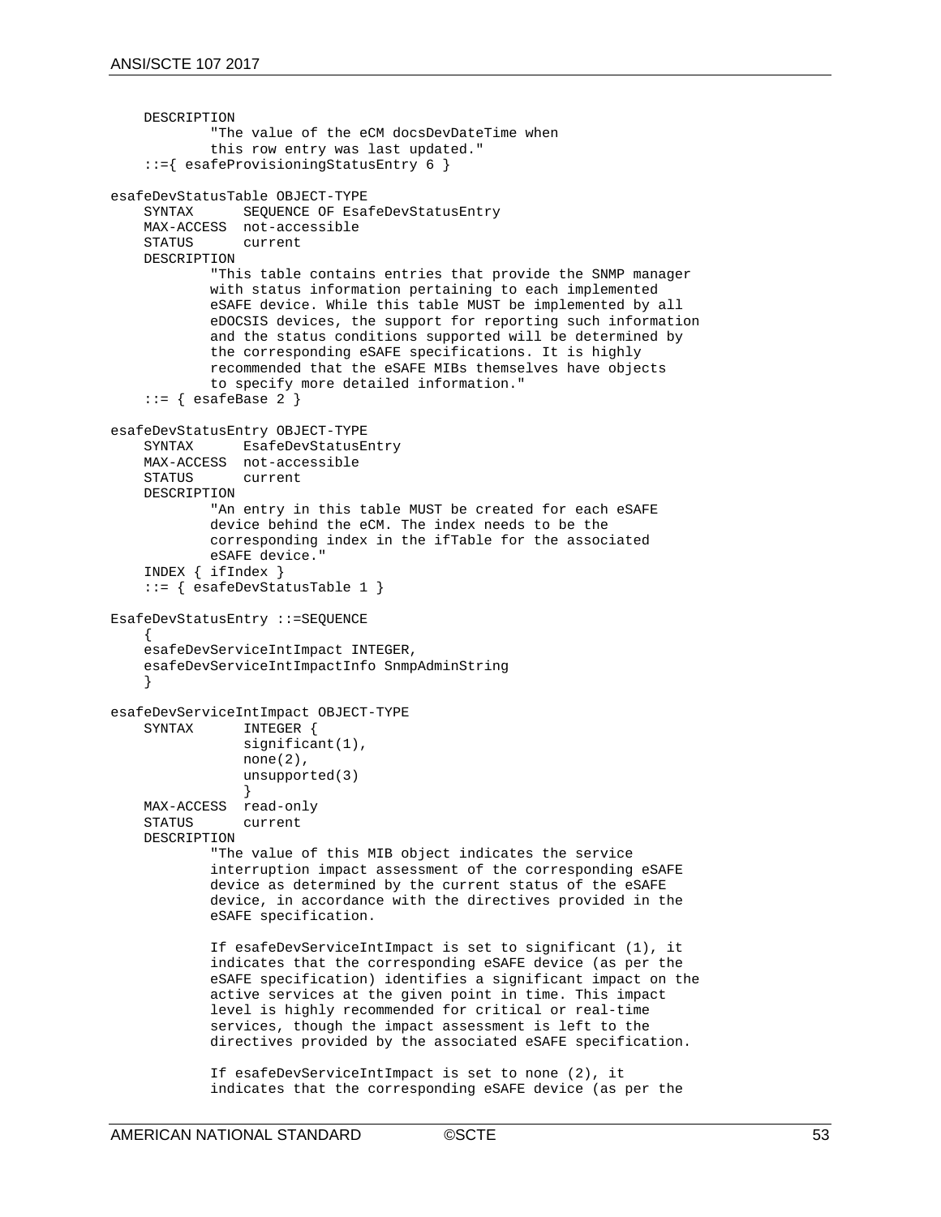```
    DESCRIPTION
            "The value of the eCM docsDevDateTime when
            this row entry was last updated."
    ::={ esafeProvisioningStatusEntry 6 }

esafeDevStatusTable OBJECT-TYPE
    SYNTAX      SEQUENCE OF EsafeDevStatusEntry
    MAX-ACCESS  not-accessible
    STATUS      current
    DESCRIPTION
            "This table contains entries that provide the SNMP manager
            with status information pertaining to each implemented
            eSAFE device. While this table MUST be implemented by all
            eDOCSIS devices, the support for reporting such information
            and the status conditions supported will be determined by
            the corresponding eSAFE specifications. It is highly
            recommended that the eSAFE MIBs themselves have objects
            to specify more detailed information."
    ::= { esafeBase 2 }

esafeDevStatusEntry OBJECT-TYPE
    SYNTAX      EsafeDevStatusEntry
    MAX-ACCESS  not-accessible
    STATUS      current
    DESCRIPTION
            "An entry in this table MUST be created for each eSAFE
            device behind the eCM. The index needs to be the
            corresponding index in the ifTable for the associated
            eSAFE device."
    INDEX { ifIndex }
    ::= { esafeDevStatusTable 1 }

EsafeDevStatusEntry ::=SEQUENCE
    {
    esafeDevServiceIntImpact INTEGER,
    esafeDevServiceIntImpactInfo SnmpAdminString
    }

esafeDevServiceIntImpact OBJECT-TYPE
    SYNTAX      INTEGER {
                significant(1),
                none(2),
                unsupported(3)
                }
    MAX-ACCESS  read-only
    STATUS      current
    DESCRIPTION
            "The value of this MIB object indicates the service
            interruption impact assessment of the corresponding eSAFE
            device as determined by the current status of the eSAFE
            device, in accordance with the directives provided in the
            eSAFE specification.

            If esafeDevServiceIntImpact is set to significant (1), it
            indicates that the corresponding eSAFE device (as per the
            eSAFE specification) identifies a significant impact on the
            active services at the given point in time. This impact
            level is highly recommended for critical or real-time
            services, though the impact assessment is left to the
            directives provided by the associated eSAFE specification.

            If esafeDevServiceIntImpact is set to none (2), it
            indicates that the corresponding eSAFE device (as per the
```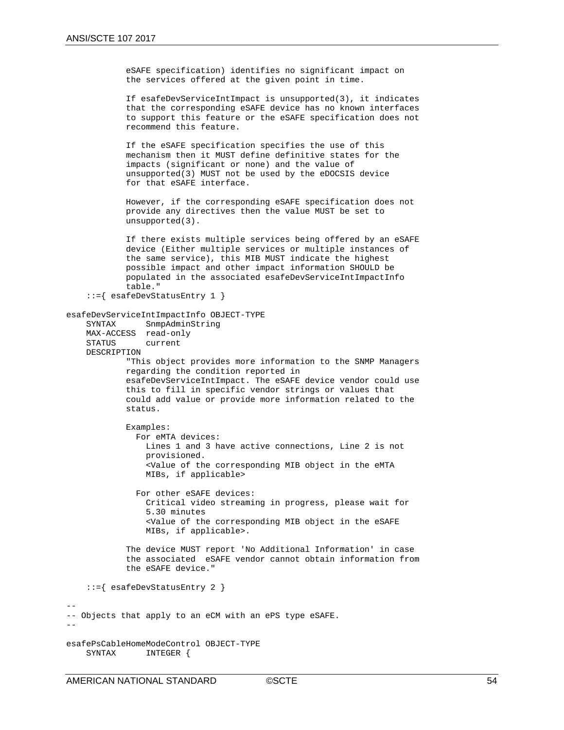```
            eSAFE specification) identifies no significant impact on
            the services offered at the given point in time.

            If esafeDevServiceIntImpact is unsupported(3), it indicates
            that the corresponding eSAFE device has no known interfaces
            to support this feature or the eSAFE specification does not
            recommend this feature.

            If the eSAFE specification specifies the use of this
            mechanism then it MUST define definitive states for the
            impacts (significant or none) and the value of
            unsupported(3) MUST not be used by the eDOCSIS device
            for that eSAFE interface.

            However, if the corresponding eSAFE specification does not
            provide any directives then the value MUST be set to
            unsupported(3).

            If there exists multiple services being offered by an eSAFE
            device (Either multiple services or multiple instances of
            the same service), this MIB MUST indicate the highest
            possible impact and other impact information SHOULD be
            populated in the associated esafeDevServiceIntImpactInfo
            table."
    ::={ esafeDevStatusEntry 1 }

esafeDevServiceIntImpactInfo OBJECT-TYPE
    SYNTAX      SnmpAdminString
    MAX-ACCESS  read-only
    STATUS      current
    DESCRIPTION
            "This object provides more information to the SNMP Managers
            regarding the condition reported in
            esafeDevServiceIntImpact. The eSAFE device vendor could use
            this to fill in specific vendor strings or values that
            could add value or provide more information related to the
            status.

            Examples:
              For eMTA devices:
                Lines 1 and 3 have active connections, Line 2 is not
                provisioned.
                <Value of the corresponding MIB object in the eMTA
                MIBs, if applicable>

              For other eSAFE devices:
                Critical video streaming in progress, please wait for
                5.30 minutes
                <Value of the corresponding MIB object in the eSAFE
                MIBs, if applicable>.

            The device MUST report 'No Additional Information' in case
            the associated  eSAFE vendor cannot obtain information from
            the eSAFE device."

    ::={ esafeDevStatusEntry 2 }

--
-- Objects that apply to an eCM with an ePS type eSAFE.
--

esafePsCableHomeModeControl OBJECT-TYPE
    SYNTAX      INTEGER {
```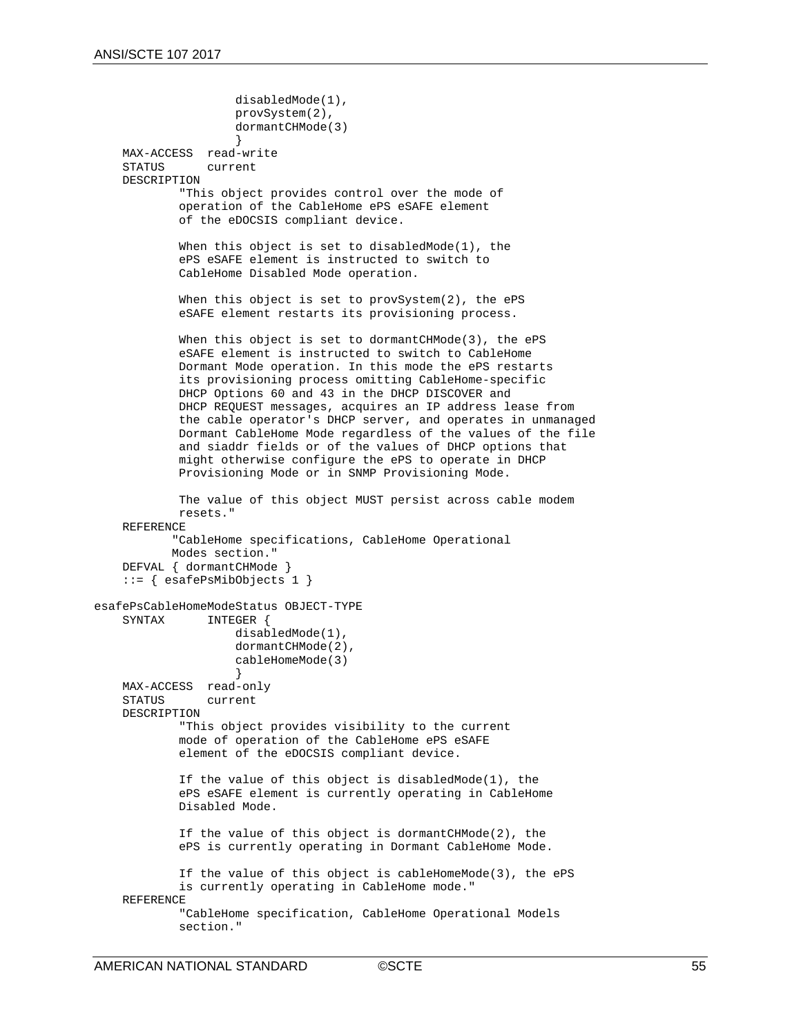```
                    disabledMode(1),
                    provSystem(2),
                    dormantCHMode(3)
                    }
    MAX-ACCESS  read-write
    STATUS      current
    DESCRIPTION
            "This object provides control over the mode of
            operation of the CableHome ePS eSAFE element
            of the eDOCSIS compliant device.

            When this object is set to disabledMode(1), the
            ePS eSAFE element is instructed to switch to
            CableHome Disabled Mode operation.

            When this object is set to provSystem(2), the ePS
            eSAFE element restarts its provisioning process.

            When this object is set to dormantCHMode(3), the ePS
            eSAFE element is instructed to switch to CableHome
            Dormant Mode operation. In this mode the ePS restarts
            its provisioning process omitting CableHome-specific
            DHCP Options 60 and 43 in the DHCP DISCOVER and
            DHCP REQUEST messages, acquires an IP address lease from
            the cable operator's DHCP server, and operates in unmanaged
            Dormant CableHome Mode regardless of the values of the file
            and siaddr fields or of the values of DHCP options that
            might otherwise configure the ePS to operate in DHCP
            Provisioning Mode or in SNMP Provisioning Mode.

            The value of this object MUST persist across cable modem
            resets."
    REFERENCE
           "CableHome specifications, CableHome Operational
           Modes section."
    DEFVAL { dormantCHMode }
    ::= { esafePsMibObjects 1 }

esafePsCableHomeModeStatus OBJECT-TYPE
    SYNTAX      INTEGER {
                    disabledMode(1),
                    dormantCHMode(2),
                    cableHomeMode(3)
                    }
    MAX-ACCESS  read-only
    STATUS      current
    DESCRIPTION
            "This object provides visibility to the current
            mode of operation of the CableHome ePS eSAFE
            element of the eDOCSIS compliant device.

            If the value of this object is disabledMode(1), the
            ePS eSAFE element is currently operating in CableHome
            Disabled Mode.

            If the value of this object is dormantCHMode(2), the
            ePS is currently operating in Dormant CableHome Mode.

            If the value of this object is cableHomeMode(3), the ePS
            is currently operating in CableHome mode."
    REFERENCE
            "CableHome specification, CableHome Operational Models
            section."
```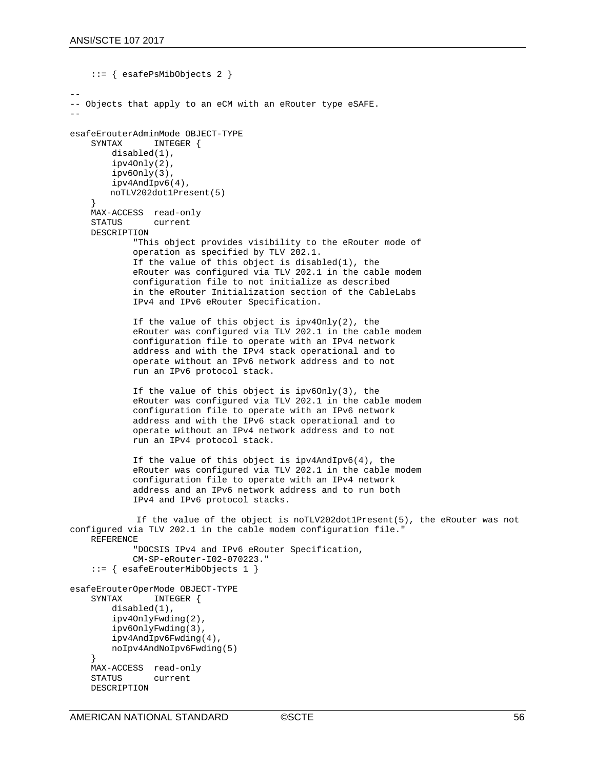```
    ::= { esafePsMibObjects 2 }

--
-- Objects that apply to an eCM with an eRouter type eSAFE.
--

esafeErouterAdminMode OBJECT-TYPE
    SYNTAX      INTEGER {
        disabled(1),
        ipv4Only(2),
        ipv6Only(3),
        ipv4AndIpv6(4),
        noTLV202dot1Present(5)
    }
    MAX-ACCESS  read-only
    STATUS      current
    DESCRIPTION
            "This object provides visibility to the eRouter mode of
            operation as specified by TLV 202.1.
            If the value of this object is disabled(1), the
            eRouter was configured via TLV 202.1 in the cable modem
            configuration file to not initialize as described
            in the eRouter Initialization section of the CableLabs
            IPv4 and IPv6 eRouter Specification.

            If the value of this object is ipv4Only(2), the
            eRouter was configured via TLV 202.1 in the cable modem
            configuration file to operate with an IPv4 network
            address and with the IPv4 stack operational and to
            operate without an IPv6 network address and to not
            run an IPv6 protocol stack.

            If the value of this object is ipv6Only(3), the
            eRouter was configured via TLV 202.1 in the cable modem
            configuration file to operate with an IPv6 network
            address and with the IPv6 stack operational and to
            operate without an IPv4 network address and to not
            run an IPv4 protocol stack.

            If the value of this object is ipv4AndIpv6(4), the
            eRouter was configured via TLV 202.1 in the cable modem
            configuration file to operate with an IPv4 network
            address and an IPv6 network address and to run both
            IPv4 and IPv6 protocol stacks.

             If the value of the object is noTLV202dot1Present(5), the eRouter was not
configured via TLV 202.1 in the cable modem configuration file."
    REFERENCE
            "DOCSIS IPv4 and IPv6 eRouter Specification,
            CM-SP-eRouter-I02-070223."
    ::= { esafeErouterMibObjects 1 }

esafeErouterOperMode OBJECT-TYPE
    SYNTAX      INTEGER {
        disabled(1),
        ipv4OnlyFwding(2),
        ipv6OnlyFwding(3),
        ipv4AndIpv6Fwding(4),
        noIpv4AndNoIpv6Fwding(5)
    }
    MAX-ACCESS  read-only
    STATUS      current
    DESCRIPTION
```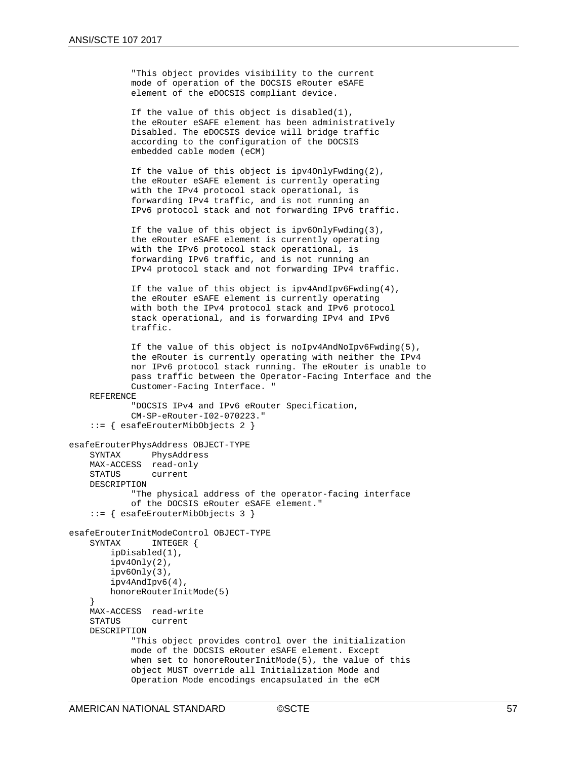```
            "This object provides visibility to the current
            mode of operation of the DOCSIS eRouter eSAFE
            element of the eDOCSIS compliant device.

            If the value of this object is disabled(1),
            the eRouter eSAFE element has been administratively
            Disabled. The eDOCSIS device will bridge traffic
            according to the configuration of the DOCSIS
            embedded cable modem (eCM)

            If the value of this object is ipv4OnlyFwding(2),
            the eRouter eSAFE element is currently operating
            with the IPv4 protocol stack operational, is
            forwarding IPv4 traffic, and is not running an
            IPv6 protocol stack and not forwarding IPv6 traffic.

            If the value of this object is ipv6OnlyFwding(3),
            the eRouter eSAFE element is currently operating
            with the IPv6 protocol stack operational, is
            forwarding IPv6 traffic, and is not running an
            IPv4 protocol stack and not forwarding IPv4 traffic.

            If the value of this object is ipv4AndIpv6Fwding(4),
            the eRouter eSAFE element is currently operating
            with both the IPv4 protocol stack and IPv6 protocol
            stack operational, and is forwarding IPv4 and IPv6
            traffic.

            If the value of this object is noIpv4AndNoIpv6Fwding(5),
            the eRouter is currently operating with neither the IPv4
            nor IPv6 protocol stack running. The eRouter is unable to
            pass traffic between the Operator-Facing Interface and the
            Customer-Facing Interface. "
    REFERENCE
            "DOCSIS IPv4 and IPv6 eRouter Specification,
            CM-SP-eRouter-I02-070223."
    ::= { esafeErouterMibObjects 2 }

esafeErouterPhysAddress OBJECT-TYPE
    SYNTAX      PhysAddress
    MAX-ACCESS  read-only
    STATUS      current
    DESCRIPTION
            "The physical address of the operator-facing interface
            of the DOCSIS eRouter eSAFE element."
    ::= { esafeErouterMibObjects 3 }

esafeErouterInitModeControl OBJECT-TYPE
    SYNTAX      INTEGER {
        ipDisabled(1),
        ipv4Only(2),
        ipv6Only(3),
        ipv4AndIpv6(4),
        honoreRouterInitMode(5)
    }
    MAX-ACCESS  read-write
    STATUS      current
    DESCRIPTION
            "This object provides control over the initialization
            mode of the DOCSIS eRouter eSAFE element. Except
            when set to honoreRouterInitMode(5), the value of this
            object MUST override all Initialization Mode and
            Operation Mode encodings encapsulated in the eCM
```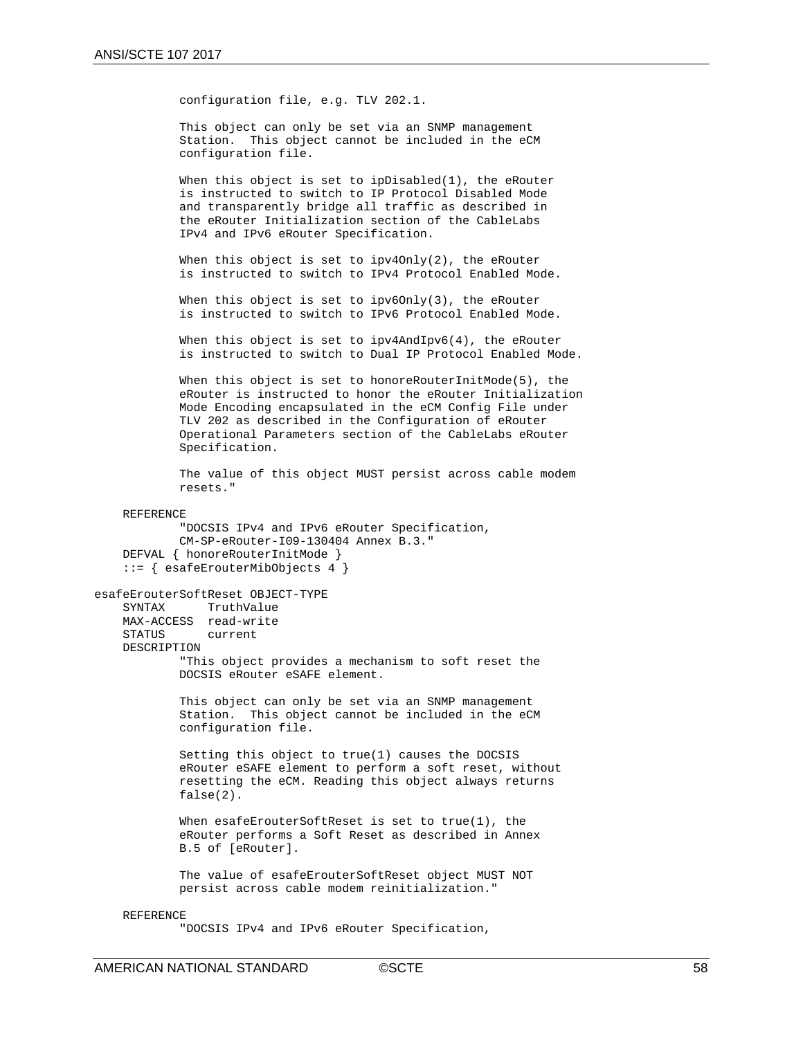```
            configuration file, e.g. TLV 202.1.

            This object can only be set via an SNMP management
            Station.  This object cannot be included in the eCM
            configuration file.

            When this object is set to ipDisabled(1), the eRouter
            is instructed to switch to IP Protocol Disabled Mode
            and transparently bridge all traffic as described in
            the eRouter Initialization section of the CableLabs
            IPv4 and IPv6 eRouter Specification.

            When this object is set to ipv4Only(2), the eRouter
            is instructed to switch to IPv4 Protocol Enabled Mode.

            When this object is set to ipv6Only(3), the eRouter
            is instructed to switch to IPv6 Protocol Enabled Mode.

            When this object is set to ipv4AndIpv6(4), the eRouter
            is instructed to switch to Dual IP Protocol Enabled Mode.

            When this object is set to honoreRouterInitMode(5), the
            eRouter is instructed to honor the eRouter Initialization
            Mode Encoding encapsulated in the eCM Config File under
            TLV 202 as described in the Configuration of eRouter
            Operational Parameters section of the CableLabs eRouter
            Specification.

            The value of this object MUST persist across cable modem
            resets."

    REFERENCE
            "DOCSIS IPv4 and IPv6 eRouter Specification,
            CM-SP-eRouter-I09-130404 Annex B.3."
    DEFVAL { honoreRouterInitMode }
    ::= { esafeErouterMibObjects 4 }

esafeErouterSoftReset OBJECT-TYPE
    SYNTAX      TruthValue
    MAX-ACCESS  read-write
    STATUS      current
    DESCRIPTION
            "This object provides a mechanism to soft reset the
            DOCSIS eRouter eSAFE element.

            This object can only be set via an SNMP management
            Station.  This object cannot be included in the eCM
            configuration file.

            Setting this object to true(1) causes the DOCSIS
            eRouter eSAFE element to perform a soft reset, without
            resetting the eCM. Reading this object always returns
            false(2).

            When esafeErouterSoftReset is set to true(1), the
            eRouter performs a Soft Reset as described in Annex
            B.5 of [eRouter].

            The value of esafeErouterSoftReset object MUST NOT
            persist across cable modem reinitialization."

    REFERENCE
            "DOCSIS IPv4 and IPv6 eRouter Specification,
```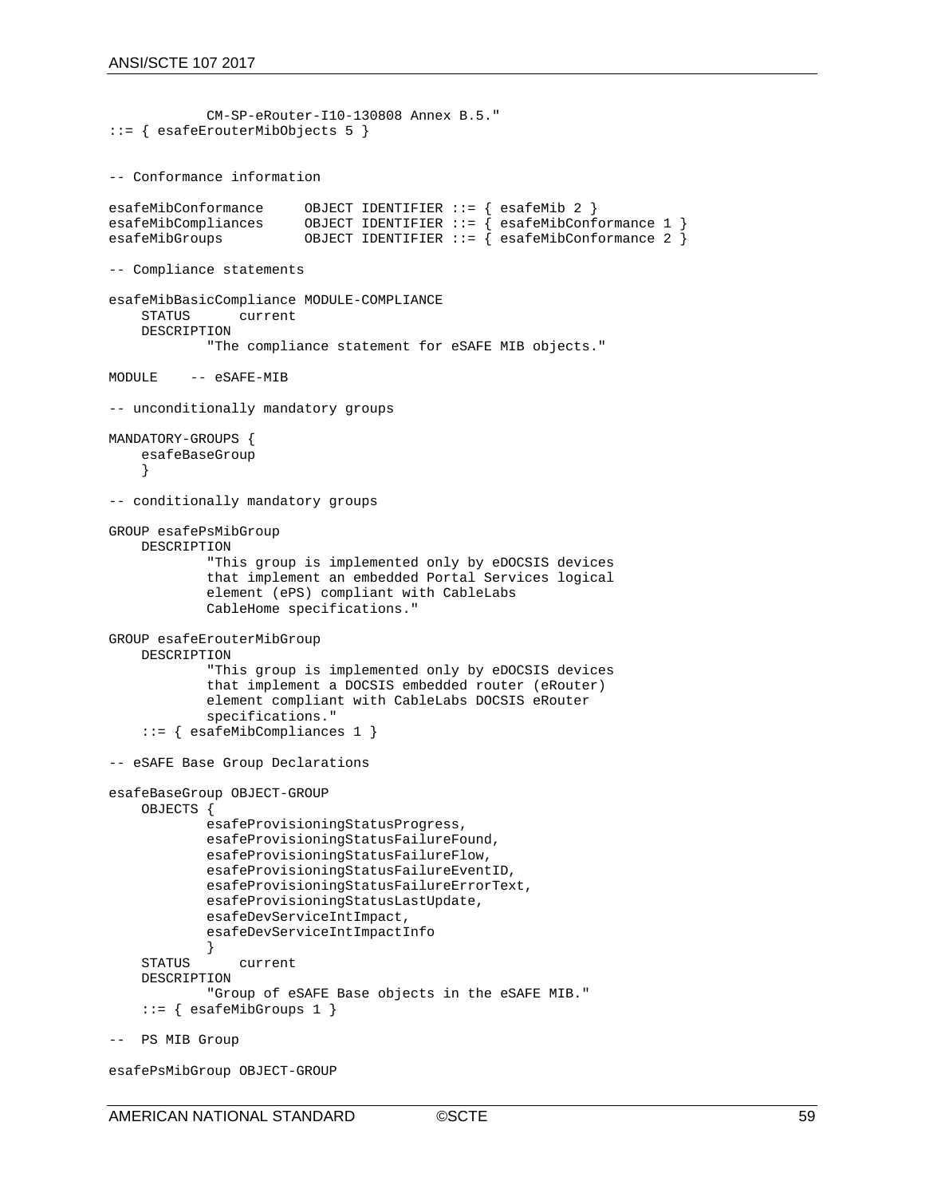```
            CM-SP-eRouter-I10-130808 Annex B.5."
::= { esafeErouterMibObjects 5 }


-- Conformance information

esafeMibConformance     OBJECT IDENTIFIER ::= { esafeMib 2 }
esafeMibCompliances     OBJECT IDENTIFIER ::= { esafeMibConformance 1 }
esafeMibGroups          OBJECT IDENTIFIER ::= { esafeMibConformance 2 }

-- Compliance statements

esafeMibBasicCompliance MODULE-COMPLIANCE
    STATUS      current
    DESCRIPTION
            "The compliance statement for eSAFE MIB objects."

MODULE    -- eSAFE-MIB

-- unconditionally mandatory groups

MANDATORY-GROUPS {
    esafeBaseGroup
    }

-- conditionally mandatory groups

GROUP esafePsMibGroup
    DESCRIPTION
            "This group is implemented only by eDOCSIS devices
            that implement an embedded Portal Services logical
            element (ePS) compliant with CableLabs
            CableHome specifications."

GROUP esafeErouterMibGroup
    DESCRIPTION
            "This group is implemented only by eDOCSIS devices
            that implement a DOCSIS embedded router (eRouter)
            element compliant with CableLabs DOCSIS eRouter
            specifications."
    ::= { esafeMibCompliances 1 }

-- eSAFE Base Group Declarations

esafeBaseGroup OBJECT-GROUP
    OBJECTS {
            esafeProvisioningStatusProgress,
            esafeProvisioningStatusFailureFound,
            esafeProvisioningStatusFailureFlow,
            esafeProvisioningStatusFailureEventID,
            esafeProvisioningStatusFailureErrorText,
            esafeProvisioningStatusLastUpdate,
            esafeDevServiceIntImpact,
            esafeDevServiceIntImpactInfo
            }
    STATUS      current
    DESCRIPTION
            "Group of eSAFE Base objects in the eSAFE MIB."
    ::= { esafeMibGroups 1 }

--  PS MIB Group

esafePsMibGroup OBJECT-GROUP
```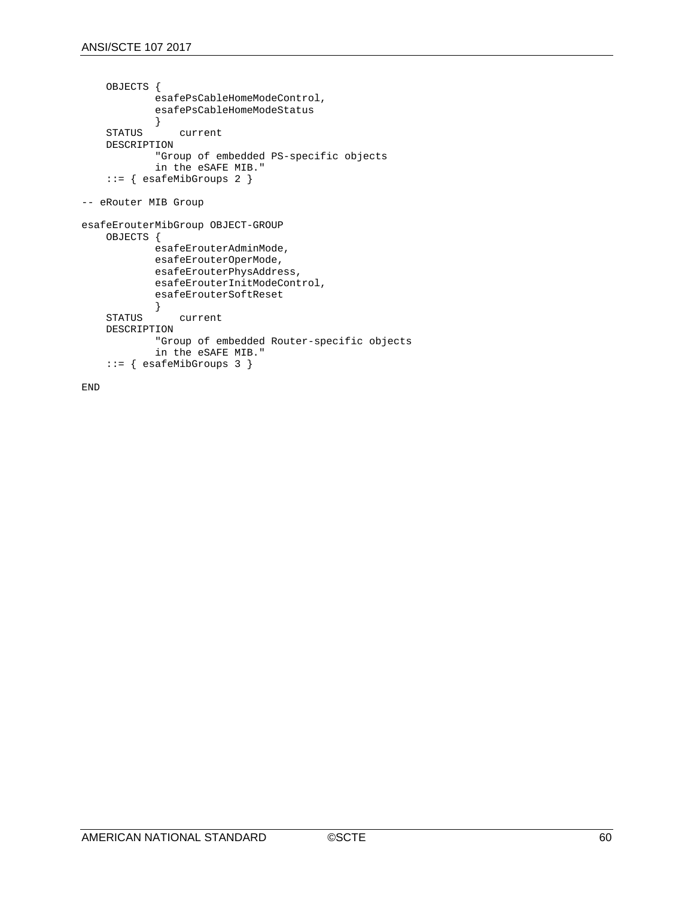```
    OBJECTS {
            esafePsCableHomeModeControl,
            esafePsCableHomeModeStatus
            }
    STATUS      current
    DESCRIPTION
            "Group of embedded PS-specific objects
            in the eSAFE MIB."
    ::= { esafeMibGroups 2 }

-- eRouter MIB Group

esafeErouterMibGroup OBJECT-GROUP
    OBJECTS {
            esafeErouterAdminMode,
            esafeErouterOperMode,
            esafeErouterPhysAddress,
            esafeErouterInitModeControl,
            esafeErouterSoftReset
            }
    STATUS      current
    DESCRIPTION
            "Group of embedded Router-specific objects
            in the eSAFE MIB."
    ::= { esafeMibGroups 3 }

END
```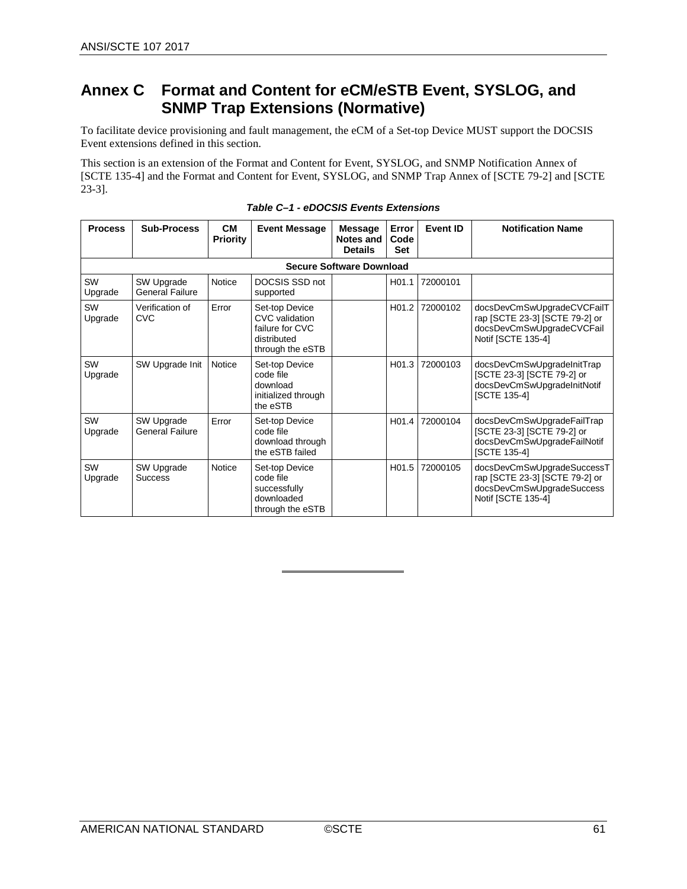# Annex C Format and Content for eCM/eSTB Event, SYSLOG, and SNMP Trap Extensions (Normative)

To facilitate device provisioning and fault management, the eCM of a Set-top Device MUST support the DOCSIS Event extensions defined in this section.

This section is an extension of the Format and Content for Event, SYSLOG, and SNMP Notification Annex of [SCTE 135-4] and the Format and Content for Event, SYSLOG, and SNMP Trap Annex of [SCTE 79-2] and [SCTE 23-3].

***Table C–1 - eDOCSIS Events Extensions***

| Process | Sub-Process | CM Priority | Event Message | Message Notes and Details | Error Code Set | Event ID | Notification Name |
|---|---|---|---|---|---|---|---|
| **Secure Software Download** | | | | | | | |
| SW Upgrade | SW Upgrade General Failure | Notice | DOCSIS SSD not supported | | H01.1 | 72000101 | |
| SW Upgrade | Verification of CVC | Error | Set-top Device CVC validation failure for CVC distributed through the eSTB | | H01.2 | 72000102 | docsDevCmSwUpgradeCVCFailTrap [SCTE 23-3] [SCTE 79-2] or docsDevCmSwUpgradeCVCFailNotif [SCTE 135-4] |
| SW Upgrade | SW Upgrade Init | Notice | Set-top Device code file download initialized through the eSTB | | H01.3 | 72000103 | docsDevCmSwUpgradeInitTrap [SCTE 23-3] [SCTE 79-2] or docsDevCmSwUpgradeInitNotif [SCTE 135-4] |
| SW Upgrade | SW Upgrade General Failure | Error | Set-top Device code file download through the eSTB failed | | H01.4 | 72000104 | docsDevCmSwUpgradeFailTrap [SCTE 23-3] [SCTE 79-2] or docsDevCmSwUpgradeFailNotif [SCTE 135-4] |
| SW Upgrade | SW Upgrade Success | Notice | Set-top Device code file successfully downloaded through the eSTB | | H01.5 | 72000105 | docsDevCmSwUpgradeSuccessTrap [SCTE 23-3] [SCTE 79-2] or docsDevCmSwUpgradeSuccessNotif [SCTE 135-4] |